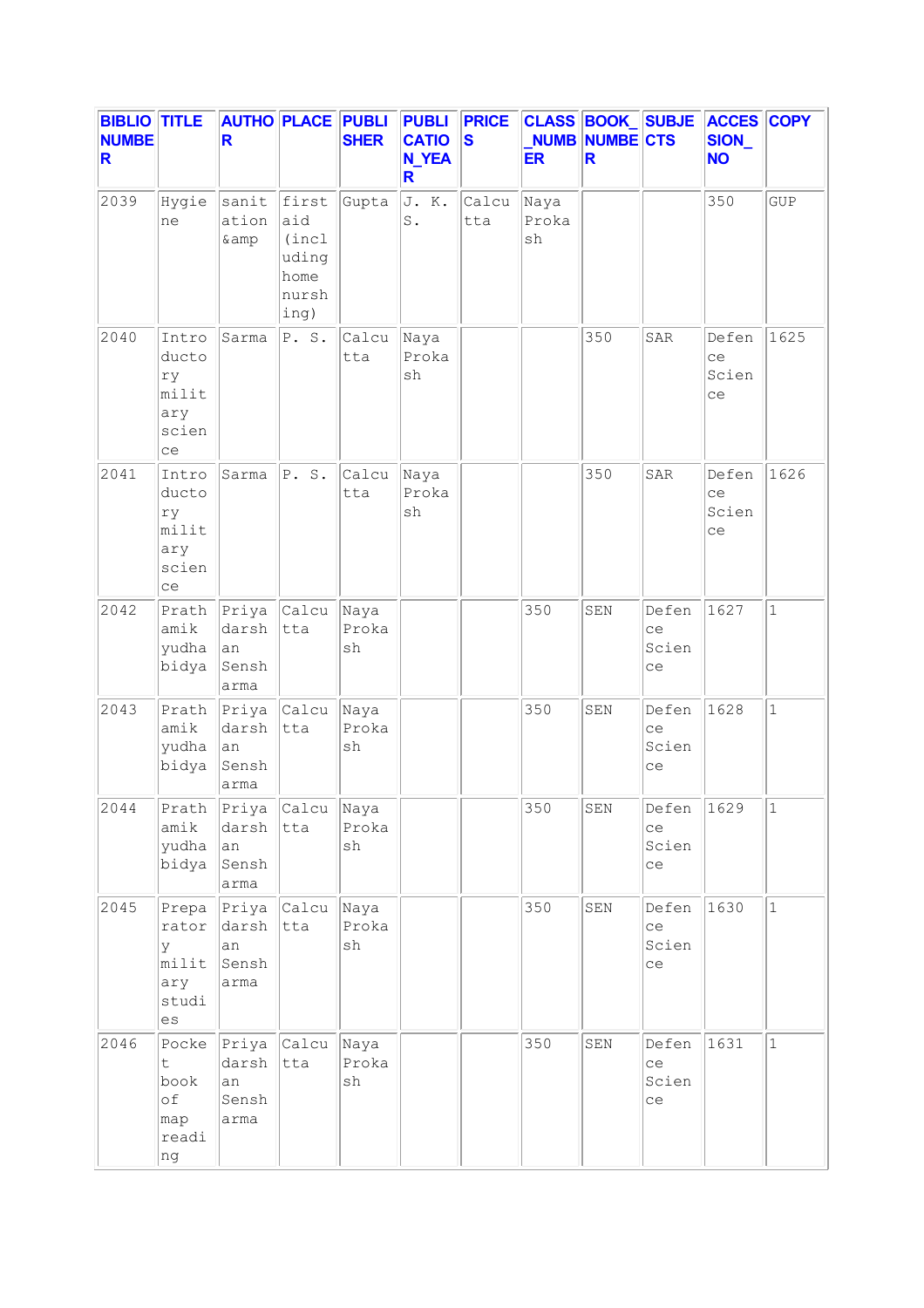| BIBLIO NUMBER | TITLE | AUTHOR | PLACE | PUBLISHER | PUBLICATION_YEAR | PRICES | CLASS_NUMBER | BOOK_NUMBER | SUBJECTS | ACCESSION_NO | COPY |
|---|---|---|---|---|---|---|---|---|---|---|---|
| 2039 | Hygiene | sanitation &amp | first aid (including home nursing) | Gupta | J. K. S. | Calcutta | Naya Prokash | | | 350 | GUP |
| 2040 | Introductory military science | Sarma | P. S. | Calcutta | Naya Prokash | | | 350 | SAR | Defence Science | 1625 |
| 2041 | Introductory military science | Sarma | P. S. | Calcutta | Naya Prokash | | | 350 | SAR | Defence Science | 1626 |
| 2042 | Prathamik yudha bidya | Priyadarshan Senshsarma | Calcutta | Naya Prokash | | | 350 | SEN | Defence Science | 1627 | 1 |
| 2043 | Prathamik yudha bidya | Priyadarshan Senshsarma | Calcutta | Naya Prokash | | | 350 | SEN | Defence Science | 1628 | 1 |
| 2044 | Prathamik yudha bidya | Priyadarshan Senshsarma | Calcutta | Naya Prokash | | | 350 | SEN | Defence Science | 1629 | 1 |
| 2045 | Preparatory military studies | Priyadarshan Senshsarma | Calcutta | Naya Prokash | | | 350 | SEN | Defence Science | 1630 | 1 |
| 2046 | Pocket book of map reading | Priyadarshan Senshsarma | Calcutta | Naya Prokash | | | 350 | SEN | Defence Science | 1631 | 1 |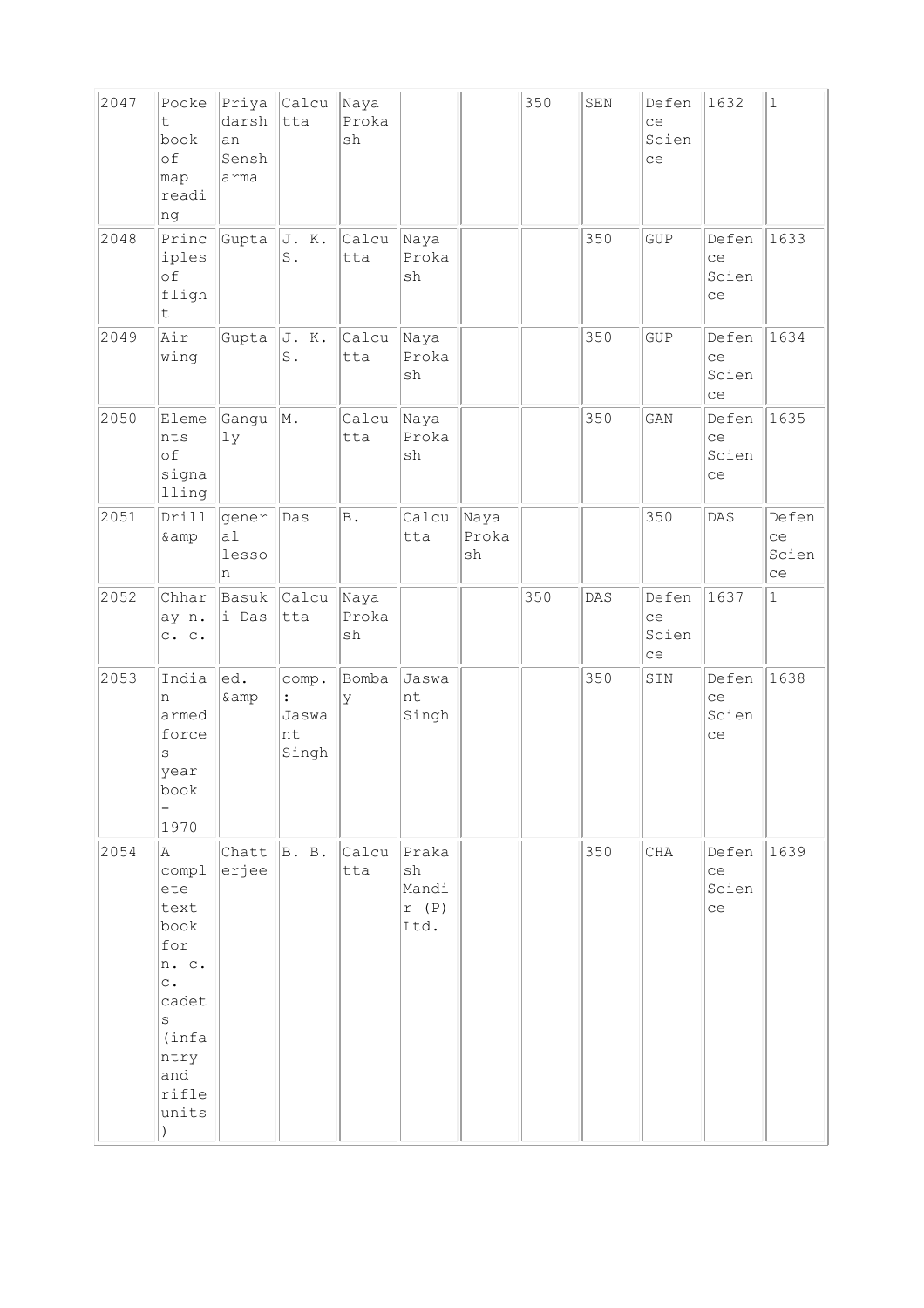| 2047 | Pocket book of map reading | Priyadarshan Senshara | Calcutta | Naya Prokash | | | 350 | SEN | Defence Science | 1632 | 1 |
|---|---|---|---|---|---|---|---|---|---|---|---|
| 2048 | Principles of flight | Gupta | J. K. S. | Calcutta | Naya Prokash | | | 350 | GUP | Defence Science | 1633 |
| 2049 | Air wing | Gupta | J. K. S. | Calcutta | Naya Prokash | | | 350 | GUP | Defence Science | 1634 |
| 2050 | Elements of signalling | Ganguly | M. | Calcutta | Naya Prokash | | | 350 | GAN | Defence Science | 1635 |
| 2051 | Drill &amp | general lesson | Das | B. | Calcutta | Naya Prokash | | | 350 | DAS | Defence Science |
| 2052 | Chharay n. c. c. | Basuki Das | Calcutta | Naya Prokash | | | 350 | DAS | Defence Science | 1637 | 1 |
| 2053 | Indian armed forces year book - 1970 | ed. &amp | comp. : Jaswant Singh | Bombay | Jaswant Singh | | | 350 | SIN | Defence Science | 1638 |
| 2054 | A complete text book for n. c. c. cadets (infantry and rifle units) | Chatterjee | B. B. | Calcutta | Prakash Mandir (P) Ltd. | | | 350 | CHA | Defence Science | 1639 |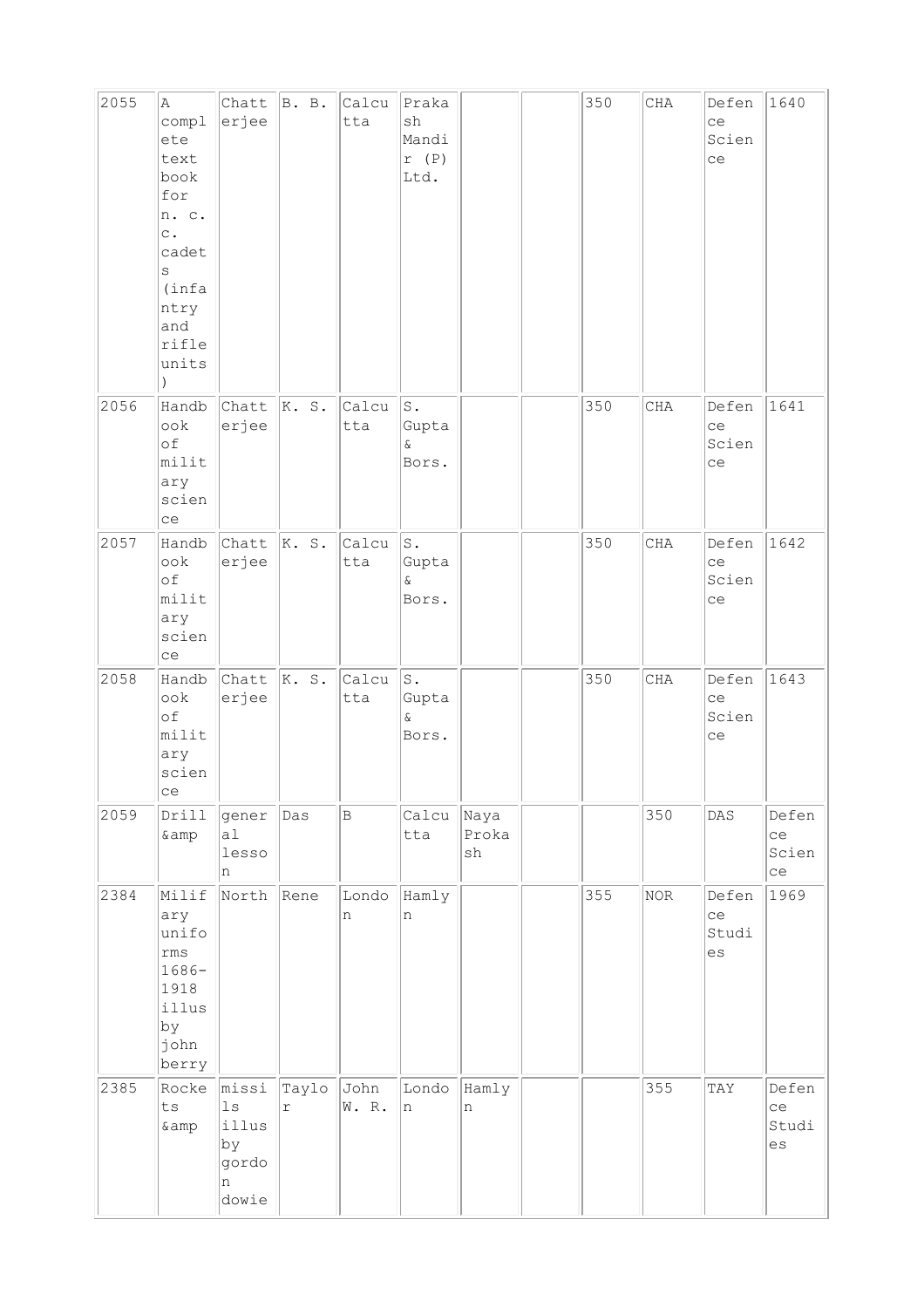| 2055 | A complete text book for n. c. c. cadets (infantry and rifle units) | Chatterjee | B. B. | Calcutta | Prakash Mandir (P) Ltd. | | | 350 | CHA | Defence Science | 1640 |
|---|---|---|---|---|---|---|---|---|---|---|---|
| 2056 | Handbook of military science | Chatterjee | K. S. | Calcutta | S. Gupta & Bors. | | | 350 | CHA | Defence Science | 1641 |
| 2057 | Handbook of military science | Chatterjee | K. S. | Calcutta | S. Gupta & Bors. | | | 350 | CHA | Defence Science | 1642 |
| 2058 | Handbook of military science | Chatterjee | K. S. | Calcutta | S. Gupta & Bors. | | | 350 | CHA | Defence Science | 1643 |
| 2059 | Drill &amp | general lesson | Das | B | Calcutta | Naya Prokash | | | 350 | DAS | Defence Science |
| 2384 | Milifary uniforms 1686-1918 illus by john berry | North | Rene | London | Hamlyn | | | 355 | NOR | Defence Studies | 1969 |
| 2385 | Rockets &amp | missils illus by gordon dowie | Taylor | John W. R. | London | Hamlyn | | | 355 | TAY | Defence Studies |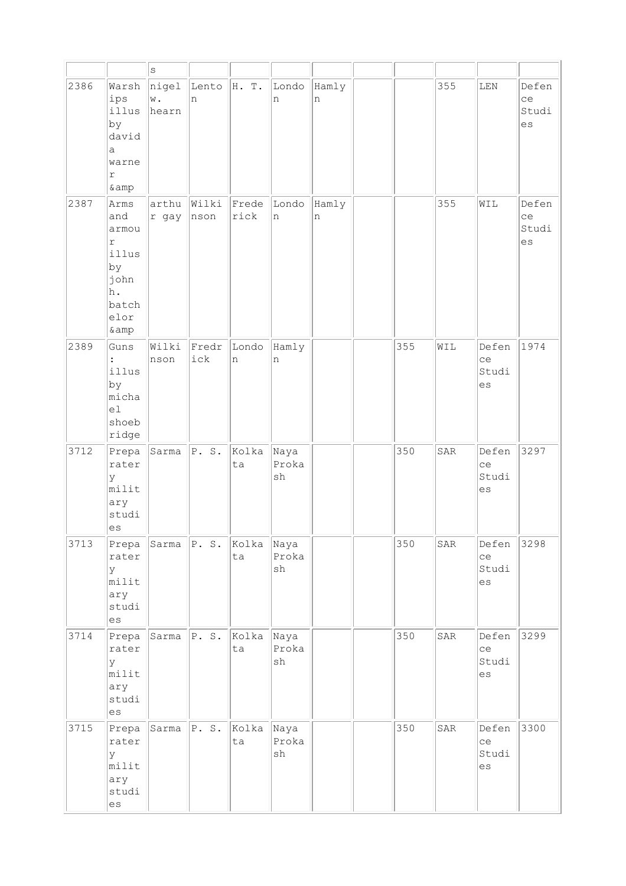| | | s | | | | | | | | | |
|---|---|---|---|---|---|---|---|---|---|---|---|
| 2386 | Warships illus by david a warner &amp | nigel w. hearn | Lenton | H. T. | London | Hamlyn | | | 355 | LEN | Defence Studies |
| 2387 | Arms and armour illus by john h. batchelor &amp | arthur gay | Wilkinson | Frederick | London | Hamlyn | | | 355 | WIL | Defence Studies |
| 2389 | Guns : illus by michael shoebridge | Wilkinson | Fredrick | London | Hamlyn | | | 355 | WIL | Defence Studies | 1974 |
| 3712 | Preparatery military studies | Sarma | P. S. | Kolkata | Naya Proka sh | | | 350 | SAR | Defence Studies | 3297 |
| 3713 | Preparatery military studies | Sarma | P. S. | Kolkata | Naya Proka sh | | | 350 | SAR | Defence Studies | 3298 |
| 3714 | Preparatery military studies | Sarma | P. S. | Kolkata | Naya Proka sh | | | 350 | SAR | Defence Studies | 3299 |
| 3715 | Preparatery military studies | Sarma | P. S. | Kolkata | Naya Proka sh | | | 350 | SAR | Defence Studies | 3300 |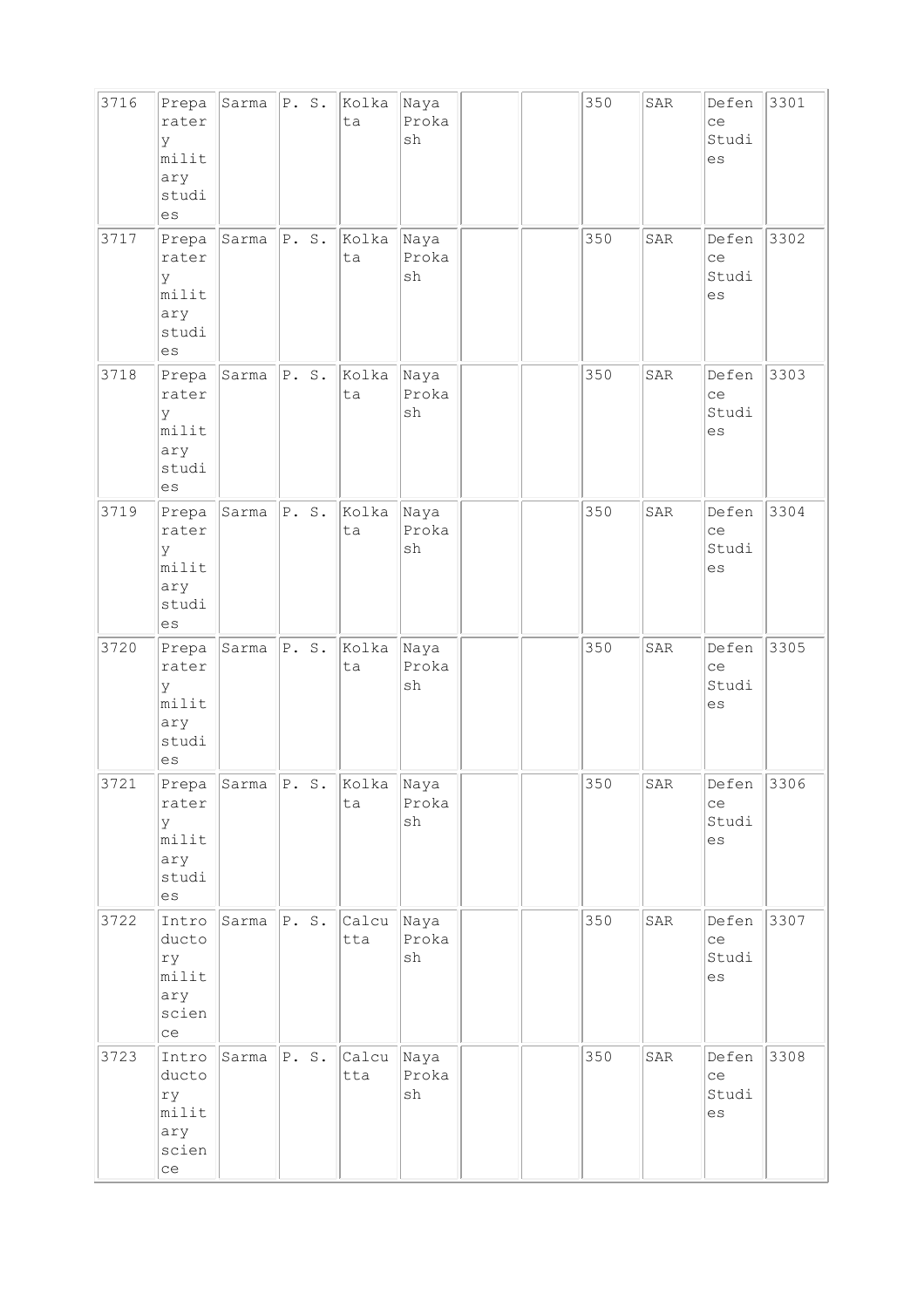| 3716 | Preparatery military studies | Sarma | P. S. | Kolkata | Naya Prokash | | | 350 | SAR | Defence Studies | 3301 |
|---|---|---|---|---|---|---|---|---|---|---|---|
| 3717 | Preparatery military studies | Sarma | P. S. | Kolkata | Naya Prokash | | | 350 | SAR | Defence Studies | 3302 |
| 3718 | Preparatery military studies | Sarma | P. S. | Kolkata | Naya Prokash | | | 350 | SAR | Defence Studies | 3303 |
| 3719 | Preparatery military studies | Sarma | P. S. | Kolkata | Naya Prokash | | | 350 | SAR | Defence Studies | 3304 |
| 3720 | Preparatery military studies | Sarma | P. S. | Kolkata | Naya Prokash | | | 350 | SAR | Defence Studies | 3305 |
| 3721 | Preparatery military studies | Sarma | P. S. | Kolkata | Naya Prokash | | | 350 | SAR | Defence Studies | 3306 |
| 3722 | Introductory military science | Sarma | P. S. | Calcutta | Naya Prokash | | | 350 | SAR | Defence Studies | 3307 |
| 3723 | Introductory military science | Sarma | P. S. | Calcutta | Naya Prokash | | | 350 | SAR | Defence Studies | 3308 |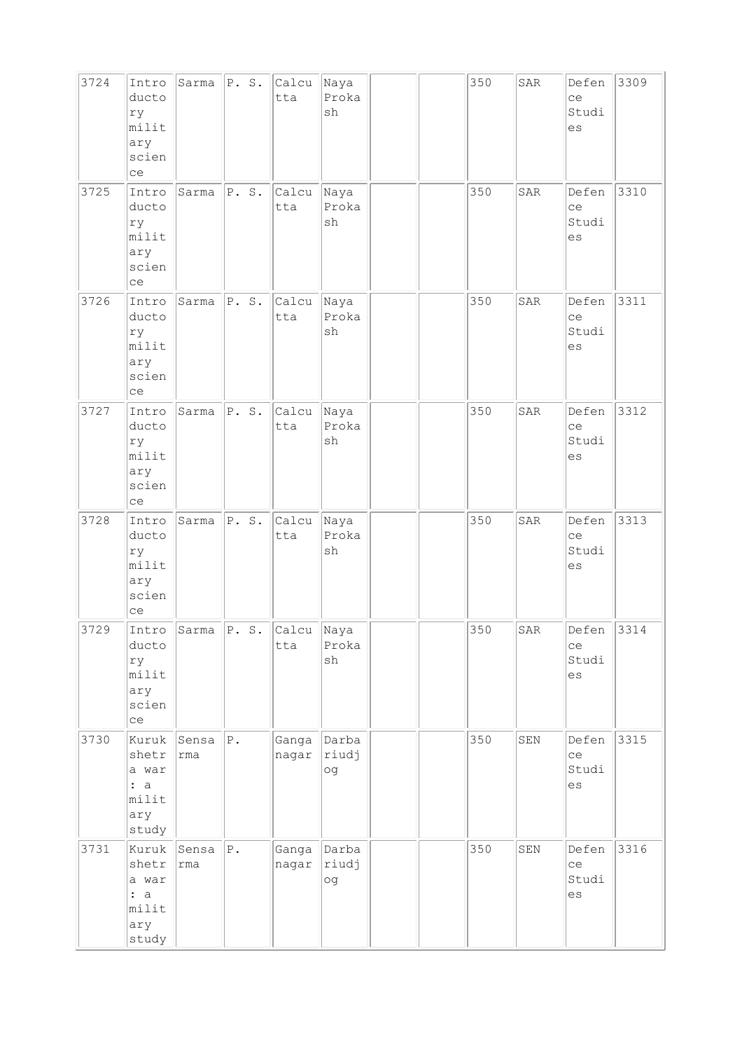| | | | | | | | | | | | |
|---|---|---|---|---|---|---|---|---|---|---|---|
| 3724 | Introductory military science | Sarma | P. S. | Calcutta | Naya Proksh | | | 350 | SAR | Defence Studies | 3309 |
| 3725 | Introductory military science | Sarma | P. S. | Calcutta | Naya Proksh | | | 350 | SAR | Defence Studies | 3310 |
| 3726 | Introductory military science | Sarma | P. S. | Calcutta | Naya Proksh | | | 350 | SAR | Defence Studies | 3311 |
| 3727 | Introductory military science | Sarma | P. S. | Calcutta | Naya Proksh | | | 350 | SAR | Defence Studies | 3312 |
| 3728 | Introductory military science | Sarma | P. S. | Calcutta | Naya Proksh | | | 350 | SAR | Defence Studies | 3313 |
| 3729 | Introductory military science | Sarma | P. S. | Calcutta | Naya Proksh | | | 350 | SAR | Defence Studies | 3314 |
| 3730 | Kurukshetra war : a military study | Sensarma | P. | Ganganagar | Darbariudjog | | | 350 | SEN | Defence Studies | 3315 |
| 3731 | Kurukshetra war : a military study | Sensarma | P. | Ganganagar | Darbariudjog | | | 350 | SEN | Defence Studies | 3316 |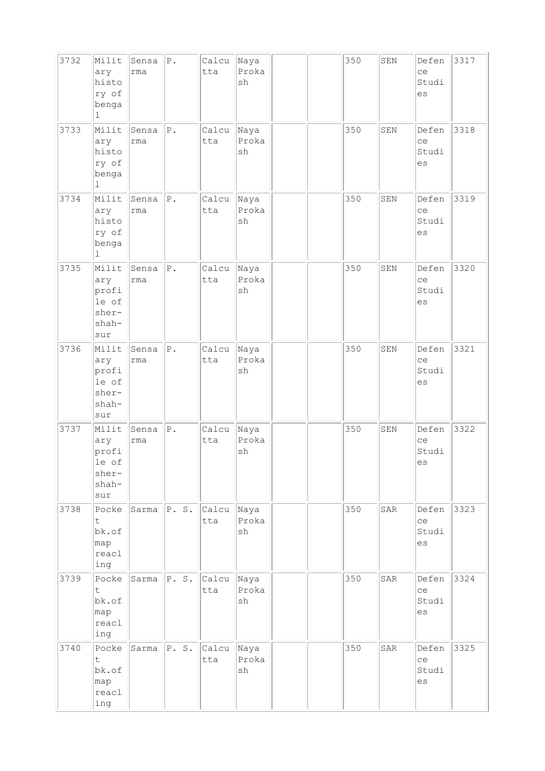| 3732 | Military history of bengal | Sensarma | P. | Calcutta | Naya Prokash | | | 350 | SEN | Defence Studies | 3317 |
|---|---|---|---|---|---|---|---|---|---|---|---|
| 3733 | Military history of bengal | Sensarma | P. | Calcutta | Naya Prokash | | | 350 | SEN | Defence Studies | 3318 |
| 3734 | Military history of bengal | Sensarma | P. | Calcutta | Naya Prokash | | | 350 | SEN | Defence Studies | 3319 |
| 3735 | Military profile of sher-shah-sur | Sensarma | P. | Calcutta | Naya Prokash | | | 350 | SEN | Defence Studies | 3320 |
| 3736 | Military profile of sher-shah-sur | Sensarma | P. | Calcutta | Naya Prokash | | | 350 | SEN | Defence Studies | 3321 |
| 3737 | Military profile of sher-shah-sur | Sensarma | P. | Calcutta | Naya Prokash | | | 350 | SEN | Defence Studies | 3322 |
| 3738 | Pocket bk.of map reacling | Sarma | P. S. | Calcutta | Naya Prokash | | | 350 | SAR | Defence Studies | 3323 |
| 3739 | Pocket bk.of map reacling | Sarma | P. S. | Calcutta | Naya Prokash | | | 350 | SAR | Defence Studies | 3324 |
| 3740 | Pocket bk.of map reacling | Sarma | P. S. | Calcutta | Naya Prokash | | | 350 | SAR | Defence Studies | 3325 |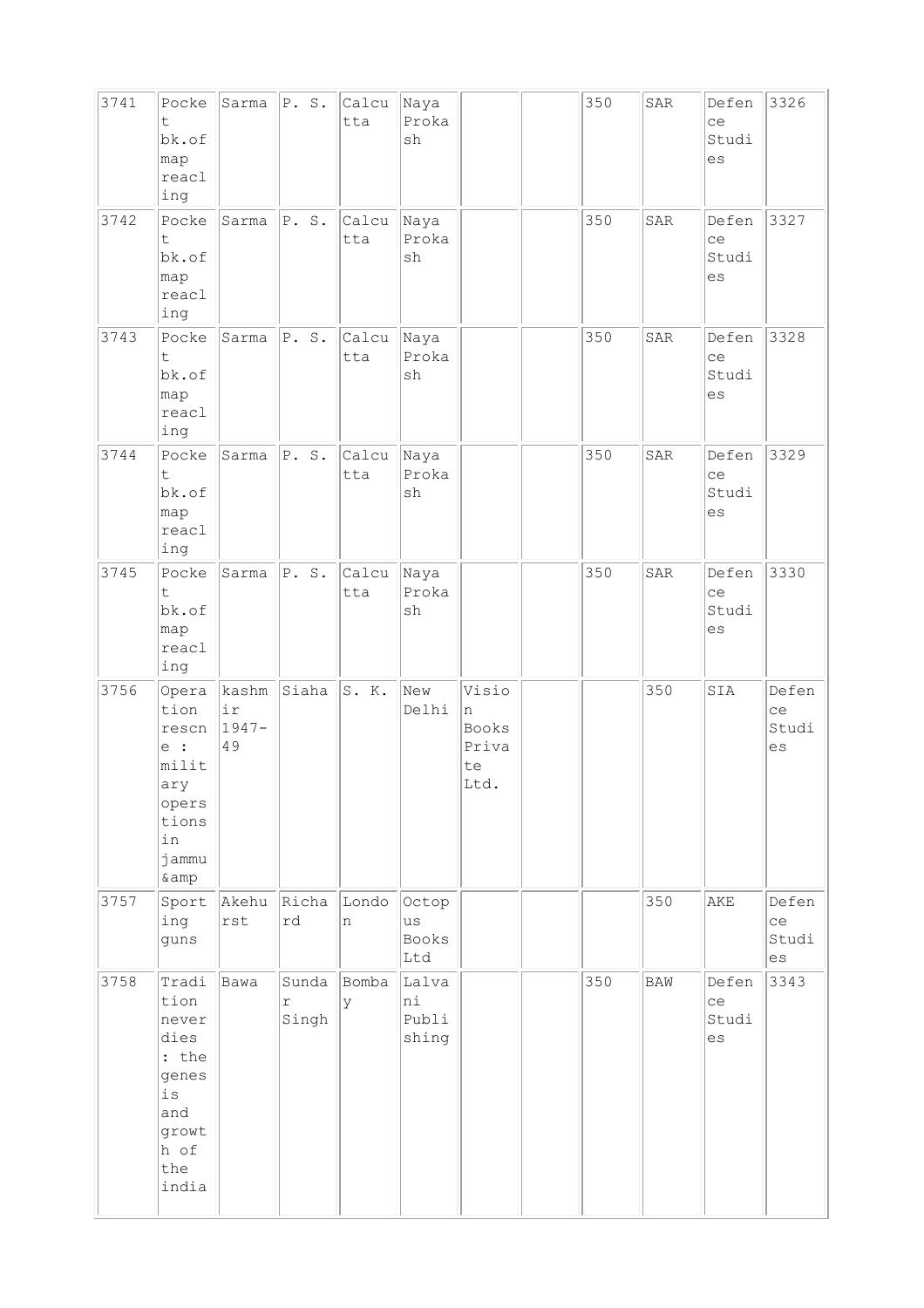| 3741 | Pocket bk.of map reacling | Sarma | P. S. | Calcutta | Naya Prokash | | | 350 | SAR | Defence Studies | 3326 |
|---|---|---|---|---|---|---|---|---|---|---|---|
| 3742 | Pocket bk.of map reacling | Sarma | P. S. | Calcutta | Naya Prokash | | | 350 | SAR | Defence Studies | 3327 |
| 3743 | Pocket bk.of map reacling | Sarma | P. S. | Calcutta | Naya Prokash | | | 350 | SAR | Defence Studies | 3328 |
| 3744 | Pocket bk.of map reacling | Sarma | P. S. | Calcutta | Naya Prokash | | | 350 | SAR | Defence Studies | 3329 |
| 3745 | Pocket bk.of map reacling | Sarma | P. S. | Calcutta | Naya Prokash | | | 350 | SAR | Defence Studies | 3330 |
| 3756 | Operation rescne : military opers tions in jammu &amp | kashmir 1947-49 | Siaha | S. K. | New Delhi | Vision Books Private Ltd. | | | 350 | SIA | Defence Studies |
| 3757 | Sporting guns | Akehurst | Richard | London | Octopus Books Ltd | | | | 350 | AKE | Defence Studies |
| 3758 | Tradition never dies : the genesis and growth of the india | Bawa | Sundar Singh | Bombay | Lalvani Publishing | | | 350 | BAW | Defence Studies | 3343 |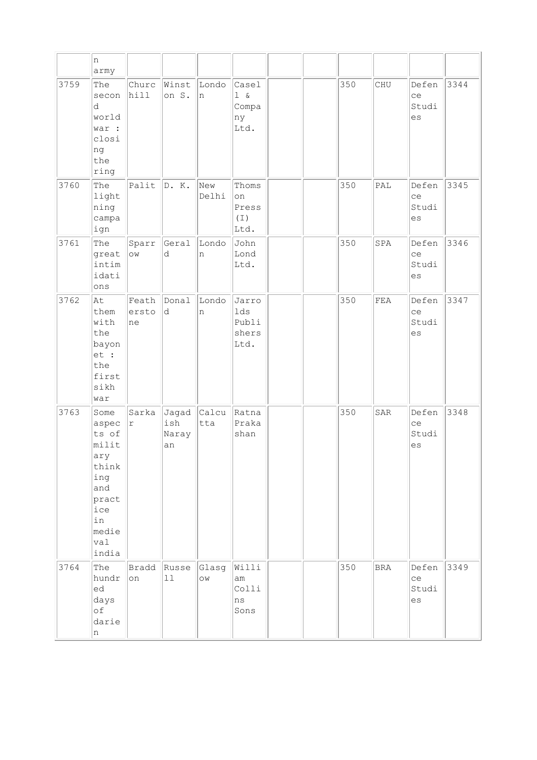| | n army | | | | | | | | | | |
|---|---|---|---|---|---|---|---|---|---|---|---|
| 3759 | The second world war : closing the ring | Churchill | Winston S. | London | Casell & Company Ltd. | | | 350 | CHU | Defence Studies | 3344 |
| 3760 | The lightning campaign | Palit | D. K. | New Delhi | Thomson Press (I) Ltd. | | | 350 | PAL | Defence Studies | 3345 |
| 3761 | The great intimidations | Sparrow | Gerald | London | John Lond Ltd. | | | 350 | SPA | Defence Studies | 3346 |
| 3762 | At them with the bayonet : the first sikh war | Featherstone | Donald | London | Jarrolds Publishers Ltd. | | | 350 | FEA | Defence Studies | 3347 |
| 3763 | Some aspects of military thinking and practice in medieval india | Sarkar | Jagadish Narayan | Calcutta | Ratna Prakashan | | | 350 | SAR | Defence Studies | 3348 |
| 3764 | The hundred days of darien | Braddon | Russell | Glasgow | William Collins Sons | | | 350 | BRA | Defence Studies | 3349 |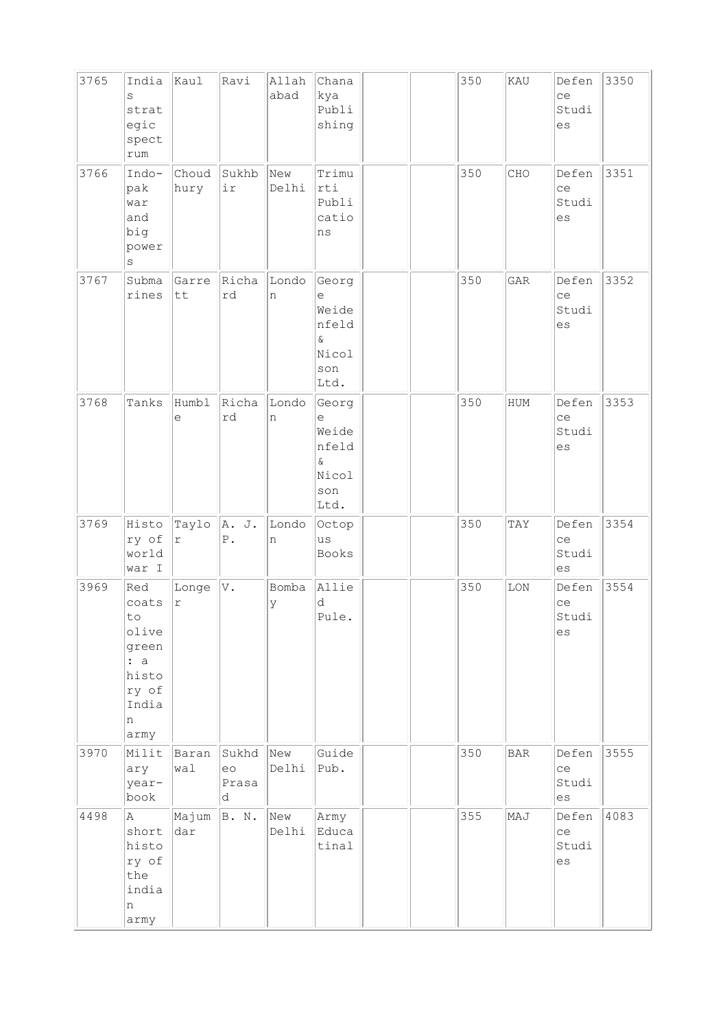| 3765 | Indias strategic spectrum | Kaul | Ravi | Allahabad | Chanakya Publishing | | | 350 | KAU | Defence Studies | 3350 |
|---|---|---|---|---|---|---|---|---|---|---|---|
| 3766 | Indo-pak war and big powers | Choudhury | Sukhbir | New Delhi | Trimurti Publications | | | 350 | CHO | Defence Studies | 3351 |
| 3767 | Submarines | Garrett | Richard | London | George Weidenfeld & Nicolson Ltd. | | | 350 | GAR | Defence Studies | 3352 |
| 3768 | Tanks | Humble | Richard | London | George Weidenfeld & Nicolson Ltd. | | | 350 | HUM | Defence Studies | 3353 |
| 3769 | History of world war I | Taylor | A. J. P. | London | Octopus Books | | | 350 | TAY | Defence Studies | 3354 |
| 3969 | Red coats to olive green : a history of Indian army | Longer | V. | Bombay | Allied Pule. | | | 350 | LON | Defence Studies | 3554 |
| 3970 | Military year-book | Baranwal | Sukhdeo Prasad | New Delhi | Guide Pub. | | | 350 | BAR | Defence Studies | 3555 |
| 4498 | A short history of the indian army | Majumdar | B. N. | New Delhi | Army Eductinal | | | 355 | MAJ | Defence Studies | 4083 |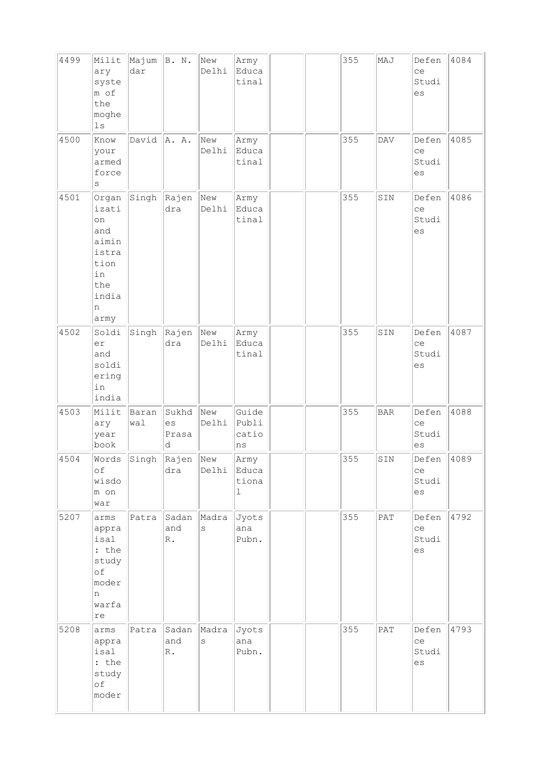| 4499 | Military system of the mogheles | Majumdar | B. N. | New Delhi | Army Educatinal | | | 355 | MAJ | Defence Studies | 4084 |
|---|---|---|---|---|---|---|---|---|---|---|---|
| 4500 | Know your armed forces | David | A. A. | New Delhi | Army Educatinal | | | 355 | DAV | Defence Studies | 4085 |
| 4501 | Organization and aiministration in the indian army | Singh | Rajendra | New Delhi | Army Educatinal | | | 355 | SIN | Defence Studies | 4086 |
| 4502 | Soldier and soldiering in india | Singh | Rajendra | New Delhi | Army Educatinal | | | 355 | SIN | Defence Studies | 4087 |
| 4503 | Military year book | Baranwal | Sukhdes Prasad | New Delhi | Guide Publications | | | 355 | BAR | Defence Studies | 4088 |
| 4504 | Words of wisdom on war | Singh | Rajendra | New Delhi | Army Educational | | | 355 | SIN | Defence Studies | 4089 |
| 5207 | arms appraisal : the study of modern warfare | Patra | Sadanand R. | Madras | Jyotsana Pubn. | | | 355 | PAT | Defence Studies | 4792 |
| 5208 | arms appraisal : the study of modern | Patra | Sadanand R. | Madras | Jyotsana Pubn. | | | 355 | PAT | Defence Studies | 4793 |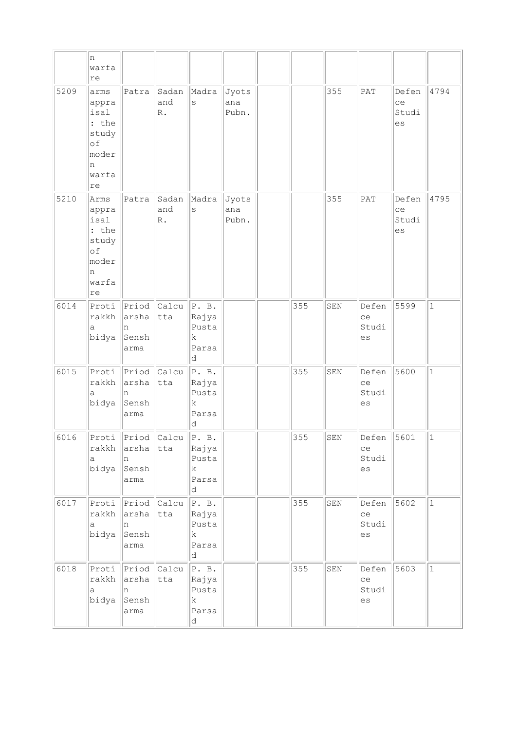| | | | | | | | | | | | |
|---|---|---|---|---|---|---|---|---|---|---|---|
| | n warfare | | | | | | | | | | |
| 5209 | arms appraisal : the study of modern warfare | Patra | Sadan and R. | Madras | Jyotsana Pubn. | | | 355 | PAT | Defence Studies | 4794 |
| 5210 | Arms appraisal : the study of modern warfare | Patra | Sadan and R. | Madras | Jyotsana Pubn. | | | 355 | PAT | Defence Studies | 4795 |
| 6014 | Protirakkha bidya | Priodarshan Sensharma | Calcutta | P. B. Rajya Pustak Parsad | | | 355 | SEN | Defence Studies | 5599 | 1 |
| 6015 | Protirakkha bidya | Priodarshan Sensharma | Calcutta | P. B. Rajya Pustak Parsad | | | 355 | SEN | Defence Studies | 5600 | 1 |
| 6016 | Protirakkha bidya | Priodarshan Sensharma | Calcutta | P. B. Rajya Pustak Parsad | | | 355 | SEN | Defence Studies | 5601 | 1 |
| 6017 | Protirakkha bidya | Priodarshan Sensharma | Calcutta | P. B. Rajya Pustak Parsad | | | 355 | SEN | Defence Studies | 5602 | 1 |
| 6018 | Protirakkha bidya | Priodarshan Sensharma | Calcutta | P. B. Rajya Pustak Parsad | | | 355 | SEN | Defence Studies | 5603 | 1 |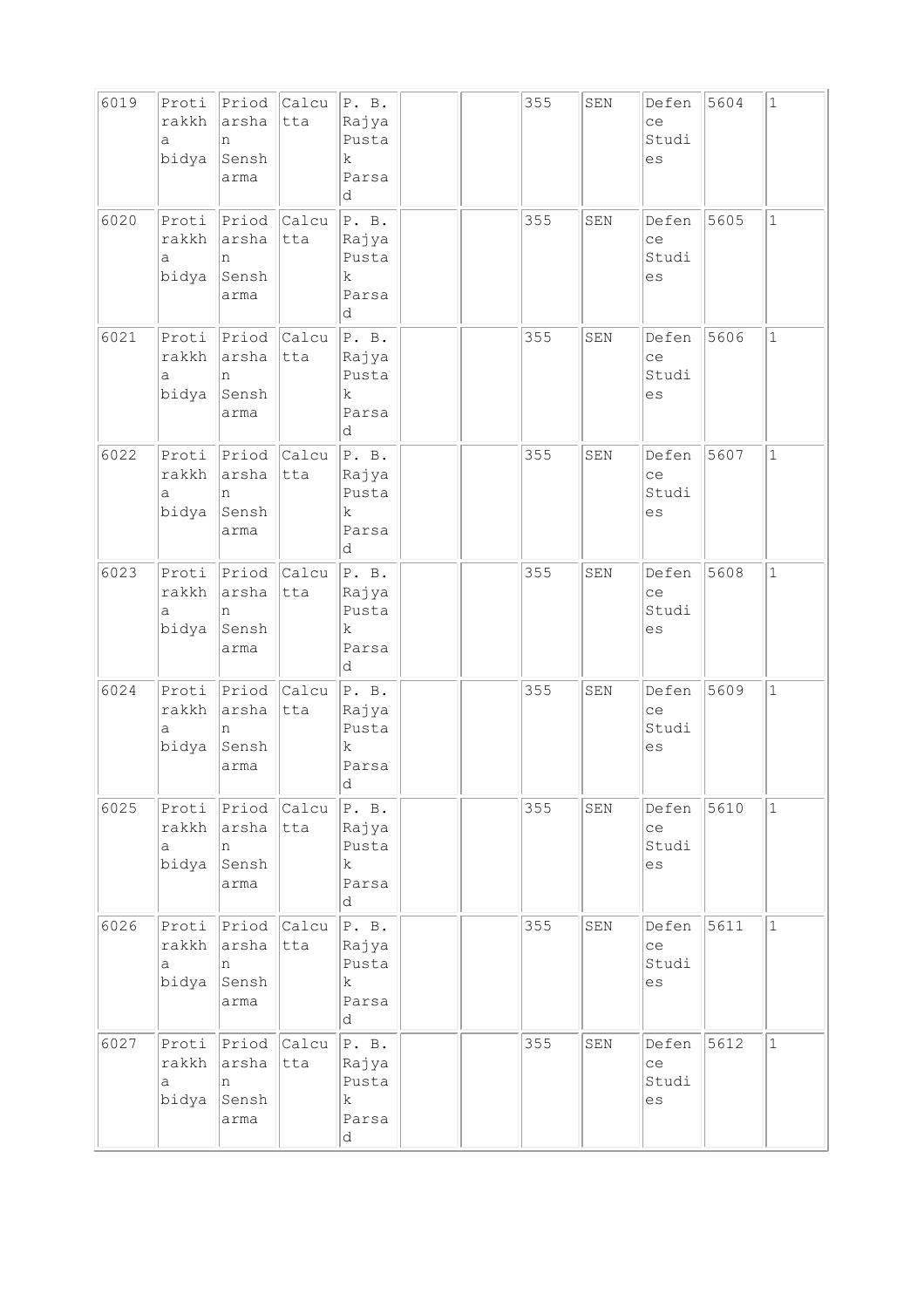| 6019 | Protirakkha bidya | Priodarshan Senssharma | Calcutta | P. B. Rajya Pustak Parsad | | | 355 | SEN | Defence Studies | 5604 | 1 |
|---|---|---|---|---|---|---|---|---|---|---|---|
| 6020 | Protirakkha bidya | Priodarshan Senssharma | Calcutta | P. B. Rajya Pustak Parsad | | | 355 | SEN | Defence Studies | 5605 | 1 |
| 6021 | Protirakkha bidya | Priodarshan Senssharma | Calcutta | P. B. Rajya Pustak Parsad | | | 355 | SEN | Defence Studies | 5606 | 1 |
| 6022 | Protirakkha bidya | Priodarshan Senssharma | Calcutta | P. B. Rajya Pustak Parsad | | | 355 | SEN | Defence Studies | 5607 | 1 |
| 6023 | Protirakkha bidya | Priodarshan Senssharma | Calcutta | P. B. Rajya Pustak Parsad | | | 355 | SEN | Defence Studies | 5608 | 1 |
| 6024 | Protirakkha bidya | Priodarshan Senssharma | Calcutta | P. B. Rajya Pustak Parsad | | | 355 | SEN | Defence Studies | 5609 | 1 |
| 6025 | Protirakkha bidya | Priodarshan Senssharma | Calcutta | P. B. Rajya Pustak Parsad | | | 355 | SEN | Defence Studies | 5610 | 1 |
| 6026 | Protirakkha bidya | Priodarshan Senssharma | Calcutta | P. B. Rajya Pustak Parsad | | | 355 | SEN | Defence Studies | 5611 | 1 |
| 6027 | Protirakkha bidya | Priodarshan Senssharma | Calcutta | P. B. Rajya Pustak Parsad | | | 355 | SEN | Defence Studies | 5612 | 1 |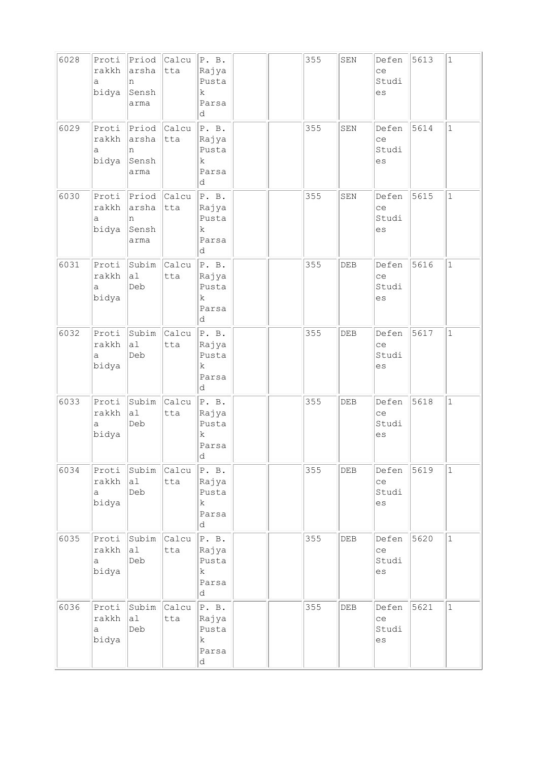| 6028 | Protirakkha bidya | Priodarshan Sensharma | Calcutta | P. B. Rajya Pustak Parsad | | | 355 | SEN | Defence Studies | 5613 | 1 |
|---|---|---|---|---|---|---|---|---|---|---|---|
| 6029 | Protirakkha bidya | Priodarshan Sensharma | Calcutta | P. B. Rajya Pustak Parsad | | | 355 | SEN | Defence Studies | 5614 | 1 |
| 6030 | Protirakkha bidya | Priodarshan Sensharma | Calcutta | P. B. Rajya Pustak Parsad | | | 355 | SEN | Defence Studies | 5615 | 1 |
| 6031 | Protirakkha bidya | Subimal Deb | Calcutta | P. B. Rajya Pustak Parsad | | | 355 | DEB | Defence Studies | 5616 | 1 |
| 6032 | Protirakkha bidya | Subimal Deb | Calcutta | P. B. Rajya Pustak Parsad | | | 355 | DEB | Defence Studies | 5617 | 1 |
| 6033 | Protirakkha bidya | Subimal Deb | Calcutta | P. B. Rajya Pustak Parsad | | | 355 | DEB | Defence Studies | 5618 | 1 |
| 6034 | Protirakkha bidya | Subimal Deb | Calcutta | P. B. Rajya Pustak Parsad | | | 355 | DEB | Defence Studies | 5619 | 1 |
| 6035 | Protirakkha bidya | Subimal Deb | Calcutta | P. B. Rajya Pustak Parsad | | | 355 | DEB | Defence Studies | 5620 | 1 |
| 6036 | Protirakkha bidya | Subimal Deb | Calcutta | P. B. Rajya Pustak Parsad | | | 355 | DEB | Defence Studies | 5621 | 1 |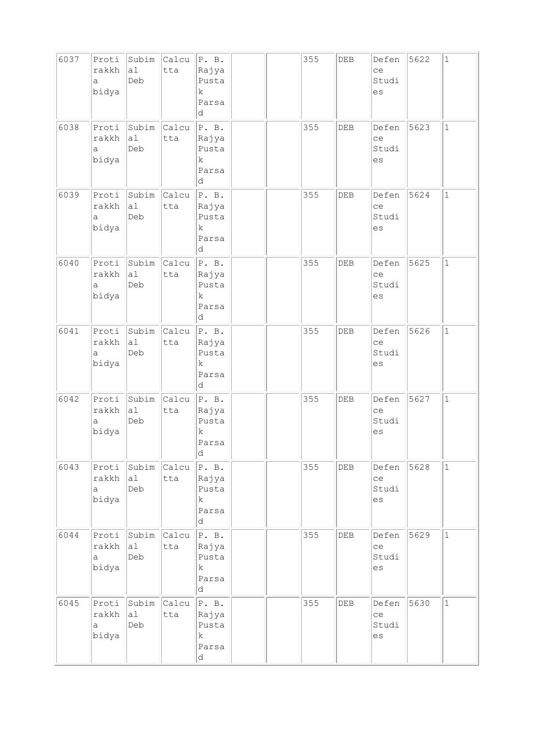| 6037 | Protirakkha bidya | Subimal Deb | Calcutta | P. B. Rajya Pustak Parsad | | | 355 | DEB | Defence Studies | 5622 | 1 |
|---|---|---|---|---|---|---|---|---|---|---|---|
| 6038 | Protirakkha bidya | Subimal Deb | Calcutta | P. B. Rajya Pustak Parsad | | | 355 | DEB | Defence Studies | 5623 | 1 |
| 6039 | Protirakkha bidya | Subimal Deb | Calcutta | P. B. Rajya Pustak Parsad | | | 355 | DEB | Defence Studies | 5624 | 1 |
| 6040 | Protirakkha bidya | Subimal Deb | Calcutta | P. B. Rajya Pustak Parsad | | | 355 | DEB | Defence Studies | 5625 | 1 |
| 6041 | Protirakkha bidya | Subimal Deb | Calcutta | P. B. Rajya Pustak Parsad | | | 355 | DEB | Defence Studies | 5626 | 1 |
| 6042 | Protirakkha bidya | Subimal Deb | Calcutta | P. B. Rajya Pustak Parsad | | | 355 | DEB | Defence Studies | 5627 | 1 |
| 6043 | Protirakkha bidya | Subimal Deb | Calcutta | P. B. Rajya Pustak Parsad | | | 355 | DEB | Defence Studies | 5628 | 1 |
| 6044 | Protirakkha bidya | Subimal Deb | Calcutta | P. B. Rajya Pustak Parsad | | | 355 | DEB | Defence Studies | 5629 | 1 |
| 6045 | Protirakkha bidya | Subimal Deb | Calcutta | P. B. Rajya Pustak Parsad | | | 355 | DEB | Defence Studies | 5630 | 1 |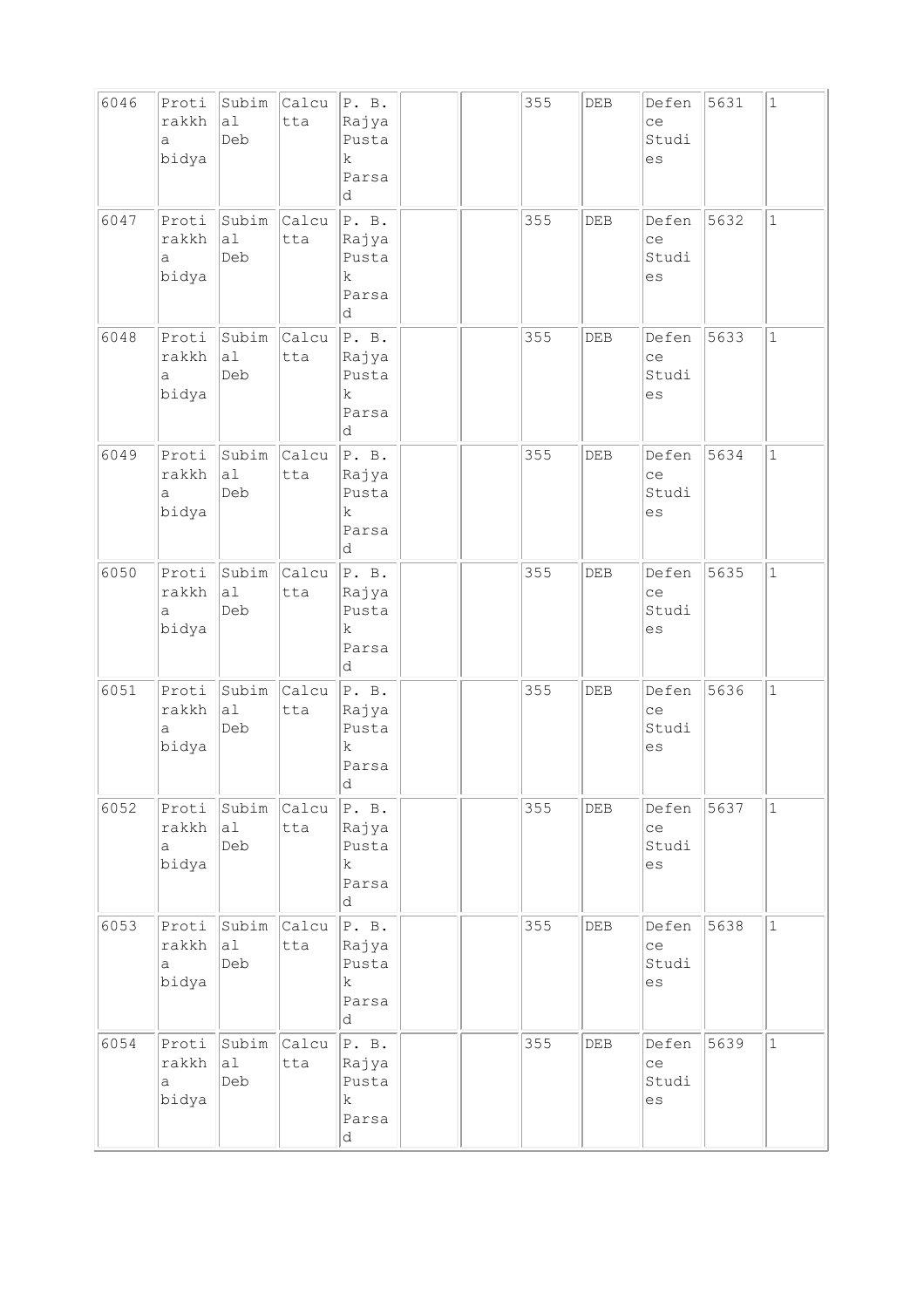| 6046 | Protirakkha bidya | Subimal Deb | Calcutta | P. B. Rajya Pustak Parsad | | | 355 | DEB | Defence Studies | 5631 | 1 |
|---|---|---|---|---|---|---|---|---|---|---|---|
| 6047 | Protirakkha bidya | Subimal Deb | Calcutta | P. B. Rajya Pustak Parsad | | | 355 | DEB | Defence Studies | 5632 | 1 |
| 6048 | Protirakkha bidya | Subimal Deb | Calcutta | P. B. Rajya Pustak Parsad | | | 355 | DEB | Defence Studies | 5633 | 1 |
| 6049 | Protirakkha bidya | Subimal Deb | Calcutta | P. B. Rajya Pustak Parsad | | | 355 | DEB | Defence Studies | 5634 | 1 |
| 6050 | Protirakkha bidya | Subimal Deb | Calcutta | P. B. Rajya Pustak Parsad | | | 355 | DEB | Defence Studies | 5635 | 1 |
| 6051 | Protirakkha bidya | Subimal Deb | Calcutta | P. B. Rajya Pustak Parsad | | | 355 | DEB | Defence Studies | 5636 | 1 |
| 6052 | Protirakkha bidya | Subimal Deb | Calcutta | P. B. Rajya Pustak Parsad | | | 355 | DEB | Defence Studies | 5637 | 1 |
| 6053 | Protirakkha bidya | Subimal Deb | Calcutta | P. B. Rajya Pustak Parsad | | | 355 | DEB | Defence Studies | 5638 | 1 |
| 6054 | Protirakkha bidya | Subimal Deb | Calcutta | P. B. Rajya Pustak Parsad | | | 355 | DEB | Defence Studies | 5639 | 1 |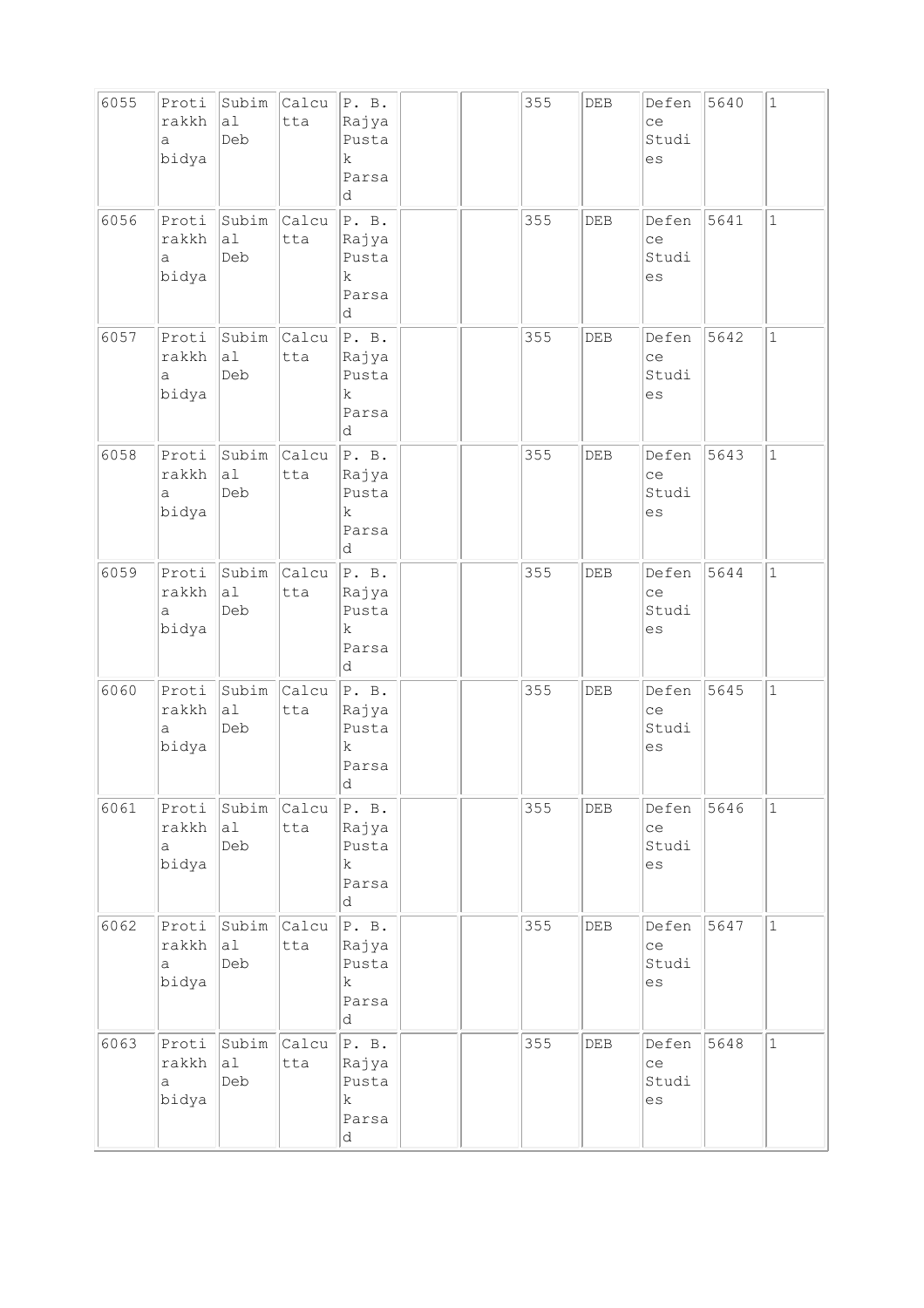| 6055 | Protirakkha bidya | Subimal Deb | Calcutta | P. B. Rajya Pustak Parsad | | | 355 | DEB | Defence Studies | 5640 | 1 |
|---|---|---|---|---|---|---|---|---|---|---|---|
| 6056 | Protirakkha bidya | Subimal Deb | Calcutta | P. B. Rajya Pustak Parsad | | | 355 | DEB | Defence Studies | 5641 | 1 |
| 6057 | Protirakkha bidya | Subimal Deb | Calcutta | P. B. Rajya Pustak Parsad | | | 355 | DEB | Defence Studies | 5642 | 1 |
| 6058 | Protirakkha bidya | Subimal Deb | Calcutta | P. B. Rajya Pustak Parsad | | | 355 | DEB | Defence Studies | 5643 | 1 |
| 6059 | Protirakkha bidya | Subimal Deb | Calcutta | P. B. Rajya Pustak Parsad | | | 355 | DEB | Defence Studies | 5644 | 1 |
| 6060 | Protirakkha bidya | Subimal Deb | Calcutta | P. B. Rajya Pustak Parsad | | | 355 | DEB | Defence Studies | 5645 | 1 |
| 6061 | Protirakkha bidya | Subimal Deb | Calcutta | P. B. Rajya Pustak Parsad | | | 355 | DEB | Defence Studies | 5646 | 1 |
| 6062 | Protirakkha bidya | Subimal Deb | Calcutta | P. B. Rajya Pustak Parsad | | | 355 | DEB | Defence Studies | 5647 | 1 |
| 6063 | Protirakkha bidya | Subimal Deb | Calcutta | P. B. Rajya Pustak Parsad | | | 355 | DEB | Defence Studies | 5648 | 1 |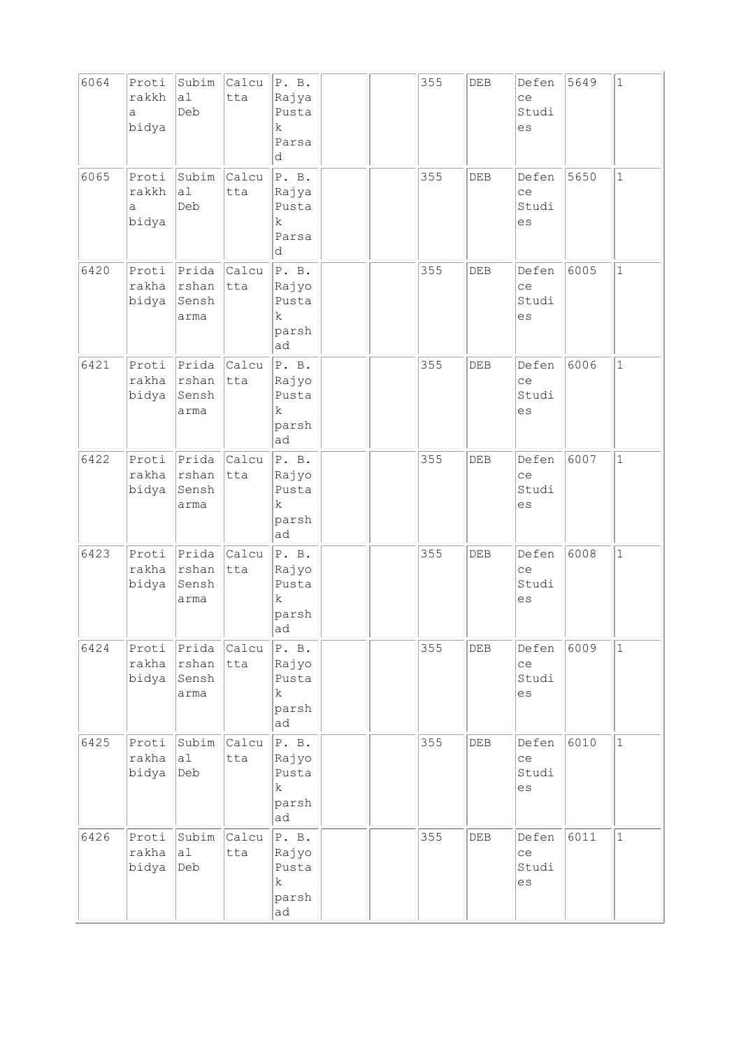| 6064 | Protirakkha bidya | Subimal Deb | Calcutta | P. B. Rajya Pustak Parsad | | | 355 | DEB | Defence Studies | 5649 | 1 |
|---|---|---|---|---|---|---|---|---|---|---|---|
| 6065 | Protirakkha bidya | Subimal Deb | Calcutta | P. B. Rajya Pustak Parsad | | | 355 | DEB | Defence Studies | 5650 | 1 |
| 6420 | Protirakha bidya | Pridarshan Senshrma | Calcutta | P. B. Rajyo Pustak parshad | | | 355 | DEB | Defence Studies | 6005 | 1 |
| 6421 | Protirakha bidya | Pridarshan Senshrma | Calcutta | P. B. Rajyo Pustak parshad | | | 355 | DEB | Defence Studies | 6006 | 1 |
| 6422 | Protirakha bidya | Pridarshan Senshrma | Calcutta | P. B. Rajyo Pustak parshad | | | 355 | DEB | Defence Studies | 6007 | 1 |
| 6423 | Protirakha bidya | Pridarshan Senshrma | Calcutta | P. B. Rajyo Pustak parshad | | | 355 | DEB | Defence Studies | 6008 | 1 |
| 6424 | Protirakha bidya | Pridarshan Senshrma | Calcutta | P. B. Rajyo Pustak parshad | | | 355 | DEB | Defence Studies | 6009 | 1 |
| 6425 | Protirakha bidya | Subimal Deb | Calcutta | P. B. Rajyo Pustak parshad | | | 355 | DEB | Defence Studies | 6010 | 1 |
| 6426 | Protirakha bidya | Subimal Deb | Calcutta | P. B. Rajyo Pustak parshad | | | 355 | DEB | Defence Studies | 6011 | 1 |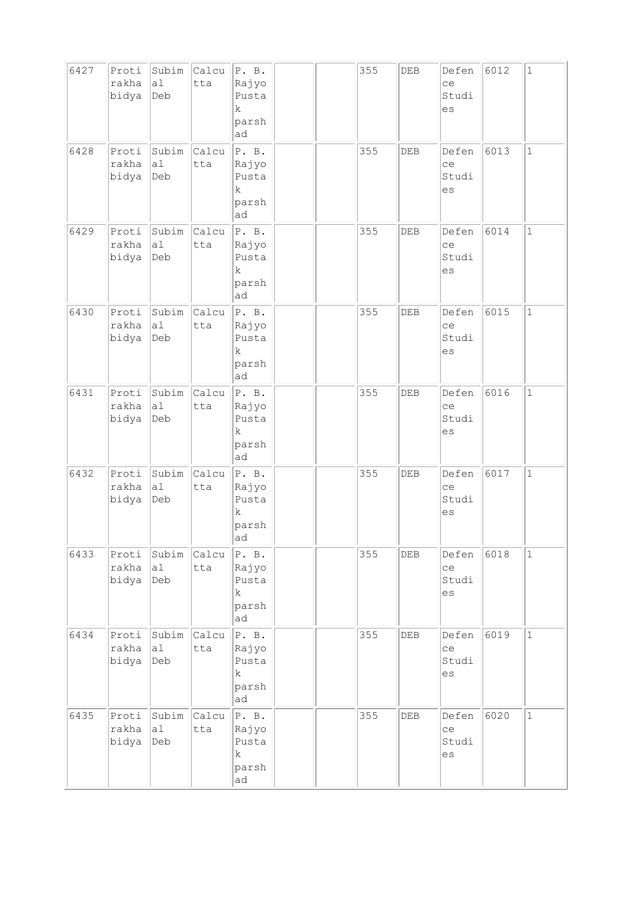| 6427 | Protirakhabidya | Subimal Deb | Calcutta | P. B. Rajyo Pustak parshad | | | 355 | DEB | Defence Studies | 6012 | 1 |
|---|---|---|---|---|---|---|---|---|---|---|---|
| 6428 | Protirakhabidya | Subimal Deb | Calcutta | P. B. Rajyo Pustak parshad | | | 355 | DEB | Defence Studies | 6013 | 1 |
| 6429 | Protirakhabidya | Subimal Deb | Calcutta | P. B. Rajyo Pustak parshad | | | 355 | DEB | Defence Studies | 6014 | 1 |
| 6430 | Protirakhabidya | Subimal Deb | Calcutta | P. B. Rajyo Pustak parshad | | | 355 | DEB | Defence Studies | 6015 | 1 |
| 6431 | Protirakhabidya | Subimal Deb | Calcutta | P. B. Rajyo Pustak parshad | | | 355 | DEB | Defence Studies | 6016 | 1 |
| 6432 | Protirakhabidya | Subimal Deb | Calcutta | P. B. Rajyo Pustak parshad | | | 355 | DEB | Defence Studies | 6017 | 1 |
| 6433 | Protirakhabidya | Subimal Deb | Calcutta | P. B. Rajyo Pustak parshad | | | 355 | DEB | Defence Studies | 6018 | 1 |
| 6434 | Protirakhabidya | Subimal Deb | Calcutta | P. B. Rajyo Pustak parshad | | | 355 | DEB | Defence Studies | 6019 | 1 |
| 6435 | Protirakhabidya | Subimal Deb | Calcutta | P. B. Rajyo Pustak parshad | | | 355 | DEB | Defence Studies | 6020 | 1 |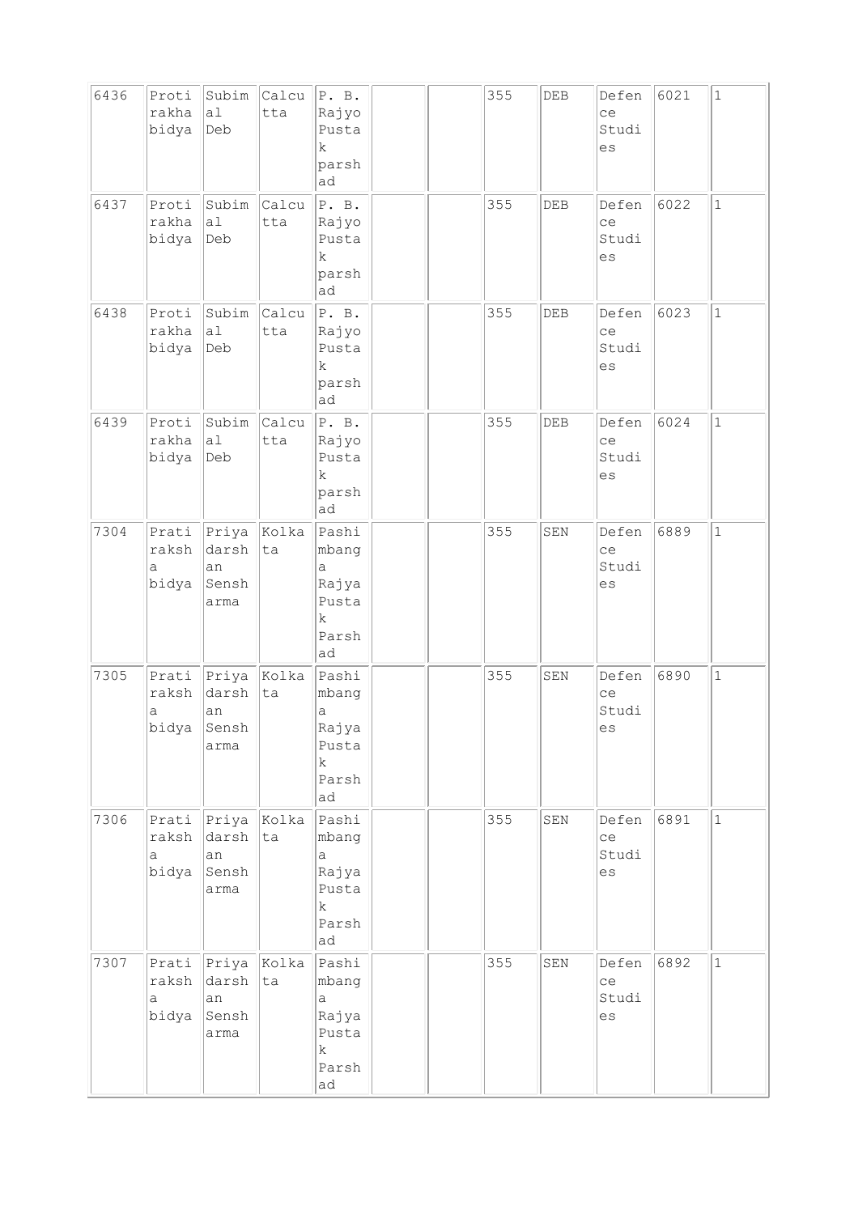| 6436 | Protirakha bidya | Subimal Deb | Calcutta | P. B. Rajyo Pustak parshad | | | 355 | DEB | Defence Studies | 6021 | 1 |
|---|---|---|---|---|---|---|---|---|---|---|---|
| 6437 | Protirakha bidya | Subimal Deb | Calcutta | P. B. Rajyo Pustak parshad | | | 355 | DEB | Defence Studies | 6022 | 1 |
| 6438 | Protirakha bidya | Subimal Deb | Calcutta | P. B. Rajyo Pustak parshad | | | 355 | DEB | Defence Studies | 6023 | 1 |
| 6439 | Protirakha bidya | Subimal Deb | Calcutta | P. B. Rajyo Pustak parshad | | | 355 | DEB | Defence Studies | 6024 | 1 |
| 7304 | Pratiraksha bidya | Priyadarshan Sensharma | Kolkata | Pashimbanga Rajya Pustak Parshad | | | 355 | SEN | Defence Studies | 6889 | 1 |
| 7305 | Pratiraksha bidya | Priyadarshan Sensharma | Kolkata | Pashimbanga Rajya Pustak Parshad | | | 355 | SEN | Defence Studies | 6890 | 1 |
| 7306 | Pratiraksha bidya | Priyadarshan Sensharma | Kolkata | Pashimbanga Rajya Pustak Parshad | | | 355 | SEN | Defence Studies | 6891 | 1 |
| 7307 | Pratiraksha bidya | Priyadarshan Sensharma | Kolkata | Pashimbanga Rajya Pustak Parshad | | | 355 | SEN | Defence Studies | 6892 | 1 |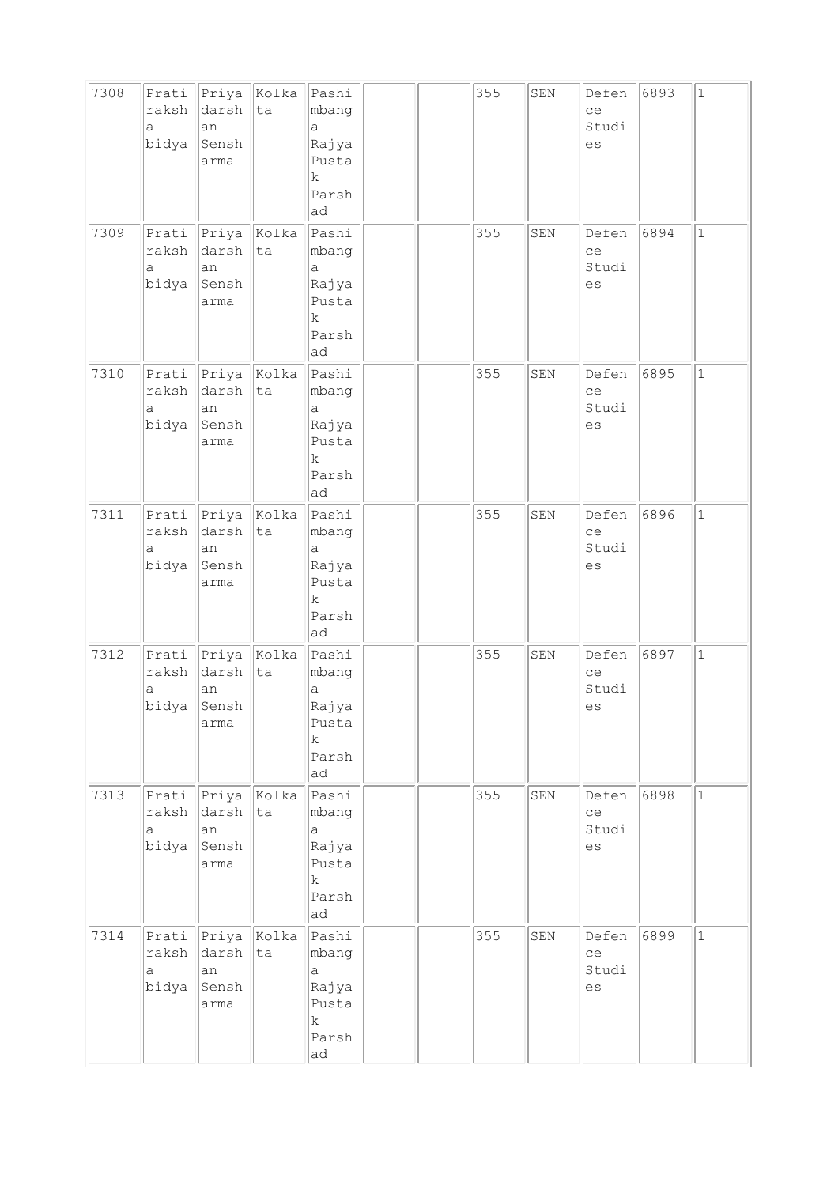| 7308 | Pratiraksha bidya | Priyadarshan Sensharma | Kolkata | Pashimbanga Rajya Pustak Parshad | | | 355 | SEN | Defence Studies | 6893 | 1 |
|---|---|---|---|---|---|---|---|---|---|---|---|
| 7309 | Pratiraksha bidya | Priyadarshan Sensharma | Kolkata | Pashimbanga Rajya Pustak Parshad | | | 355 | SEN | Defence Studies | 6894 | 1 |
| 7310 | Pratiraksha bidya | Priyadarshan Sensharma | Kolkata | Pashimbanga Rajya Pustak Parshad | | | 355 | SEN | Defence Studies | 6895 | 1 |
| 7311 | Pratiraksha bidya | Priyadarshan Sensharma | Kolkata | Pashimbanga Rajya Pustak Parshad | | | 355 | SEN | Defence Studies | 6896 | 1 |
| 7312 | Pratiraksha bidya | Priyadarshan Sensharma | Kolkata | Pashimbanga Rajya Pustak Parshad | | | 355 | SEN | Defence Studies | 6897 | 1 |
| 7313 | Pratiraksha bidya | Priyadarshan Sensharma | Kolkata | Pashimbanga Rajya Pustak Parshad | | | 355 | SEN | Defence Studies | 6898 | 1 |
| 7314 | Pratiraksha bidya | Priyadarshan Sensharma | Kolkata | Pashimbanga Rajya Pustak Parshad | | | 355 | SEN | Defence Studies | 6899 | 1 |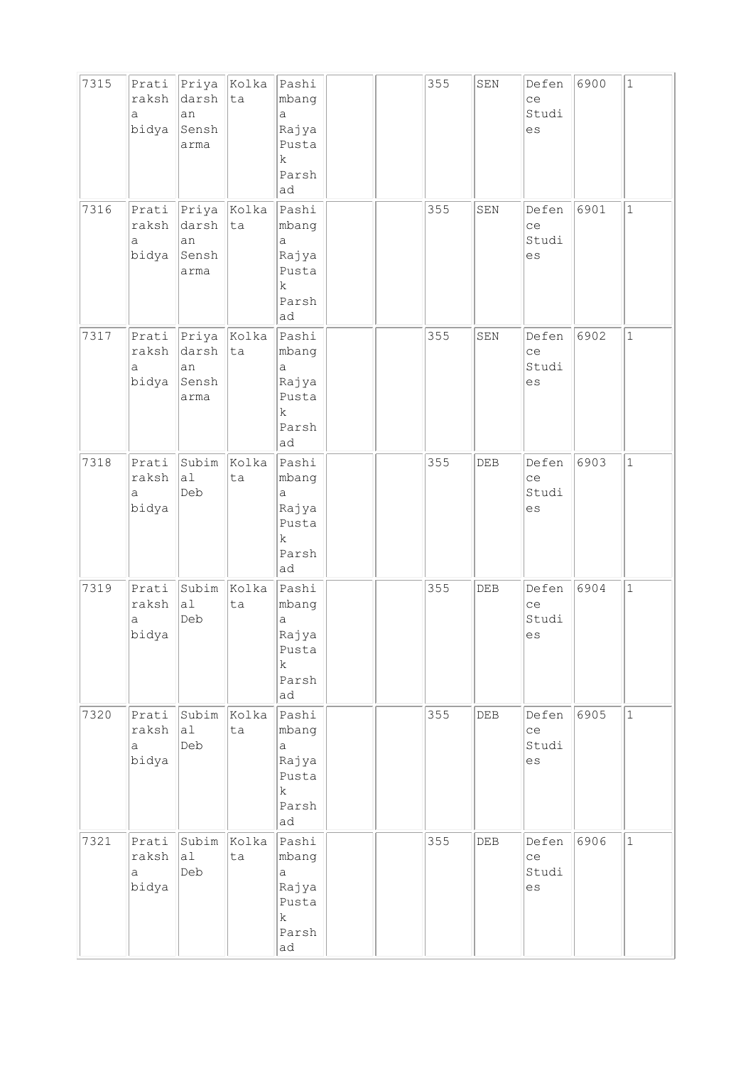| 7315 | Pratiraksha bidya | Priyadarshan Sensharma | Kolkata | Pashimbanga Rajya Pustak Parshad | | | 355 | SEN | Defence Studies | 6900 | 1 |
|---|---|---|---|---|---|---|---|---|---|---|---|
| 7316 | Pratiraksha bidya | Priyadarshan Sensharma | Kolkata | Pashimbanga Rajya Pustak Parshad | | | 355 | SEN | Defence Studies | 6901 | 1 |
| 7317 | Pratiraksha bidya | Priyadarshan Sensharma | Kolkata | Pashimbanga Rajya Pustak Parshad | | | 355 | SEN | Defence Studies | 6902 | 1 |
| 7318 | Pratiraksha bidya | Subimal Deb | Kolkata | Pashimbanga Rajya Pustak Parshad | | | 355 | DEB | Defence Studies | 6903 | 1 |
| 7319 | Pratiraksha bidya | Subimal Deb | Kolkata | Pashimbanga Rajya Pustak Parshad | | | 355 | DEB | Defence Studies | 6904 | 1 |
| 7320 | Pratiraksha bidya | Subimal Deb | Kolkata | Pashimbanga Rajya Pustak Parshad | | | 355 | DEB | Defence Studies | 6905 | 1 |
| 7321 | Pratiraksha bidya | Subimal Deb | Kolkata | Pashimbanga Rajya Pustak Parshad | | | 355 | DEB | Defence Studies | 6906 | 1 |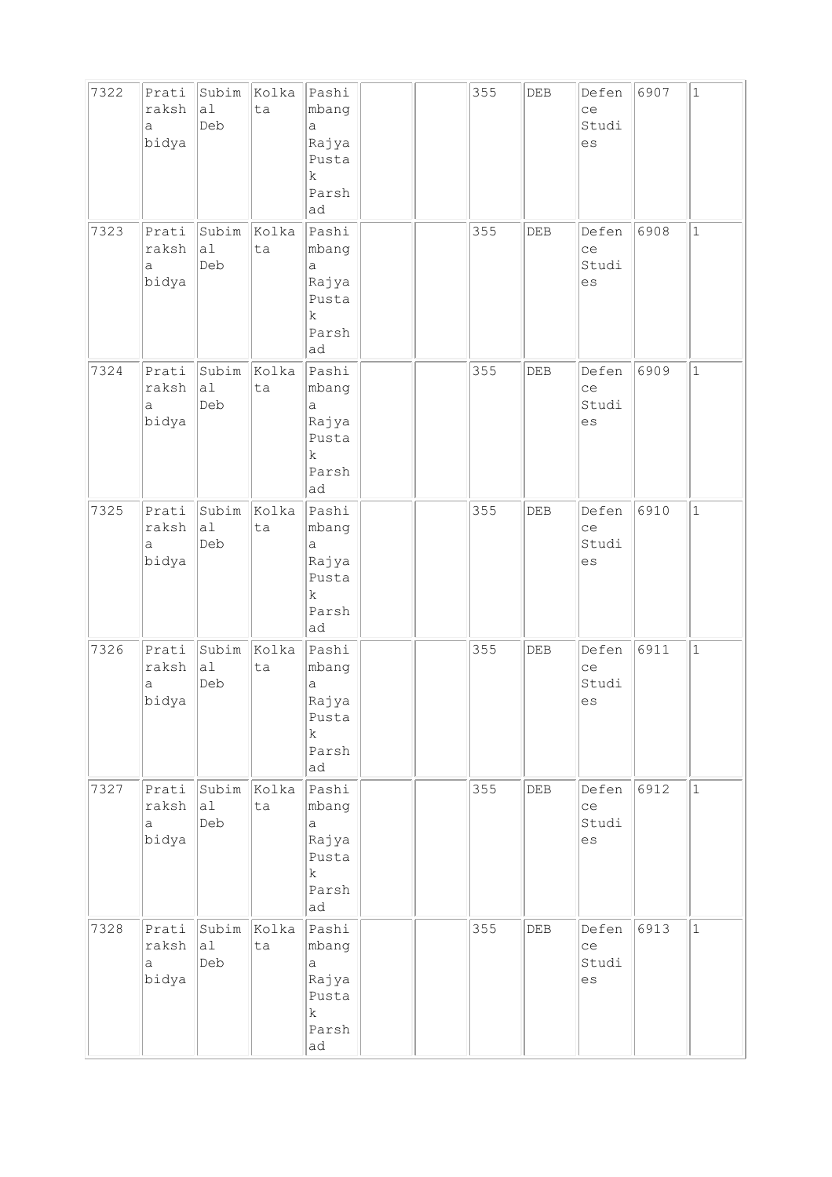| 7322 | Pratiraksha bidya | Subimal Deb | Kolkata | Pashimbanga Rajya Pustak Parshad | | | 355 | DEB | Defence Studies | 6907 | 1 |
|---|---|---|---|---|---|---|---|---|---|---|---|
| 7323 | Pratiraksha bidya | Subimal Deb | Kolkata | Pashimbanga Rajya Pustak Parshad | | | 355 | DEB | Defence Studies | 6908 | 1 |
| 7324 | Pratiraksha bidya | Subimal Deb | Kolkata | Pashimbanga Rajya Pustak Parshad | | | 355 | DEB | Defence Studies | 6909 | 1 |
| 7325 | Pratiraksha bidya | Subimal Deb | Kolkata | Pashimbanga Rajya Pustak Parshad | | | 355 | DEB | Defence Studies | 6910 | 1 |
| 7326 | Pratiraksha bidya | Subimal Deb | Kolkata | Pashimbanga Rajya Pustak Parshad | | | 355 | DEB | Defence Studies | 6911 | 1 |
| 7327 | Pratiraksha bidya | Subimal Deb | Kolkata | Pashimbanga Rajya Pustak Parshad | | | 355 | DEB | Defence Studies | 6912 | 1 |
| 7328 | Pratiraksha bidya | Subimal Deb | Kolkata | Pashimbanga Rajya Pustak Parshad | | | 355 | DEB | Defence Studies | 6913 | 1 |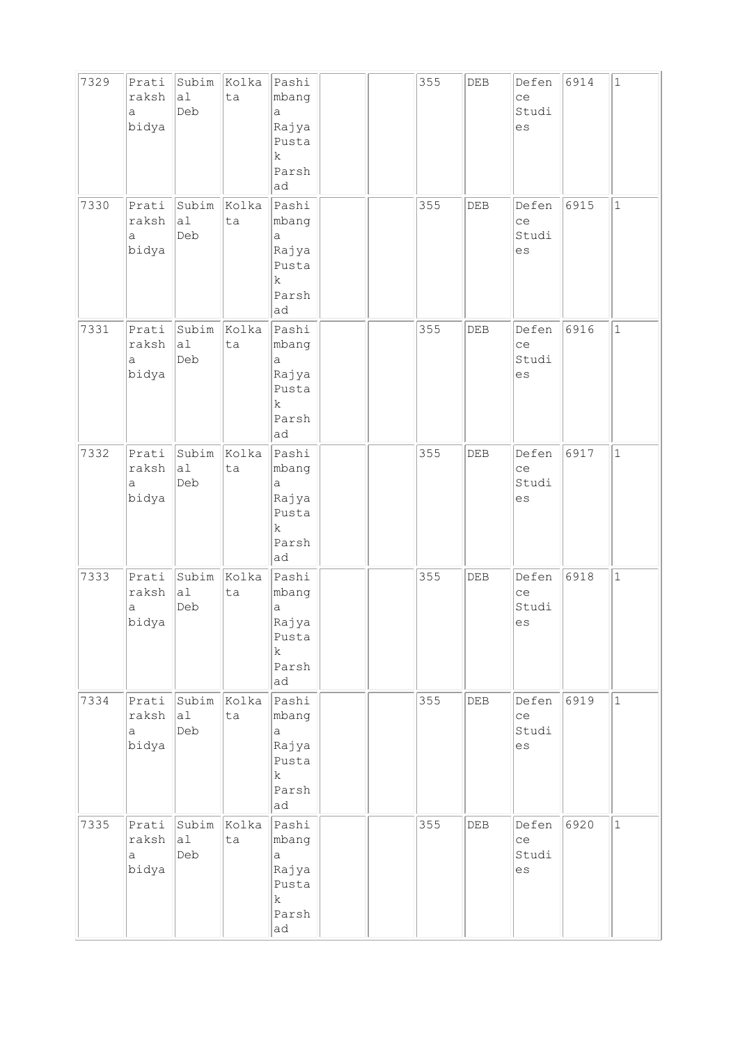| 7329 | Pratiraksha bidya | Subimal Deb | Kolkata | Pashimbanga Rajya Pustak Parshad | | | 355 | DEB | Defence Studies | 6914 | 1 |
|---|---|---|---|---|---|---|---|---|---|---|---|
| 7330 | Pratiraksha bidya | Subimal Deb | Kolkata | Pashimbanga Rajya Pustak Parshad | | | 355 | DEB | Defence Studies | 6915 | 1 |
| 7331 | Pratiraksha bidya | Subimal Deb | Kolkata | Pashimbanga Rajya Pustak Parshad | | | 355 | DEB | Defence Studies | 6916 | 1 |
| 7332 | Pratiraksha bidya | Subimal Deb | Kolkata | Pashimbanga Rajya Pustak Parshad | | | 355 | DEB | Defence Studies | 6917 | 1 |
| 7333 | Pratiraksha bidya | Subimal Deb | Kolkata | Pashimbanga Rajya Pustak Parshad | | | 355 | DEB | Defence Studies | 6918 | 1 |
| 7334 | Pratiraksha bidya | Subimal Deb | Kolkata | Pashimbanga Rajya Pustak Parshad | | | 355 | DEB | Defence Studies | 6919 | 1 |
| 7335 | Pratiraksha bidya | Subimal Deb | Kolkata | Pashimbanga Rajya Pustak Parshad | | | 355 | DEB | Defence Studies | 6920 | 1 |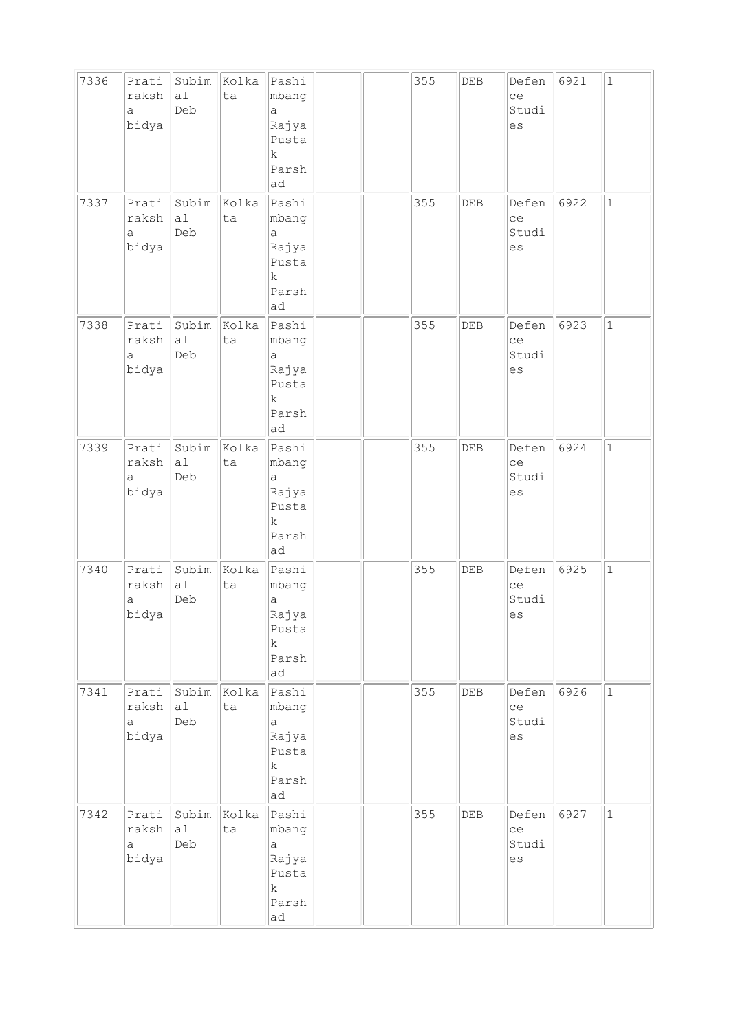| 7336 | Pratiraksha bidya | Subimal Deb | Kolkata | Pashimbanga Rajya Pustak Parshad | | | 355 | DEB | Defence Studies | 6921 | 1 |
|---|---|---|---|---|---|---|---|---|---|---|---|
| 7337 | Pratiraksha bidya | Subimal Deb | Kolkata | Pashimbanga Rajya Pustak Parshad | | | 355 | DEB | Defence Studies | 6922 | 1 |
| 7338 | Pratiraksha bidya | Subimal Deb | Kolkata | Pashimbanga Rajya Pustak Parshad | | | 355 | DEB | Defence Studies | 6923 | 1 |
| 7339 | Pratiraksha bidya | Subimal Deb | Kolkata | Pashimbanga Rajya Pustak Parshad | | | 355 | DEB | Defence Studies | 6924 | 1 |
| 7340 | Pratiraksha bidya | Subimal Deb | Kolkata | Pashimbanga Rajya Pustak Parshad | | | 355 | DEB | Defence Studies | 6925 | 1 |
| 7341 | Pratiraksha bidya | Subimal Deb | Kolkata | Pashimbanga Rajya Pustak Parshad | | | 355 | DEB | Defence Studies | 6926 | 1 |
| 7342 | Pratiraksha bidya | Subimal Deb | Kolkata | Pashimbanga Rajya Pustak Parshad | | | 355 | DEB | Defence Studies | 6927 | 1 |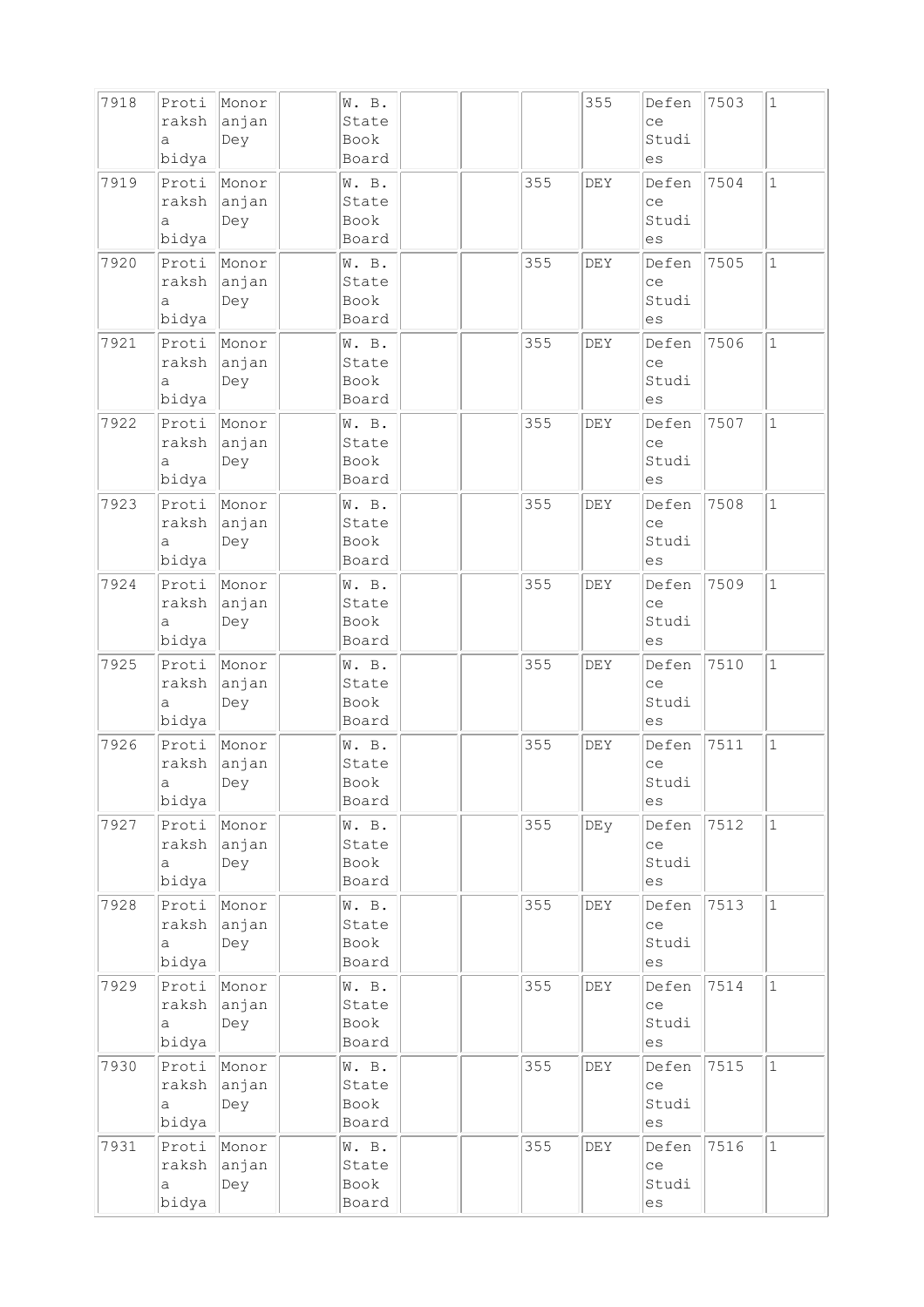| | | | | | | | | | | | |
|---|---|---|---|---|---|---|---|---|---|---|---|
| 7918 | Protiraksha bidya | Monoranjan Dey | | W. B. State Book Board | | | | 355 | Defence Studies | 7503 | 1 |
| 7919 | Protiraksha bidya | Monoranjan Dey | | W. B. State Book Board | | | 355 | DEY | Defence Studies | 7504 | 1 |
| 7920 | Protiraksha bidya | Monoranjan Dey | | W. B. State Book Board | | | 355 | DEY | Defence Studies | 7505 | 1 |
| 7921 | Protiraksha bidya | Monoranjan Dey | | W. B. State Book Board | | | 355 | DEY | Defence Studies | 7506 | 1 |
| 7922 | Protiraksha bidya | Monoranjan Dey | | W. B. State Book Board | | | 355 | DEY | Defence Studies | 7507 | 1 |
| 7923 | Protiraksha bidya | Monoranjan Dey | | W. B. State Book Board | | | 355 | DEY | Defence Studies | 7508 | 1 |
| 7924 | Protiraksha bidya | Monoranjan Dey | | W. B. State Book Board | | | 355 | DEY | Defence Studies | 7509 | 1 |
| 7925 | Protiraksha bidya | Monoranjan Dey | | W. B. State Book Board | | | 355 | DEY | Defence Studies | 7510 | 1 |
| 7926 | Protiraksha bidya | Monoranjan Dey | | W. B. State Book Board | | | 355 | DEY | Defence Studies | 7511 | 1 |
| 7927 | Protiraksha bidya | Monoranjan Dey | | W. B. State Book Board | | | 355 | DEy | Defence Studies | 7512 | 1 |
| 7928 | Protiraksha bidya | Monoranjan Dey | | W. B. State Book Board | | | 355 | DEY | Defence Studies | 7513 | 1 |
| 7929 | Protiraksha bidya | Monoranjan Dey | | W. B. State Book Board | | | 355 | DEY | Defence Studies | 7514 | 1 |
| 7930 | Protiraksha bidya | Monoranjan Dey | | W. B. State Book Board | | | 355 | DEY | Defence Studies | 7515 | 1 |
| 7931 | Protiraksha bidya | Monoranjan Dey | | W. B. State Book Board | | | 355 | DEY | Defence Studies | 7516 | 1 |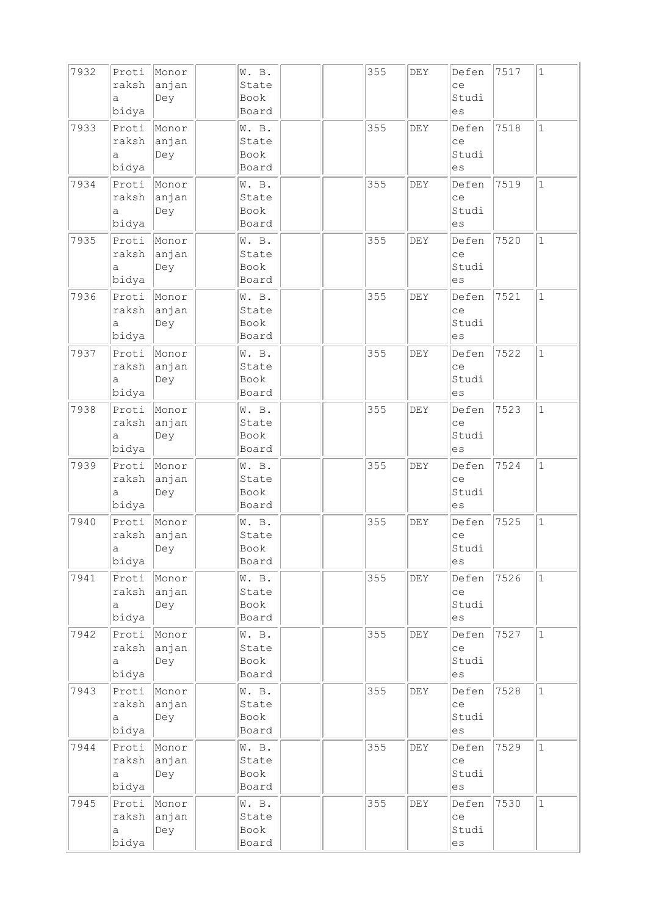| 7932 | Protiraksha bidya | Monoranjan Dey | | W. B. State Book Board | | | 355 | DEY | Defence Studies | 7517 | 1 |
|---|---|---|---|---|---|---|---|---|---|---|---|
| 7933 | Protiraksha bidya | Monoranjan Dey | | W. B. State Book Board | | | 355 | DEY | Defence Studies | 7518 | 1 |
| 7934 | Protiraksha bidya | Monoranjan Dey | | W. B. State Book Board | | | 355 | DEY | Defence Studies | 7519 | 1 |
| 7935 | Protiraksha bidya | Monoranjan Dey | | W. B. State Book Board | | | 355 | DEY | Defence Studies | 7520 | 1 |
| 7936 | Protiraksha bidya | Monoranjan Dey | | W. B. State Book Board | | | 355 | DEY | Defence Studies | 7521 | 1 |
| 7937 | Protiraksha bidya | Monoranjan Dey | | W. B. State Book Board | | | 355 | DEY | Defence Studies | 7522 | 1 |
| 7938 | Protiraksha bidya | Monoranjan Dey | | W. B. State Book Board | | | 355 | DEY | Defence Studies | 7523 | 1 |
| 7939 | Protiraksha bidya | Monoranjan Dey | | W. B. State Book Board | | | 355 | DEY | Defence Studies | 7524 | 1 |
| 7940 | Protiraksha bidya | Monoranjan Dey | | W. B. State Book Board | | | 355 | DEY | Defence Studies | 7525 | 1 |
| 7941 | Protiraksha bidya | Monoranjan Dey | | W. B. State Book Board | | | 355 | DEY | Defence Studies | 7526 | 1 |
| 7942 | Protiraksha bidya | Monoranjan Dey | | W. B. State Book Board | | | 355 | DEY | Defence Studies | 7527 | 1 |
| 7943 | Protiraksha bidya | Monoranjan Dey | | W. B. State Book Board | | | 355 | DEY | Defence Studies | 7528 | 1 |
| 7944 | Protiraksha bidya | Monoranjan Dey | | W. B. State Book Board | | | 355 | DEY | Defence Studies | 7529 | 1 |
| 7945 | Protiraksha bidya | Monoranjan Dey | | W. B. State Book Board | | | 355 | DEY | Defence Studies | 7530 | 1 |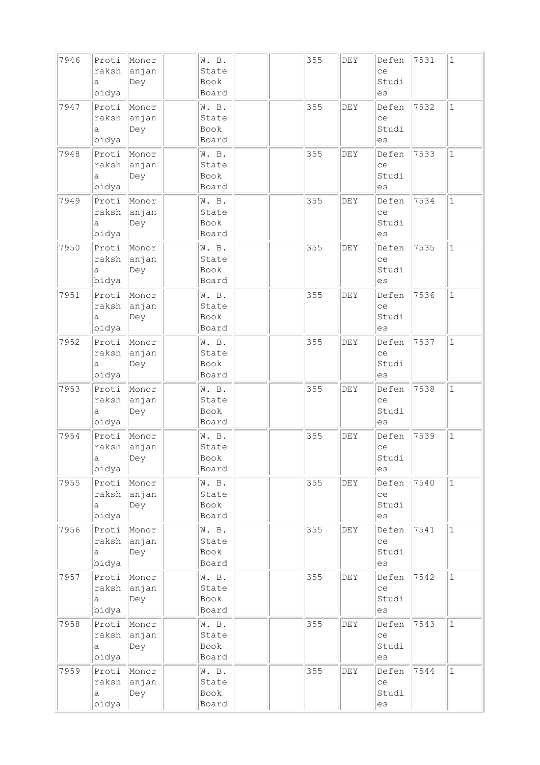| 7946 | Protiraksha bidya | Monoranjan Dey | | W. B. State Book Board | | | 355 | DEY | Defence Studies | 7531 | 1 |
|---|---|---|---|---|---|---|---|---|---|---|---|
| 7947 | Protiraksha bidya | Monoranjan Dey | | W. B. State Book Board | | | 355 | DEY | Defence Studies | 7532 | 1 |
| 7948 | Protiraksha bidya | Monoranjan Dey | | W. B. State Book Board | | | 355 | DEY | Defence Studies | 7533 | 1 |
| 7949 | Protiraksha bidya | Monoranjan Dey | | W. B. State Book Board | | | 355 | DEY | Defence Studies | 7534 | 1 |
| 7950 | Protiraksha bidya | Monoranjan Dey | | W. B. State Book Board | | | 355 | DEY | Defence Studies | 7535 | 1 |
| 7951 | Protiraksha bidya | Monoranjan Dey | | W. B. State Book Board | | | 355 | DEY | Defence Studies | 7536 | 1 |
| 7952 | Protiraksha bidya | Monoranjan Dey | | W. B. State Book Board | | | 355 | DEY | Defence Studies | 7537 | 1 |
| 7953 | Protiraksha bidya | Monoranjan Dey | | W. B. State Book Board | | | 355 | DEY | Defence Studies | 7538 | 1 |
| 7954 | Protiraksha bidya | Monoranjan Dey | | W. B. State Book Board | | | 355 | DEY | Defence Studies | 7539 | 1 |
| 7955 | Protiraksha bidya | Monoranjan Dey | | W. B. State Book Board | | | 355 | DEY | Defence Studies | 7540 | 1 |
| 7956 | Protiraksha bidya | Monoranjan Dey | | W. B. State Book Board | | | 355 | DEY | Defence Studies | 7541 | 1 |
| 7957 | Protiraksha bidya | Monoranjan Dey | | W. B. State Book Board | | | 355 | DEY | Defence Studies | 7542 | 1 |
| 7958 | Protiraksha bidya | Monoranjan Dey | | W. B. State Book Board | | | 355 | DEY | Defence Studies | 7543 | 1 |
| 7959 | Protiraksha bidya | Monoranjan Dey | | W. B. State Book Board | | | 355 | DEY | Defence Studies | 7544 | 1 |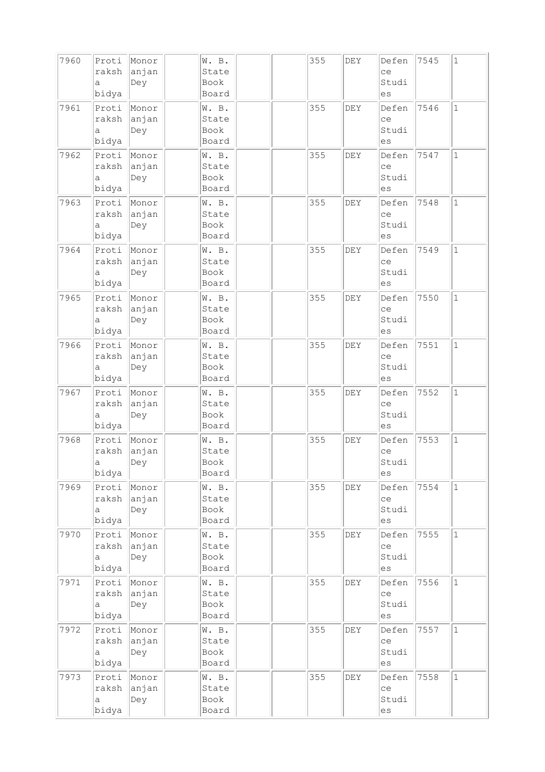| 7960 | Protiraksha bidya | Monoranjan Dey | | W. B. State Book Board | | | 355 | DEY | Defence Studies | 7545 | 1 |
|---|---|---|---|---|---|---|---|---|---|---|---|
| 7961 | Protiraksha bidya | Monoranjan Dey | | W. B. State Book Board | | | 355 | DEY | Defence Studies | 7546 | 1 |
| 7962 | Protiraksha bidya | Monoranjan Dey | | W. B. State Book Board | | | 355 | DEY | Defence Studies | 7547 | 1 |
| 7963 | Protiraksha bidya | Monoranjan Dey | | W. B. State Book Board | | | 355 | DEY | Defence Studies | 7548 | 1 |
| 7964 | Protiraksha bidya | Monoranjan Dey | | W. B. State Book Board | | | 355 | DEY | Defence Studies | 7549 | 1 |
| 7965 | Protiraksha bidya | Monoranjan Dey | | W. B. State Book Board | | | 355 | DEY | Defence Studies | 7550 | 1 |
| 7966 | Protiraksha bidya | Monoranjan Dey | | W. B. State Book Board | | | 355 | DEY | Defence Studies | 7551 | 1 |
| 7967 | Protiraksha bidya | Monoranjan Dey | | W. B. State Book Board | | | 355 | DEY | Defence Studies | 7552 | 1 |
| 7968 | Protiraksha bidya | Monoranjan Dey | | W. B. State Book Board | | | 355 | DEY | Defence Studies | 7553 | 1 |
| 7969 | Protiraksha bidya | Monoranjan Dey | | W. B. State Book Board | | | 355 | DEY | Defence Studies | 7554 | 1 |
| 7970 | Protiraksha bidya | Monoranjan Dey | | W. B. State Book Board | | | 355 | DEY | Defence Studies | 7555 | 1 |
| 7971 | Protiraksha bidya | Monoranjan Dey | | W. B. State Book Board | | | 355 | DEY | Defence Studies | 7556 | 1 |
| 7972 | Protiraksha bidya | Monoranjan Dey | | W. B. State Book Board | | | 355 | DEY | Defence Studies | 7557 | 1 |
| 7973 | Protiraksha bidya | Monoranjan Dey | | W. B. State Book Board | | | 355 | DEY | Defence Studies | 7558 | 1 |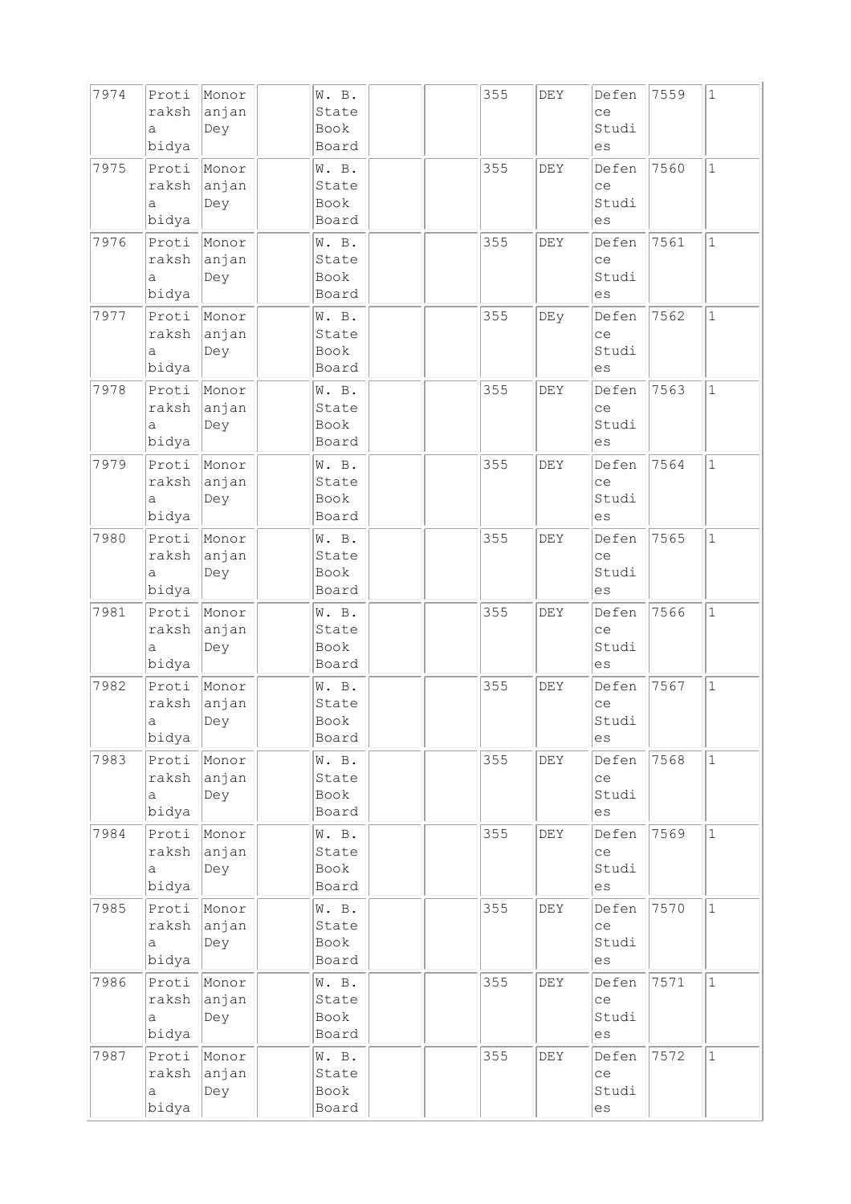| 7974 | Protiraksha bidya | Monoranjan Dey | | W. B. State Book Board | | | 355 | DEY | Defence Studies | 7559 | 1 |
|---|---|---|---|---|---|---|---|---|---|---|---|
| 7975 | Protiraksha bidya | Monoranjan Dey | | W. B. State Book Board | | | 355 | DEY | Defence Studies | 7560 | 1 |
| 7976 | Protiraksha bidya | Monoranjan Dey | | W. B. State Book Board | | | 355 | DEY | Defence Studies | 7561 | 1 |
| 7977 | Protiraksha bidya | Monoranjan Dey | | W. B. State Book Board | | | 355 | DEy | Defence Studies | 7562 | 1 |
| 7978 | Protiraksha bidya | Monoranjan Dey | | W. B. State Book Board | | | 355 | DEY | Defence Studies | 7563 | 1 |
| 7979 | Protiraksha bidya | Monoranjan Dey | | W. B. State Book Board | | | 355 | DEY | Defence Studies | 7564 | 1 |
| 7980 | Protiraksha bidya | Monoranjan Dey | | W. B. State Book Board | | | 355 | DEY | Defence Studies | 7565 | 1 |
| 7981 | Protiraksha bidya | Monoranjan Dey | | W. B. State Book Board | | | 355 | DEY | Defence Studies | 7566 | 1 |
| 7982 | Protiraksha bidya | Monoranjan Dey | | W. B. State Book Board | | | 355 | DEY | Defence Studies | 7567 | 1 |
| 7983 | Protiraksha bidya | Monoranjan Dey | | W. B. State Book Board | | | 355 | DEY | Defence Studies | 7568 | 1 |
| 7984 | Protiraksha bidya | Monoranjan Dey | | W. B. State Book Board | | | 355 | DEY | Defence Studies | 7569 | 1 |
| 7985 | Protiraksha bidya | Monoranjan Dey | | W. B. State Book Board | | | 355 | DEY | Defence Studies | 7570 | 1 |
| 7986 | Protiraksha bidya | Monoranjan Dey | | W. B. State Book Board | | | 355 | DEY | Defence Studies | 7571 | 1 |
| 7987 | Protiraksha bidya | Monoranjan Dey | | W. B. State Book Board | | | 355 | DEY | Defence Studies | 7572 | 1 |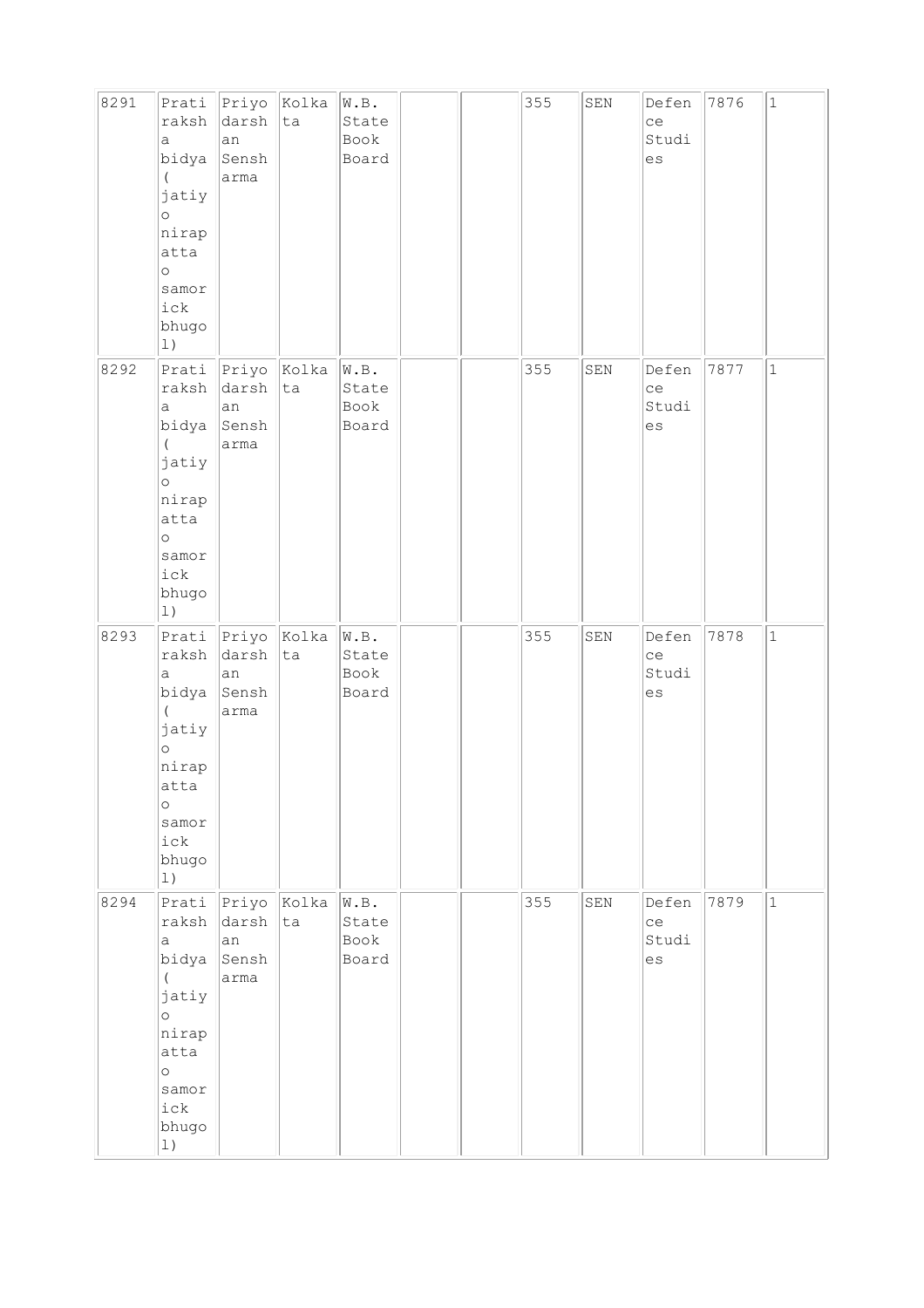| 8291 | Pratiraksha bidya ( jatiyo nirapatta o samorick bhugol) | Priyodarshan Sensharma | Kolkata | W.B. State Book Board | | | 355 | SEN | Defence Studies | 7876 | 1 |
|---|---|---|---|---|---|---|---|---|---|---|---|
| 8292 | Pratiraksha bidya ( jatiyo nirapatta o samorick bhugol) | Priyodarshan Sensharma | Kolkata | W.B. State Book Board | | | 355 | SEN | Defence Studies | 7877 | 1 |
| 8293 | Pratiraksha bidya ( jatiyo nirapatta o samorick bhugol) | Priyodarshan Sensharma | Kolkata | W.B. State Book Board | | | 355 | SEN | Defence Studies | 7878 | 1 |
| 8294 | Pratiraksha bidya ( jatiyo nirapatta o samorick bhugol) | Priyodarshan Sensharma | Kolkata | W.B. State Book Board | | | 355 | SEN | Defence Studies | 7879 | 1 |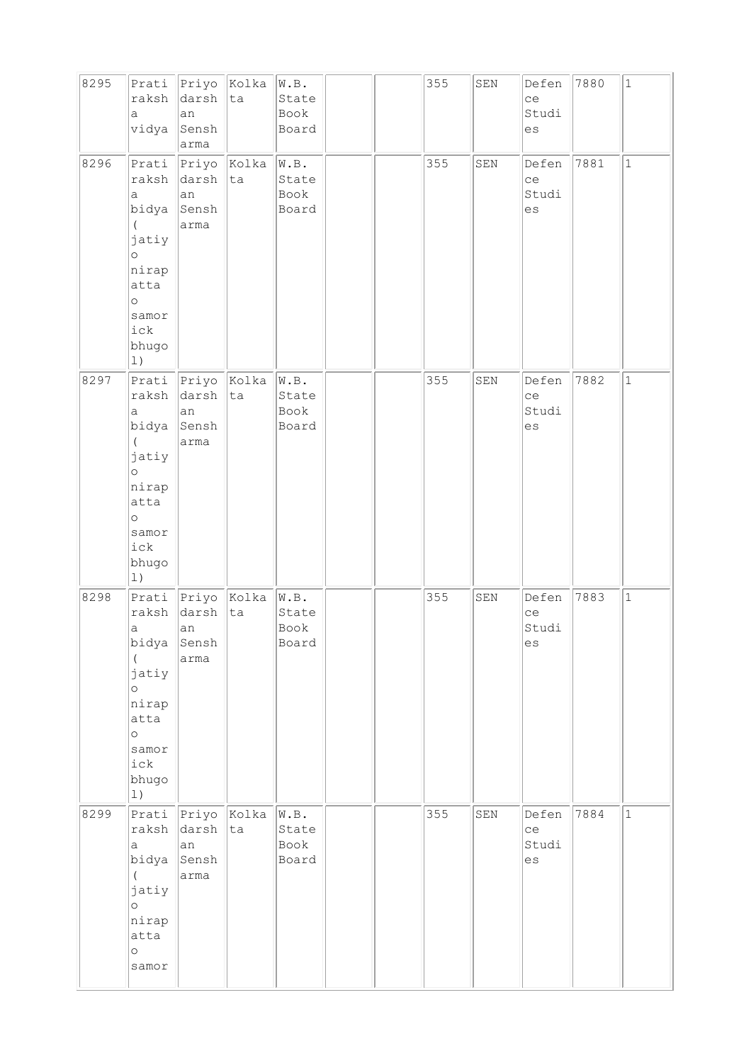| 8295 | Pratiraksha vidya | Priyodarshan Sensharma | Kolkata | W.B. State Book Board | | | 355 | SEN | Defence Studies | 7880 | 1 |
|---|---|---|---|---|---|---|---|---|---|---|---|
| 8296 | Pratiraksha bidya ( jatiyo nirapatta o samorick bhugol) | Priyodarshan Sensharma | Kolkata | W.B. State Book Board | | | 355 | SEN | Defence Studies | 7881 | 1 |
| 8297 | Pratiraksha bidya ( jatiyo nirapatta o samorick bhugol) | Priyodarshan Sensharma | Kolkata | W.B. State Book Board | | | 355 | SEN | Defence Studies | 7882 | 1 |
| 8298 | Pratiraksha bidya ( jatiyo nirapatta o samorick bhugol) | Priyodarshan Sensharma | Kolkata | W.B. State Book Board | | | 355 | SEN | Defence Studies | 7883 | 1 |
| 8299 | Pratiraksha bidya ( jatiyo nirapatta o samor | Priyodarshan Sensharma | Kolkata | W.B. State Book Board | | | 355 | SEN | Defence Studies | 7884 | 1 |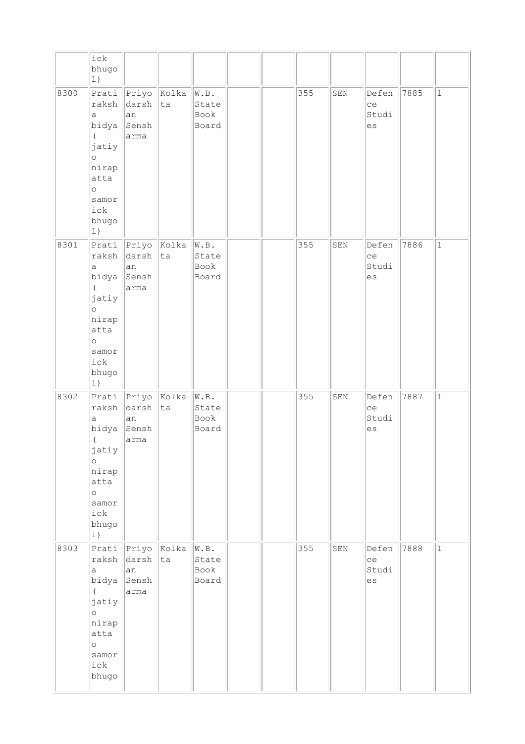|  |  |  |  |  |  |  |  |  |  |  |
|---|---|---|---|---|---|---|---|---|---|---|
|  | ick bhugol) |  |  |  |  |  |  |  |  |  |
| 8300 | Prati raksha bidya ( jatiy o nirapatta o samorick bhugol) | Priyodarshan Sensharma | Kolkata | W.B. State Book Board |  |  | 355 | SEN | Defence Studies | 7885 | 1 |
| 8301 | Prati raksha bidya ( jatiy o nirapatta o samorick bhugol) | Priyodarshan Sensharma | Kolkata | W.B. State Book Board |  |  | 355 | SEN | Defence Studies | 7886 | 1 |
| 8302 | Prati raksha bidya ( jatiy o nirapatta o samorick bhugol) | Priyodarshan Sensharma | Kolkata | W.B. State Book Board |  |  | 355 | SEN | Defence Studies | 7887 | 1 |
| 8303 | Prati raksha bidya ( jatiy o nirapatta o samorick bhugo | Priyodarshan Sensharma | Kolkata | W.B. State Book Board |  |  | 355 | SEN | Defence Studies | 7888 | 1 |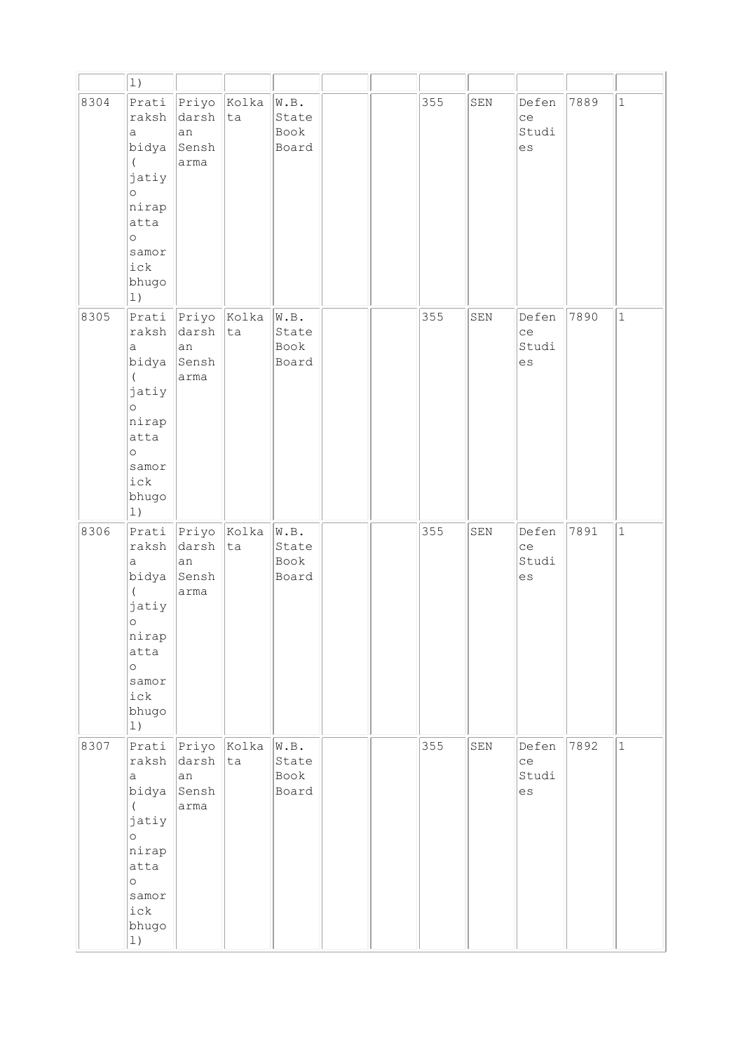| | l) | | | | | | | | | | |
|---|---|---|---|---|---|---|---|---|---|---|---|
| 8304 | Pratiraksha bidya ( jatiyo nirapatta o samorick bhugol) | Priyodarshan Sensharma | Kolkata | W.B. State Book Board | | | 355 | SEN | Defence Studies | 7889 | 1 |
| 8305 | Pratiraksha bidya ( jatiyo nirapatta o samorick bhugol) | Priyodarshan Sensharma | Kolkata | W.B. State Book Board | | | 355 | SEN | Defence Studies | 7890 | 1 |
| 8306 | Pratiraksha bidya ( jatiyo nirapatta o samorick bhugol) | Priyodarshan Sensharma | Kolkata | W.B. State Book Board | | | 355 | SEN | Defence Studies | 7891 | 1 |
| 8307 | Pratiraksha bidya ( jatiyo nirapatta o samorick bhugol) | Priyodarshan Sensharma | Kolkata | W.B. State Book Board | | | 355 | SEN | Defence Studies | 7892 | 1 |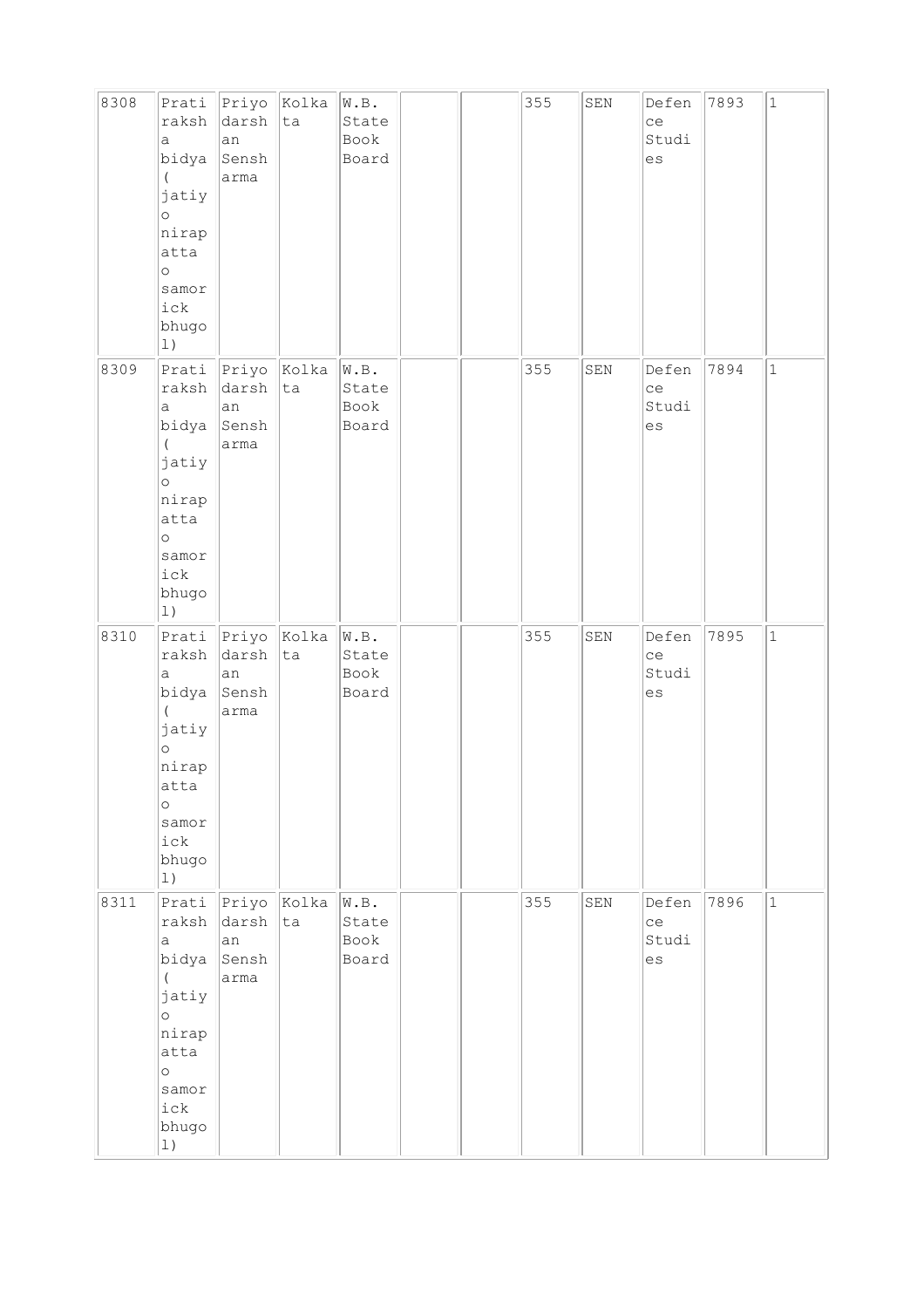| 8308 | Pratiraksha bidya ( jatiyo nirapatta o samorick bhugol) | Priyodarshan Sensharma | Kolkata | W.B. State Book Board | | | 355 | SEN | Defence Studies | 7893 | 1 |
|---|---|---|---|---|---|---|---|---|---|---|---|
| 8309 | Pratiraksha bidya ( jatiyo nirapatta o samorick bhugol) | Priyodarshan Sensharma | Kolkata | W.B. State Book Board | | | 355 | SEN | Defence Studies | 7894 | 1 |
| 8310 | Pratiraksha bidya ( jatiyo nirapatta o samorick bhugol) | Priyodarshan Sensharma | Kolkata | W.B. State Book Board | | | 355 | SEN | Defence Studies | 7895 | 1 |
| 8311 | Pratiraksha bidya ( jatiyo nirapatta o samorick bhugol) | Priyodarshan Sensharma | Kolkata | W.B. State Book Board | | | 355 | SEN | Defence Studies | 7896 | 1 |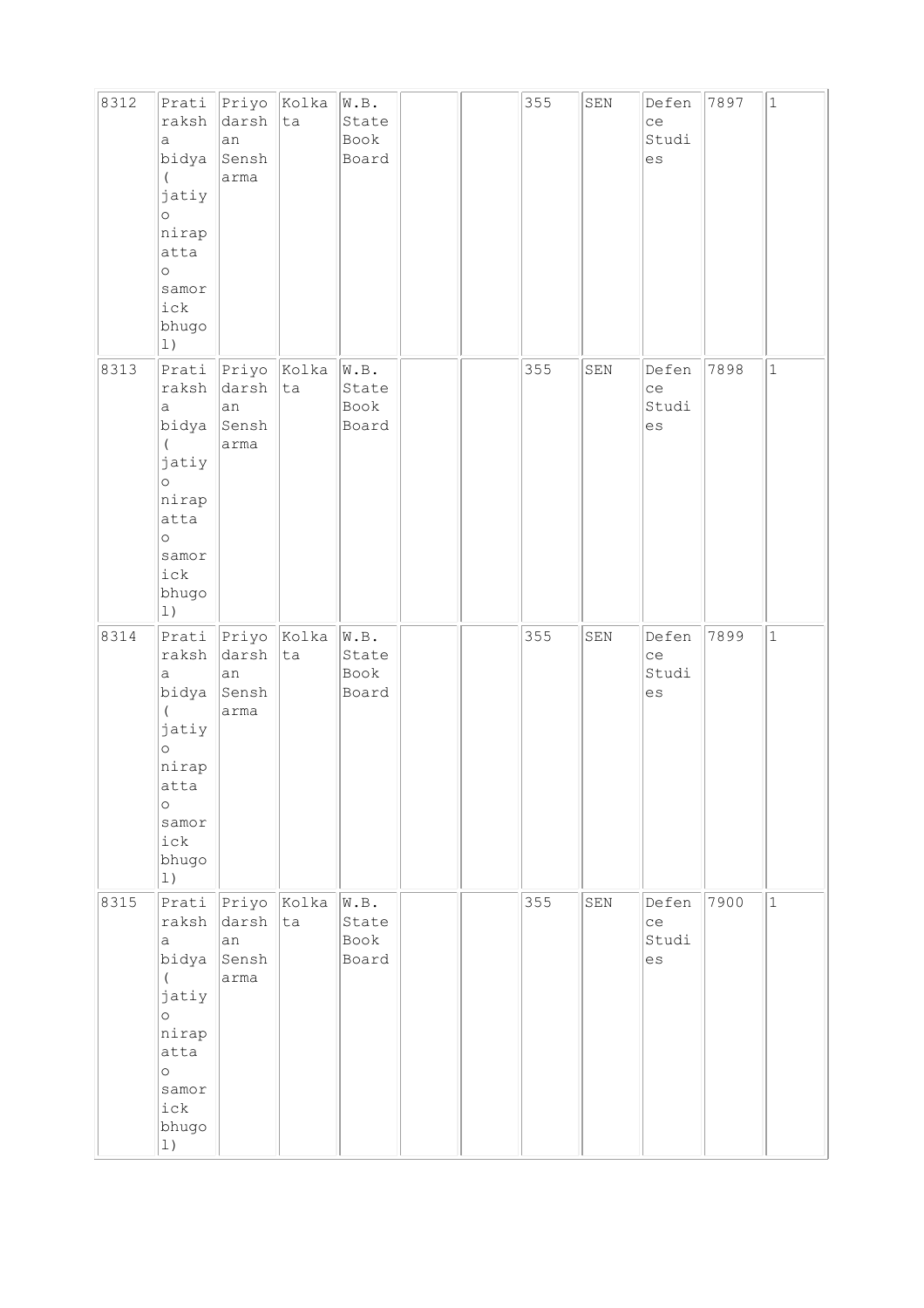| 8312 | Pratiraksha bidya ( jatiyo nirapatta o samorick bhugol) | Priyodarshan Sensharma | Kolkata | W.B. State Book Board | | | 355 | SEN | Defence Studies | 7897 | 1 |
|---|---|---|---|---|---|---|---|---|---|---|---|
| 8313 | Pratiraksha bidya ( jatiyo nirapatta o samorick bhugol) | Priyodarshan Sensharma | Kolkata | W.B. State Book Board | | | 355 | SEN | Defence Studies | 7898 | 1 |
| 8314 | Pratiraksha bidya ( jatiyo nirapatta o samorick bhugol) | Priyodarshan Sensharma | Kolkata | W.B. State Book Board | | | 355 | SEN | Defence Studies | 7899 | 1 |
| 8315 | Pratiraksha bidya ( jatiyo nirapatta o samorick bhugol) | Priyodarshan Sensharma | Kolkata | W.B. State Book Board | | | 355 | SEN | Defence Studies | 7900 | 1 |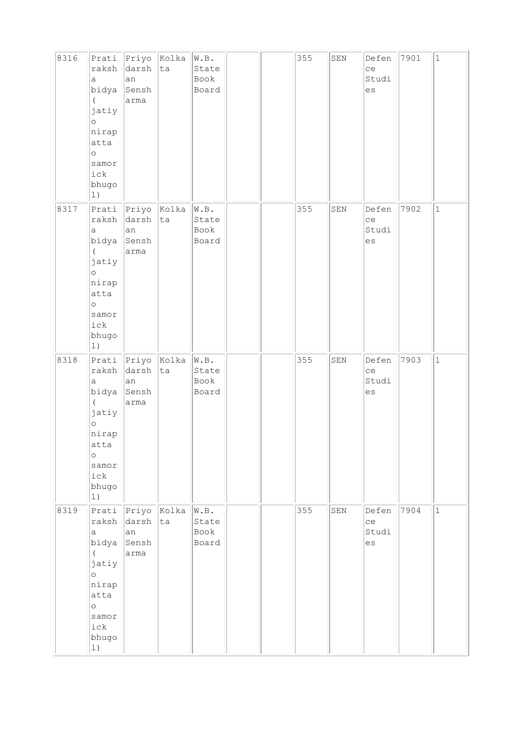| 8316 | Pratiraksha bidya ( jatiyo nirapatta o samorick bhugol) | Priyodarshan Sensharma | Kolkata | W.B. State Book Board | | | 355 | SEN | Defence Studies | 7901 | 1 |
|---|---|---|---|---|---|---|---|---|---|---|---|
| 8317 | Pratiraksha bidya ( jatiyo nirapatta o samorick bhugol) | Priyodarshan Sensharma | Kolkata | W.B. State Book Board | | | 355 | SEN | Defence Studies | 7902 | 1 |
| 8318 | Pratiraksha bidya ( jatiyo nirapatta o samorick bhugol) | Priyodarshan Sensharma | Kolkata | W.B. State Book Board | | | 355 | SEN | Defence Studies | 7903 | 1 |
| 8319 | Pratiraksha bidya ( jatiyo nirapatta o samorick bhugol) | Priyodarshan Sensharma | Kolkata | W.B. State Book Board | | | 355 | SEN | Defence Studies | 7904 | 1 |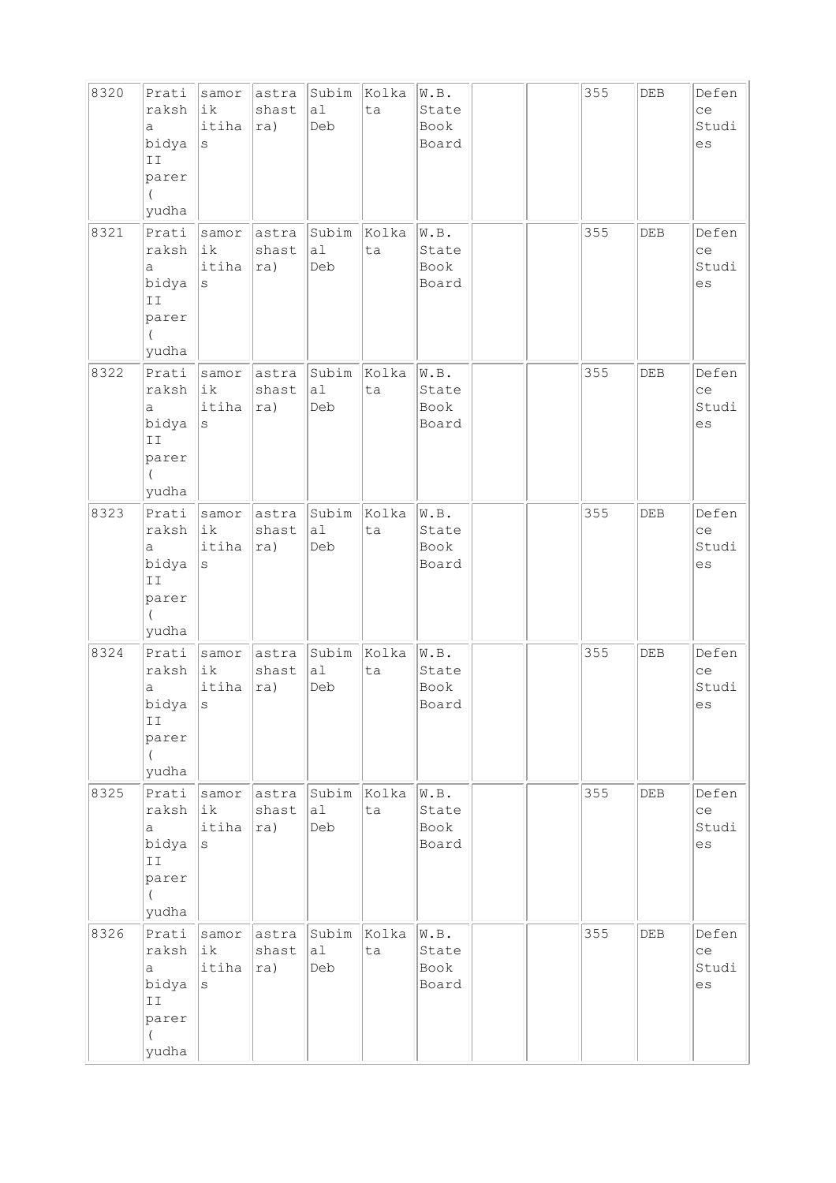| 8320 | Pratiraksha bidya II parer ( yudha | samorik itihas | astra shastra) | Subimal Deb | Kolkata | W.B. State Book Board | | | 355 | DEB | Defence Studies |
|---|---|---|---|---|---|---|---|---|---|---|---|
| 8321 | Pratiraksha bidya II parer ( yudha | samorik itihas | astra shastra) | Subimal Deb | Kolkata | W.B. State Book Board | | | 355 | DEB | Defence Studies |
| 8322 | Pratiraksha bidya II parer ( yudha | samorik itihas | astra shastra) | Subimal Deb | Kolkata | W.B. State Book Board | | | 355 | DEB | Defence Studies |
| 8323 | Pratiraksha bidya II parer ( yudha | samorik itihas | astra shastra) | Subimal Deb | Kolkata | W.B. State Book Board | | | 355 | DEB | Defence Studies |
| 8324 | Pratiraksha bidya II parer ( yudha | samorik itihas | astra shastra) | Subimal Deb | Kolkata | W.B. State Book Board | | | 355 | DEB | Defence Studies |
| 8325 | Pratiraksha bidya II parer ( yudha | samorik itihas | astra shastra) | Subimal Deb | Kolkata | W.B. State Book Board | | | 355 | DEB | Defence Studies |
| 8326 | Pratiraksha bidya II parer ( yudha | samorik itihas | astra shastra) | Subimal Deb | Kolkata | W.B. State Book Board | | | 355 | DEB | Defence Studies |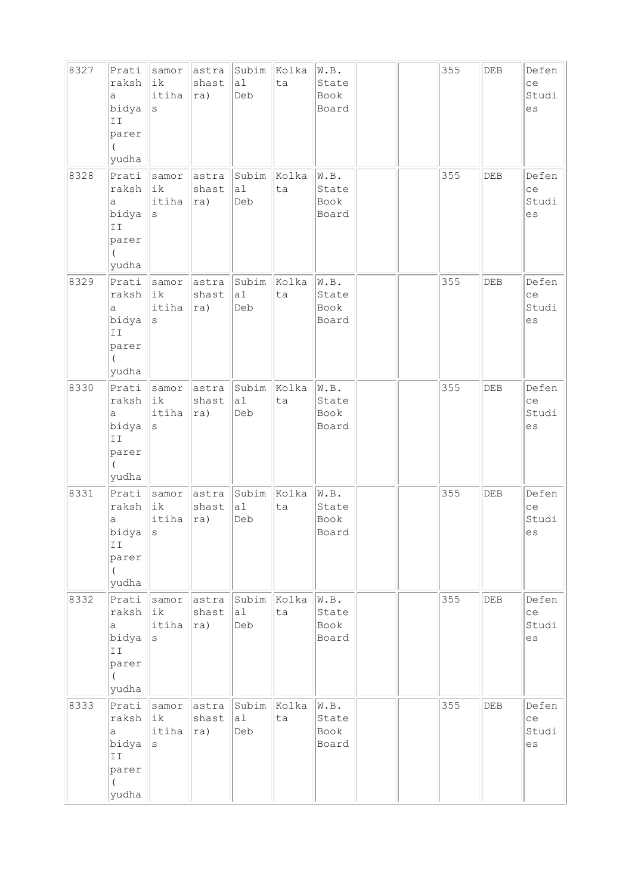| 8327 | Pratiraksha bidya II parer (yudha | samorik itihas | astrashastra) | Subimal Deb | Kolkata | W.B. State Book Board | | | 355 | DEB | Defence Studies |
|---|---|---|---|---|---|---|---|---|---|---|---|
| 8328 | Pratiraksha bidya II parer (yudha | samorik itihas | astrashastra) | Subimal Deb | Kolkata | W.B. State Book Board | | | 355 | DEB | Defence Studies |
| 8329 | Pratiraksha bidya II parer (yudha | samorik itihas | astrashastra) | Subimal Deb | Kolkata | W.B. State Book Board | | | 355 | DEB | Defence Studies |
| 8330 | Pratiraksha bidya II parer (yudha | samorik itihas | astrashastra) | Subimal Deb | Kolkata | W.B. State Book Board | | | 355 | DEB | Defence Studies |
| 8331 | Pratiraksha bidya II parer (yudha | samorik itihas | astrashastra) | Subimal Deb | Kolkata | W.B. State Book Board | | | 355 | DEB | Defence Studies |
| 8332 | Pratiraksha bidya II parer (yudha | samorik itihas | astrashastra) | Subimal Deb | Kolkata | W.B. State Book Board | | | 355 | DEB | Defence Studies |
| 8333 | Pratiraksha bidya II parer (yudha | samorik itihas | astrashastra) | Subimal Deb | Kolkata | W.B. State Book Board | | | 355 | DEB | Defence Studies |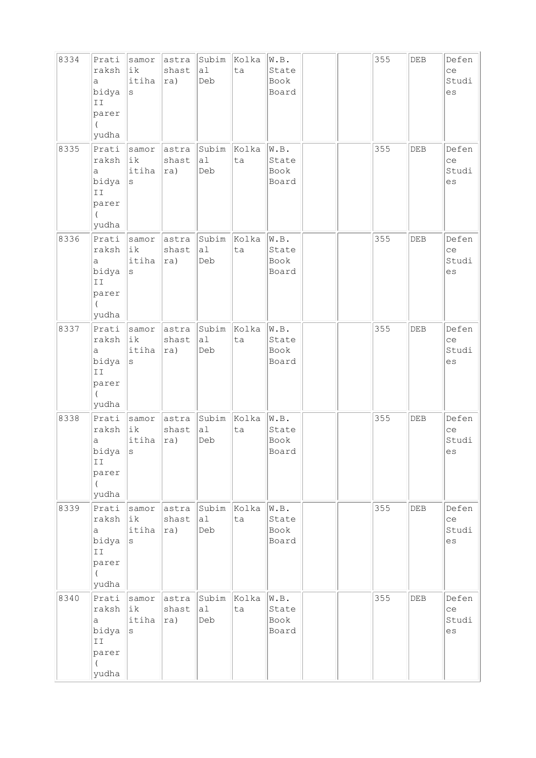| 8334 | Pratiraksha bidya II parer ( yudha | samorik itihas | astrashastra) | Subimal Deb | Kolkata | W.B. State Book Board | | | 355 | DEB | Defence Studies |
|---|---|---|---|---|---|---|---|---|---|---|---|
| 8335 | Pratiraksha bidya II parer ( yudha | samorik itihas | astrashastra) | Subimal Deb | Kolkata | W.B. State Book Board | | | 355 | DEB | Defence Studies |
| 8336 | Pratiraksha bidya II parer ( yudha | samorik itihas | astrashastra) | Subimal Deb | Kolkata | W.B. State Book Board | | | 355 | DEB | Defence Studies |
| 8337 | Pratiraksha bidya II parer ( yudha | samorik itihas | astrashastra) | Subimal Deb | Kolkata | W.B. State Book Board | | | 355 | DEB | Defence Studies |
| 8338 | Pratiraksha bidya II parer ( yudha | samorik itihas | astrashastra) | Subimal Deb | Kolkata | W.B. State Book Board | | | 355 | DEB | Defence Studies |
| 8339 | Pratiraksha bidya II parer ( yudha | samorik itihas | astrashastra) | Subimal Deb | Kolkata | W.B. State Book Board | | | 355 | DEB | Defence Studies |
| 8340 | Pratiraksha bidya II parer ( yudha | samorik itihas | astrashastra) | Subimal Deb | Kolkata | W.B. State Book Board | | | 355 | DEB | Defence Studies |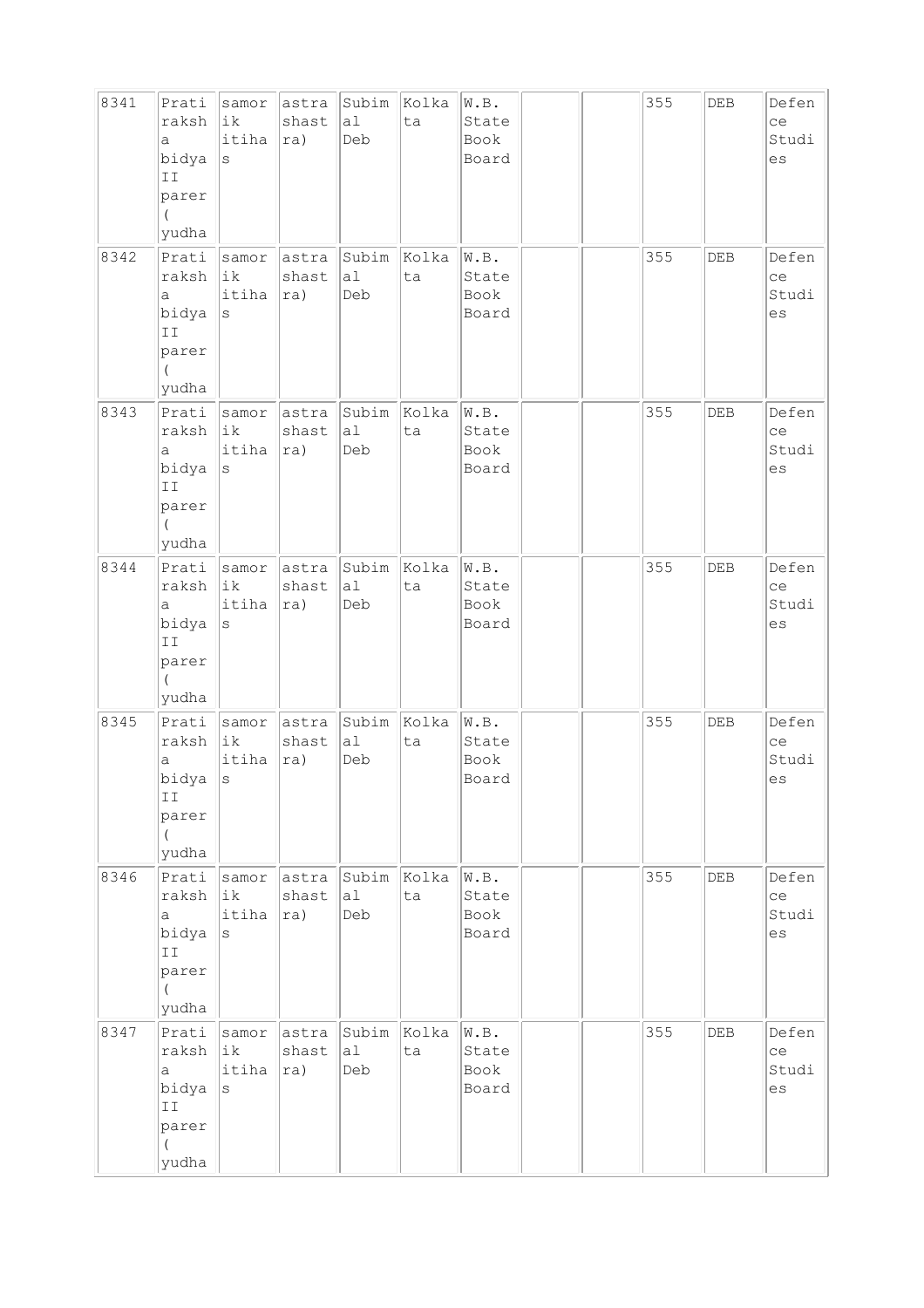| 8341 | Pratiraksha bidya II parer ( yudha | samorik itihas | astrashastra) | Subimal Deb | Kolkata | W.B. State Book Board | | | 355 | DEB | Defence Studies |
|---|---|---|---|---|---|---|---|---|---|---|---|
| 8342 | Pratiraksha bidya II parer ( yudha | samorik itihas | astrashastra) | Subimal Deb | Kolkata | W.B. State Book Board | | | 355 | DEB | Defence Studies |
| 8343 | Pratiraksha bidya II parer ( yudha | samorik itihas | astrashastra) | Subimal Deb | Kolkata | W.B. State Book Board | | | 355 | DEB | Defence Studies |
| 8344 | Pratiraksha bidya II parer ( yudha | samorik itihas | astrashastra) | Subimal Deb | Kolkata | W.B. State Book Board | | | 355 | DEB | Defence Studies |
| 8345 | Pratiraksha bidya II parer ( yudha | samorik itihas | astrashastra) | Subimal Deb | Kolkata | W.B. State Book Board | | | 355 | DEB | Defence Studies |
| 8346 | Pratiraksha bidya II parer ( yudha | samorik itihas | astrashastra) | Subimal Deb | Kolkata | W.B. State Book Board | | | 355 | DEB | Defence Studies |
| 8347 | Pratiraksha bidya II parer ( yudha | samorik itihas | astrashastra) | Subimal Deb | Kolkata | W.B. State Book Board | | | 355 | DEB | Defence Studies |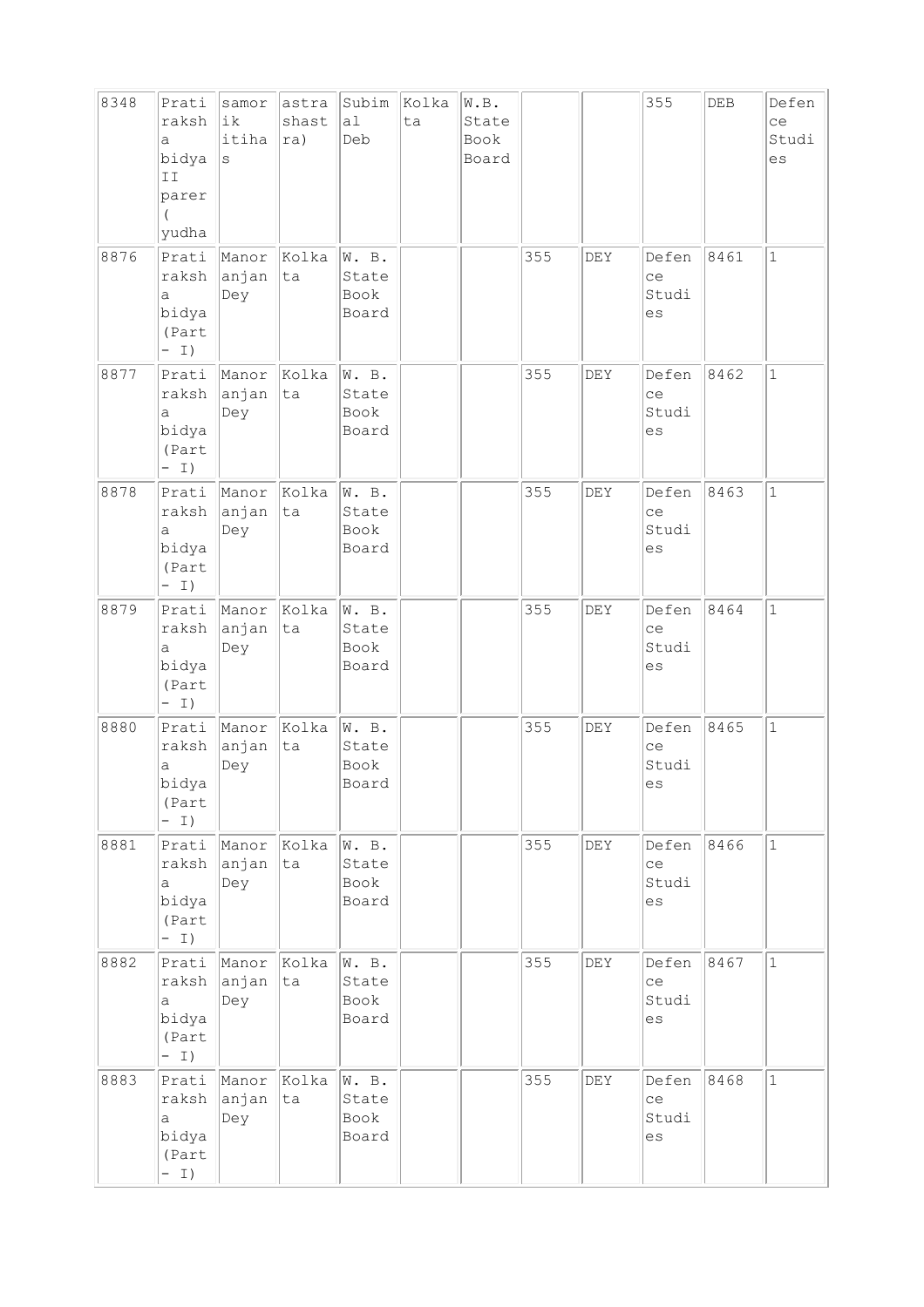| | | | | | | | | | | | |
|---|---|---|---|---|---|---|---|---|---|---|---|
| 8348 | Pratiraksha bidya II parer ( yudha | samorik itihas | astra shastra) | Subimal Deb | Kolkata | W.B. State Book Board | | | 355 | DEB | Defence Studies |
| 8876 | Pratiraksha bidya (Part - I) | Manoranjan Dey | Kolkata | W. B. State Book Board | | | 355 | DEY | Defence Studies | 8461 | 1 |
| 8877 | Pratiraksha bidya (Part - I) | Manoranjan Dey | Kolkata | W. B. State Book Board | | | 355 | DEY | Defence Studies | 8462 | 1 |
| 8878 | Pratiraksha bidya (Part - I) | Manoranjan Dey | Kolkata | W. B. State Book Board | | | 355 | DEY | Defence Studies | 8463 | 1 |
| 8879 | Pratiraksha bidya (Part - I) | Manoranjan Dey | Kolkata | W. B. State Book Board | | | 355 | DEY | Defence Studies | 8464 | 1 |
| 8880 | Pratiraksha bidya (Part - I) | Manoranjan Dey | Kolkata | W. B. State Book Board | | | 355 | DEY | Defence Studies | 8465 | 1 |
| 8881 | Pratiraksha bidya (Part - I) | Manoranjan Dey | Kolkata | W. B. State Book Board | | | 355 | DEY | Defence Studies | 8466 | 1 |
| 8882 | Pratiraksha bidya (Part - I) | Manoranjan Dey | Kolkata | W. B. State Book Board | | | 355 | DEY | Defence Studies | 8467 | 1 |
| 8883 | Pratiraksha bidya (Part - I) | Manoranjan Dey | Kolkata | W. B. State Book Board | | | 355 | DEY | Defence Studies | 8468 | 1 |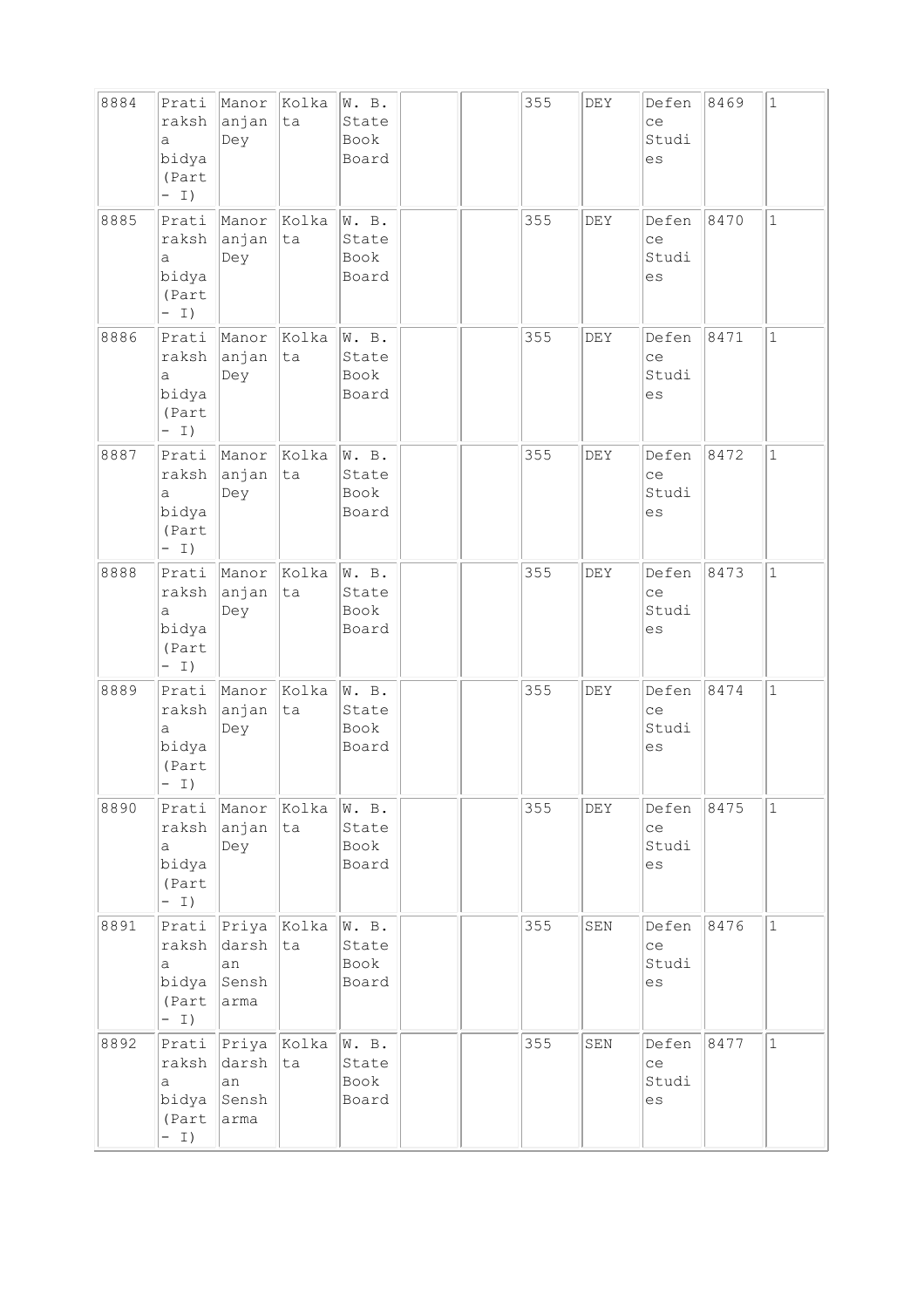| 8884 | Pratiraksha bidya (Part - I) | Manoranjan Dey | Kolkata | W. B. State Book Board | | | 355 | DEY | Defence Studies | 8469 | 1 |
|---|---|---|---|---|---|---|---|---|---|---|---|
| 8885 | Pratiraksha bidya (Part - I) | Manoranjan Dey | Kolkata | W. B. State Book Board | | | 355 | DEY | Defence Studies | 8470 | 1 |
| 8886 | Pratiraksha bidya (Part - I) | Manoranjan Dey | Kolkata | W. B. State Book Board | | | 355 | DEY | Defence Studies | 8471 | 1 |
| 8887 | Pratiraksha bidya (Part - I) | Manoranjan Dey | Kolkata | W. B. State Book Board | | | 355 | DEY | Defence Studies | 8472 | 1 |
| 8888 | Pratiraksha bidya (Part - I) | Manoranjan Dey | Kolkata | W. B. State Book Board | | | 355 | DEY | Defence Studies | 8473 | 1 |
| 8889 | Pratiraksha bidya (Part - I) | Manoranjan Dey | Kolkata | W. B. State Book Board | | | 355 | DEY | Defence Studies | 8474 | 1 |
| 8890 | Pratiraksha bidya (Part - I) | Manoranjan Dey | Kolkata | W. B. State Book Board | | | 355 | DEY | Defence Studies | 8475 | 1 |
| 8891 | Pratiraksha bidya (Part - I) | Priyadarshan Sensharma | Kolkata | W. B. State Book Board | | | 355 | SEN | Defence Studies | 8476 | 1 |
| 8892 | Pratiraksha bidya (Part - I) | Priyadarshan Sensharma | Kolkata | W. B. State Book Board | | | 355 | SEN | Defence Studies | 8477 | 1 |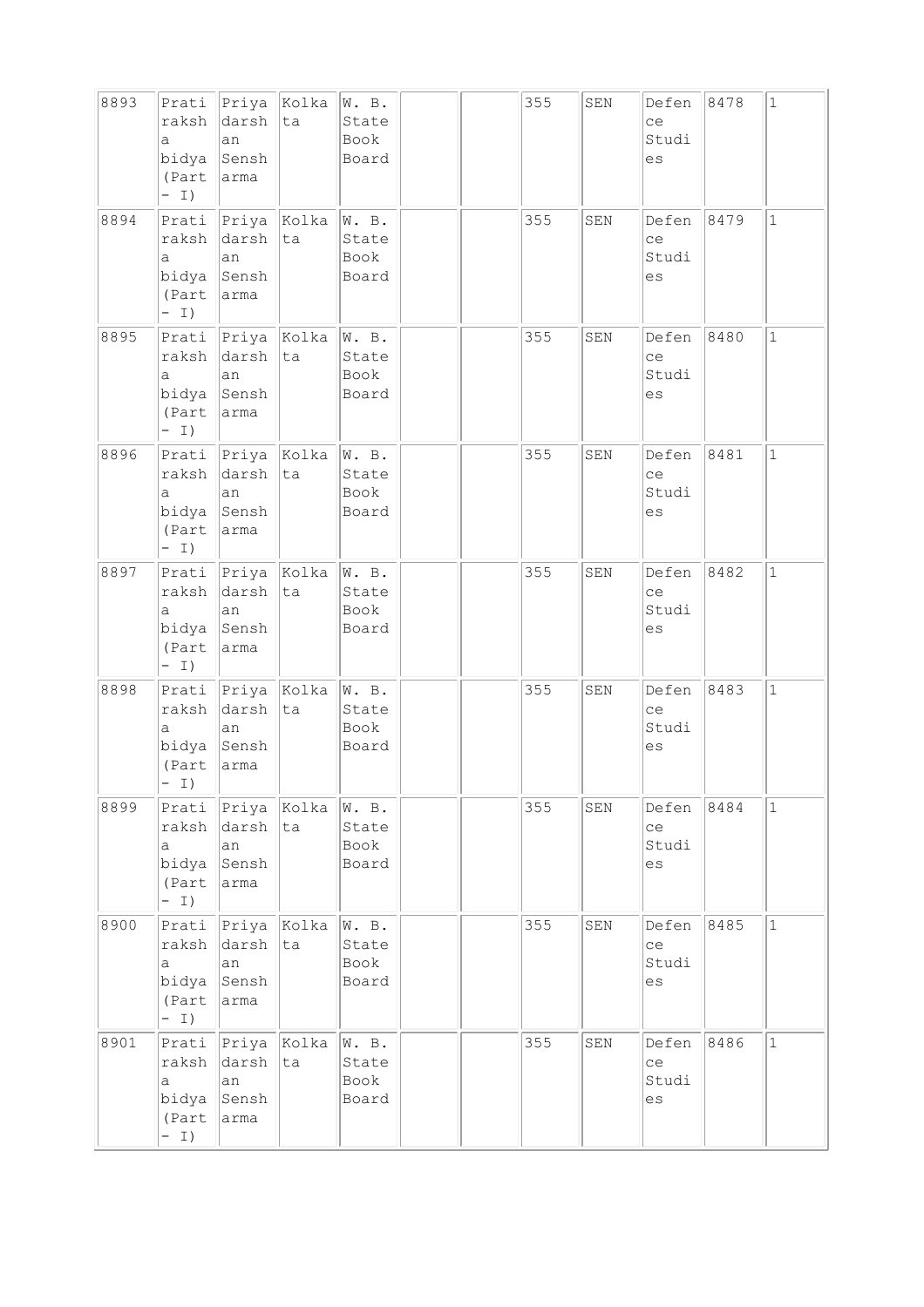| 8893 | Pratiraksha bidya (Part - I) | Priyadarshan Sensharma | Kolkata | W. B. State Book Board | | | 355 | SEN | Defence Studies | 8478 | 1 |
|---|---|---|---|---|---|---|---|---|---|---|---|
| 8894 | Pratiraksha bidya (Part - I) | Priyadarshan Sensharma | Kolkata | W. B. State Book Board | | | 355 | SEN | Defence Studies | 8479 | 1 |
| 8895 | Pratiraksha bidya (Part - I) | Priyadarshan Sensharma | Kolkata | W. B. State Book Board | | | 355 | SEN | Defence Studies | 8480 | 1 |
| 8896 | Pratiraksha bidya (Part - I) | Priyadarshan Sensharma | Kolkata | W. B. State Book Board | | | 355 | SEN | Defence Studies | 8481 | 1 |
| 8897 | Pratiraksha bidya (Part - I) | Priyadarshan Sensharma | Kolkata | W. B. State Book Board | | | 355 | SEN | Defence Studies | 8482 | 1 |
| 8898 | Pratiraksha bidya (Part - I) | Priyadarshan Sensharma | Kolkata | W. B. State Book Board | | | 355 | SEN | Defence Studies | 8483 | 1 |
| 8899 | Pratiraksha bidya (Part - I) | Priyadarshan Sensharma | Kolkata | W. B. State Book Board | | | 355 | SEN | Defence Studies | 8484 | 1 |
| 8900 | Pratiraksha bidya (Part - I) | Priyadarshan Sensharma | Kolkata | W. B. State Book Board | | | 355 | SEN | Defence Studies | 8485 | 1 |
| 8901 | Pratiraksha bidya (Part - I) | Priyadarshan Sensharma | Kolkata | W. B. State Book Board | | | 355 | SEN | Defence Studies | 8486 | 1 |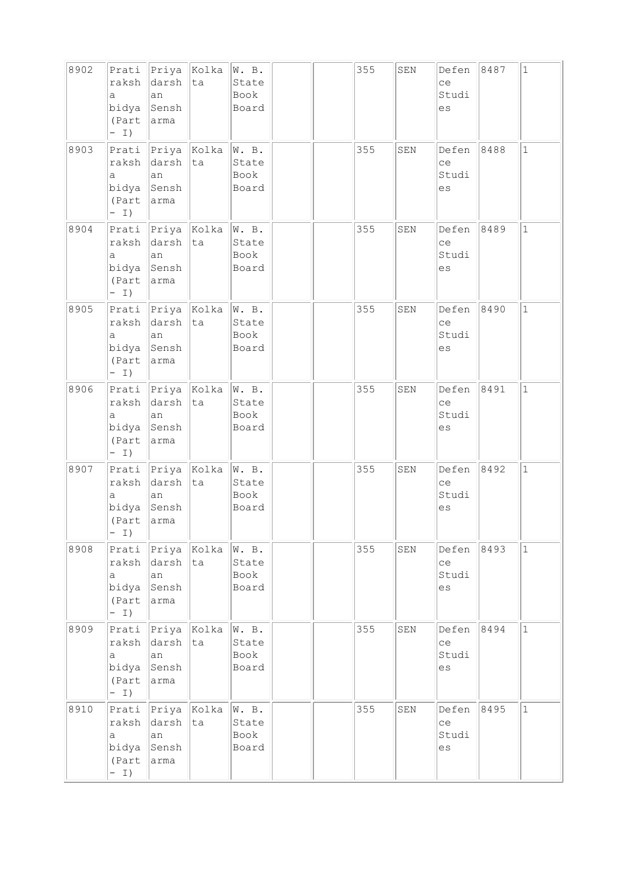| 8902 | Pratiraksha bidya (Part - I) | Priyadarshan Sensharma | Kolkata | W. B. State Book Board | | | 355 | SEN | Defence Studies | 8487 | 1 |
|---|---|---|---|---|---|---|---|---|---|---|---|
| 8903 | Pratiraksha bidya (Part - I) | Priyadarshan Sensharma | Kolkata | W. B. State Book Board | | | 355 | SEN | Defence Studies | 8488 | 1 |
| 8904 | Pratiraksha bidya (Part - I) | Priyadarshan Sensharma | Kolkata | W. B. State Book Board | | | 355 | SEN | Defence Studies | 8489 | 1 |
| 8905 | Pratiraksha bidya (Part - I) | Priyadarshan Sensharma | Kolkata | W. B. State Book Board | | | 355 | SEN | Defence Studies | 8490 | 1 |
| 8906 | Pratiraksha bidya (Part - I) | Priyadarshan Sensharma | Kolkata | W. B. State Book Board | | | 355 | SEN | Defence Studies | 8491 | 1 |
| 8907 | Pratiraksha bidya (Part - I) | Priyadarshan Sensharma | Kolkata | W. B. State Book Board | | | 355 | SEN | Defence Studies | 8492 | 1 |
| 8908 | Pratiraksha bidya (Part - I) | Priyadarshan Sensharma | Kolkata | W. B. State Book Board | | | 355 | SEN | Defence Studies | 8493 | 1 |
| 8909 | Pratiraksha bidya (Part - I) | Priyadarshan Sensharma | Kolkata | W. B. State Book Board | | | 355 | SEN | Defence Studies | 8494 | 1 |
| 8910 | Pratiraksha bidya (Part - I) | Priyadarshan Sensharma | Kolkata | W. B. State Book Board | | | 355 | SEN | Defence Studies | 8495 | 1 |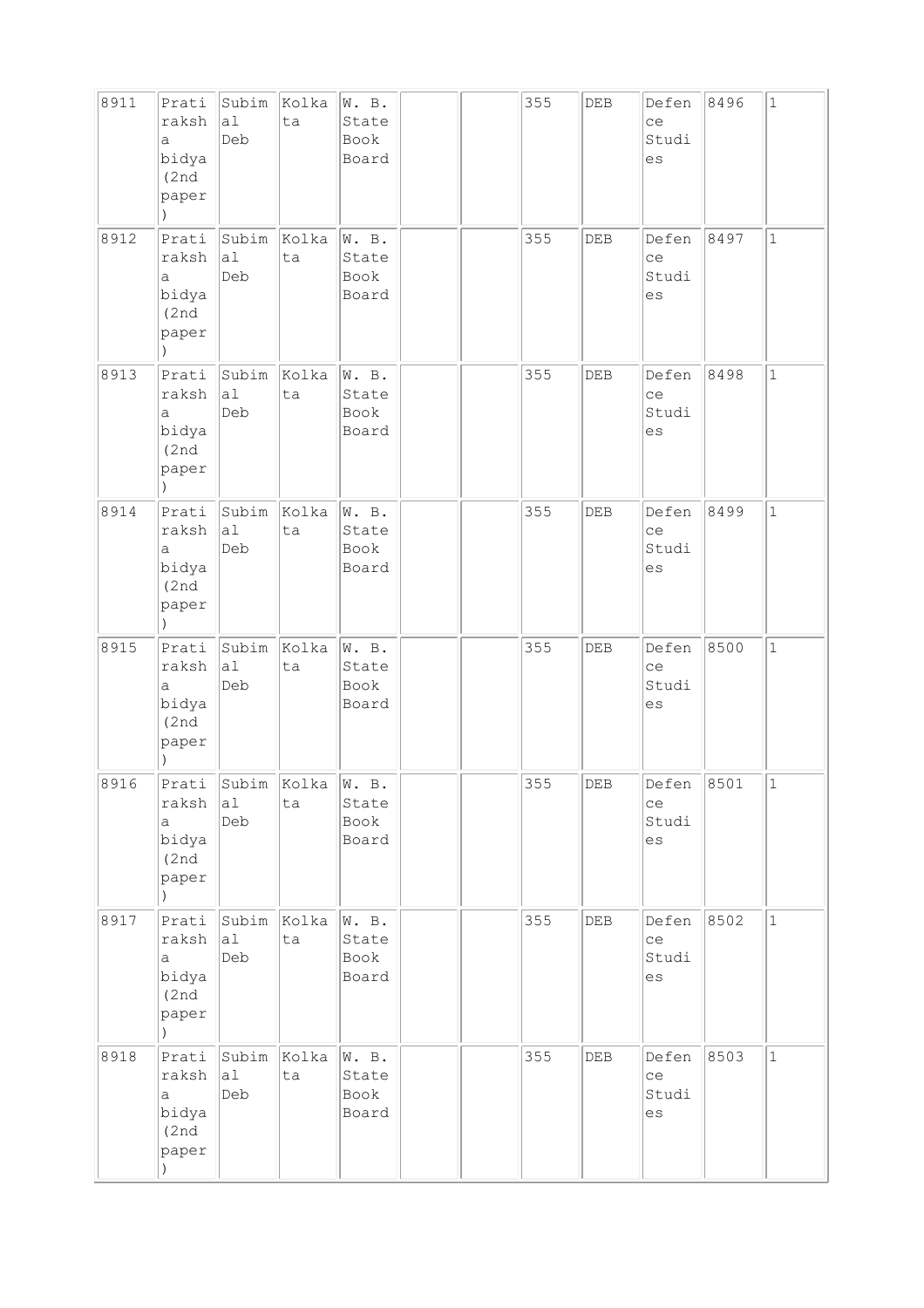| | | | | | | | | | | | |
|---|---|---|---|---|---|---|---|---|---|---|---|
| 8911 | Pratiraksha bidya (2nd paper) | Subimal Deb | Kolkata | W. B. State Book Board | | | 355 | DEB | Defence Studies | 8496 | 1 |
| 8912 | Pratiraksha bidya (2nd paper) | Subimal Deb | Kolkata | W. B. State Book Board | | | 355 | DEB | Defence Studies | 8497 | 1 |
| 8913 | Pratiraksha bidya (2nd paper) | Subimal Deb | Kolkata | W. B. State Book Board | | | 355 | DEB | Defence Studies | 8498 | 1 |
| 8914 | Pratiraksha bidya (2nd paper) | Subimal Deb | Kolkata | W. B. State Book Board | | | 355 | DEB | Defence Studies | 8499 | 1 |
| 8915 | Pratiraksha bidya (2nd paper) | Subimal Deb | Kolkata | W. B. State Book Board | | | 355 | DEB | Defence Studies | 8500 | 1 |
| 8916 | Pratiraksha bidya (2nd paper) | Subimal Deb | Kolkata | W. B. State Book Board | | | 355 | DEB | Defence Studies | 8501 | 1 |
| 8917 | Pratiraksha bidya (2nd paper) | Subimal Deb | Kolkata | W. B. State Book Board | | | 355 | DEB | Defence Studies | 8502 | 1 |
| 8918 | Pratiraksha bidya (2nd paper) | Subimal Deb | Kolkata | W. B. State Book Board | | | 355 | DEB | Defence Studies | 8503 | 1 |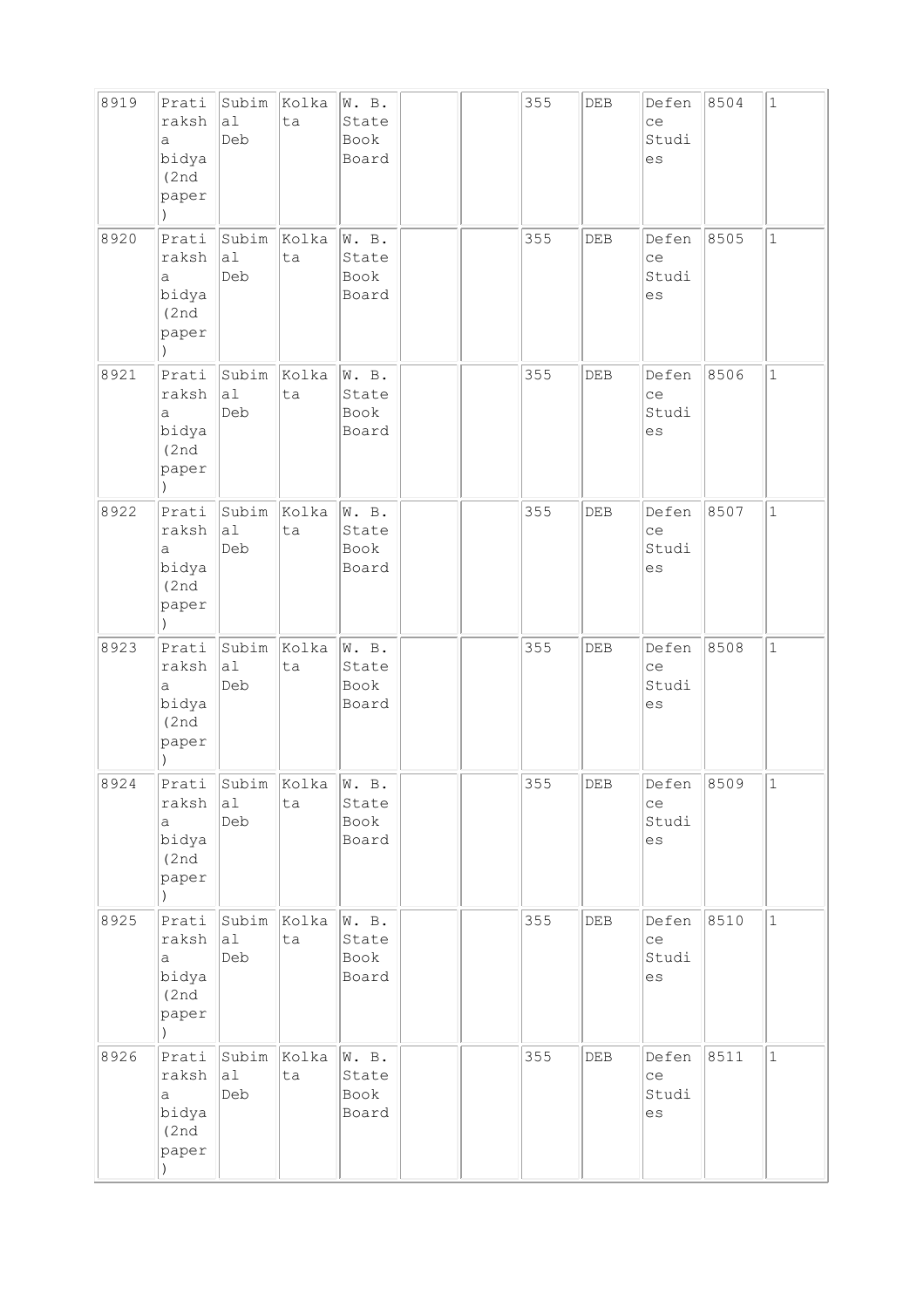| 8919 | Pratiraksha bidya (2nd paper) | Subimal Deb | Kolkata | W. B. State Book Board | | | 355 | DEB | Defence Studies | 8504 | 1 |
|---|---|---|---|---|---|---|---|---|---|---|---|
| 8920 | Pratiraksha bidya (2nd paper) | Subimal Deb | Kolkata | W. B. State Book Board | | | 355 | DEB | Defence Studies | 8505 | 1 |
| 8921 | Pratiraksha bidya (2nd paper) | Subimal Deb | Kolkata | W. B. State Book Board | | | 355 | DEB | Defence Studies | 8506 | 1 |
| 8922 | Pratiraksha bidya (2nd paper) | Subimal Deb | Kolkata | W. B. State Book Board | | | 355 | DEB | Defence Studies | 8507 | 1 |
| 8923 | Pratiraksha bidya (2nd paper) | Subimal Deb | Kolkata | W. B. State Book Board | | | 355 | DEB | Defence Studies | 8508 | 1 |
| 8924 | Pratiraksha bidya (2nd paper) | Subimal Deb | Kolkata | W. B. State Book Board | | | 355 | DEB | Defence Studies | 8509 | 1 |
| 8925 | Pratiraksha bidya (2nd paper) | Subimal Deb | Kolkata | W. B. State Book Board | | | 355 | DEB | Defence Studies | 8510 | 1 |
| 8926 | Pratiraksha bidya (2nd paper) | Subimal Deb | Kolkata | W. B. State Book Board | | | 355 | DEB | Defence Studies | 8511 | 1 |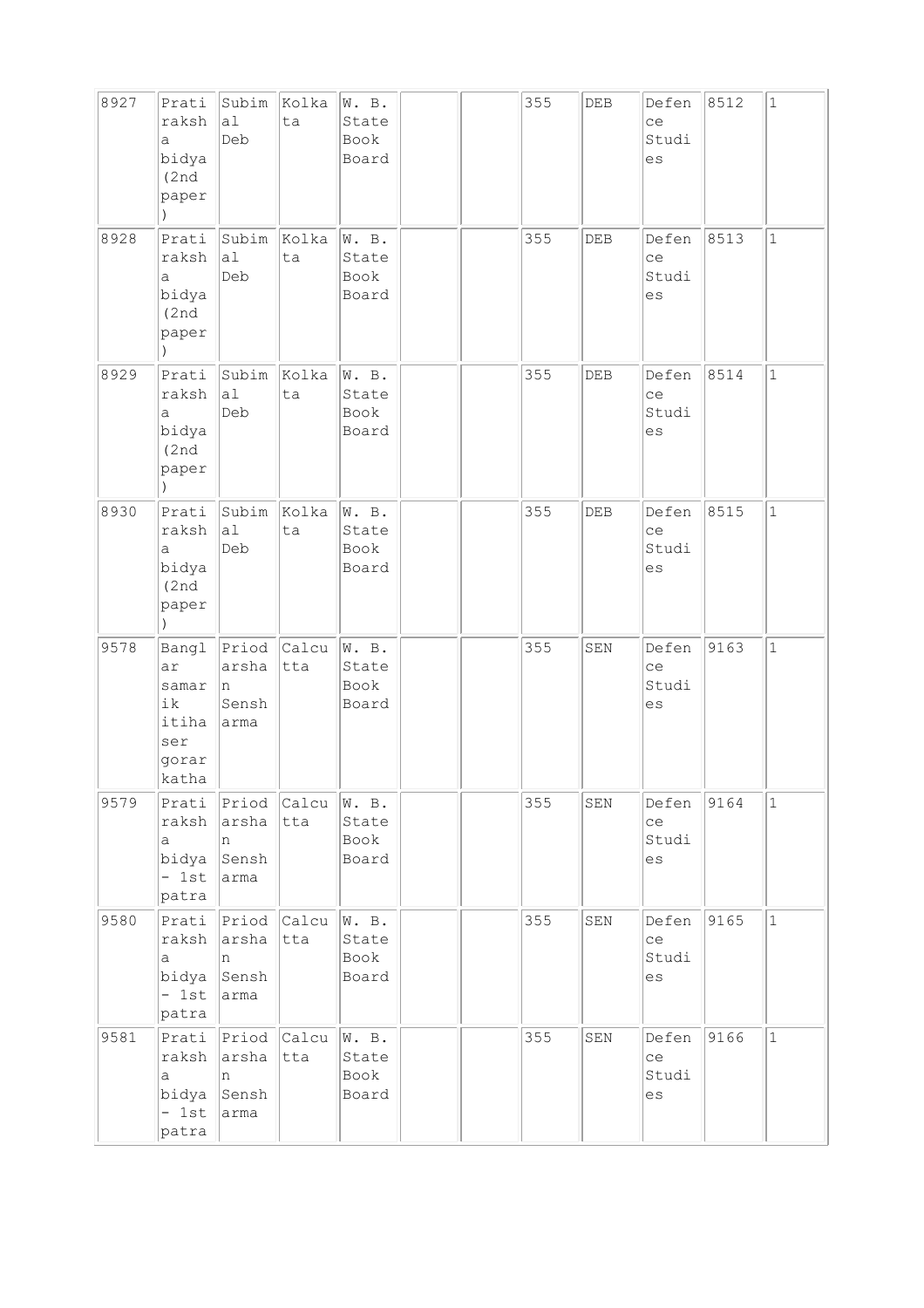| 8927 | Pratiraksha bidya (2nd paper) | Subimal Deb | Kolkata | W. B. State Book Board | | | 355 | DEB | Defence Studies | 8512 | 1 |
|---|---|---|---|---|---|---|---|---|---|---|---|
| 8928 | Pratiraksha bidya (2nd paper) | Subimal Deb | Kolkata | W. B. State Book Board | | | 355 | DEB | Defence Studies | 8513 | 1 |
| 8929 | Pratiraksha bidya (2nd paper) | Subimal Deb | Kolkata | W. B. State Book Board | | | 355 | DEB | Defence Studies | 8514 | 1 |
| 8930 | Pratiraksha bidya (2nd paper) | Subimal Deb | Kolkata | W. B. State Book Board | | | 355 | DEB | Defence Studies | 8515 | 1 |
| 9578 | Banglar samarik itihaser gorarkatha | Priodarshan Sensharma | Calcutta | W. B. State Book Board | | | 355 | SEN | Defence Studies | 9163 | 1 |
| 9579 | Pratiraksha bidya - 1st patra | Priodarshan Sensharma | Calcutta | W. B. State Book Board | | | 355 | SEN | Defence Studies | 9164 | 1 |
| 9580 | Pratiraksha bidya - 1st patra | Priodarshan Sensharma | Calcutta | W. B. State Book Board | | | 355 | SEN | Defence Studies | 9165 | 1 |
| 9581 | Pratiraksha bidya - 1st patra | Priodarshan Sensharma | Calcutta | W. B. State Book Board | | | 355 | SEN | Defence Studies | 9166 | 1 |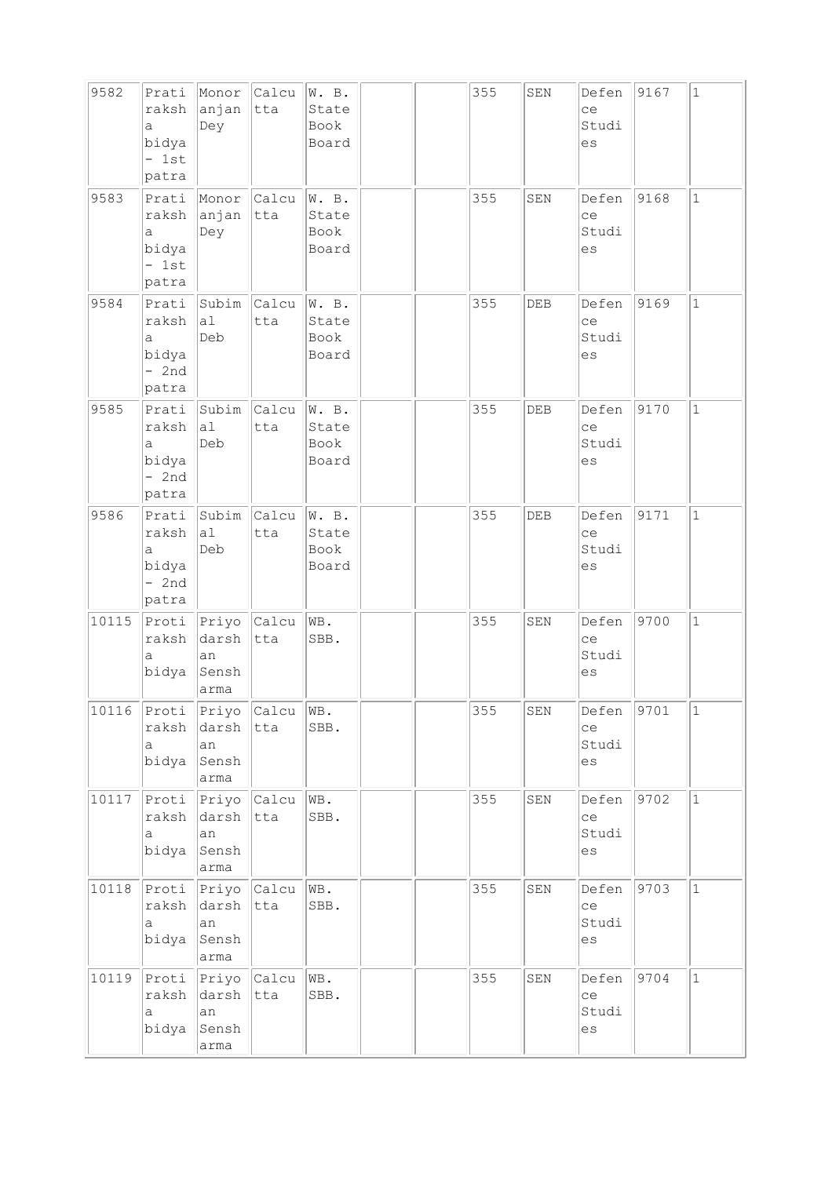| 9582 | Prataraksha bidya - 1st patra | Monoranjan Dey | Calcutta | W. B. State Book Board | | | 355 | SEN | Defence Studies | 9167 | 1 |
|---|---|---|---|---|---|---|---|---|---|---|---|
| 9583 | Prataraksha bidya - 1st patra | Monoranjan Dey | Calcutta | W. B. State Book Board | | | 355 | SEN | Defence Studies | 9168 | 1 |
| 9584 | Prataraksha bidya - 2nd patra | Subimal Deb | Calcutta | W. B. State Book Board | | | 355 | DEB | Defence Studies | 9169 | 1 |
| 9585 | Prataraksha bidya - 2nd patra | Subimal Deb | Calcutta | W. B. State Book Board | | | 355 | DEB | Defence Studies | 9170 | 1 |
| 9586 | Prataraksha bidya - 2nd patra | Subimal Deb | Calcutta | W. B. State Book Board | | | 355 | DEB | Defence Studies | 9171 | 1 |
| 10115 | Protiraksha bidya | Priyodarshan Sensharma | Calcutta | WB. SBB. | | | 355 | SEN | Defence Studies | 9700 | 1 |
| 10116 | Protiraksha bidya | Priyodarshan Sensharma | Calcutta | WB. SBB. | | | 355 | SEN | Defence Studies | 9701 | 1 |
| 10117 | Protiraksha bidya | Priyodarshan Sensharma | Calcutta | WB. SBB. | | | 355 | SEN | Defence Studies | 9702 | 1 |
| 10118 | Protiraksha bidya | Priyodarshan Sensharma | Calcutta | WB. SBB. | | | 355 | SEN | Defence Studies | 9703 | 1 |
| 10119 | Protiraksha bidya | Priyodarshan Sensharma | Calcutta | WB. SBB. | | | 355 | SEN | Defence Studies | 9704 | 1 |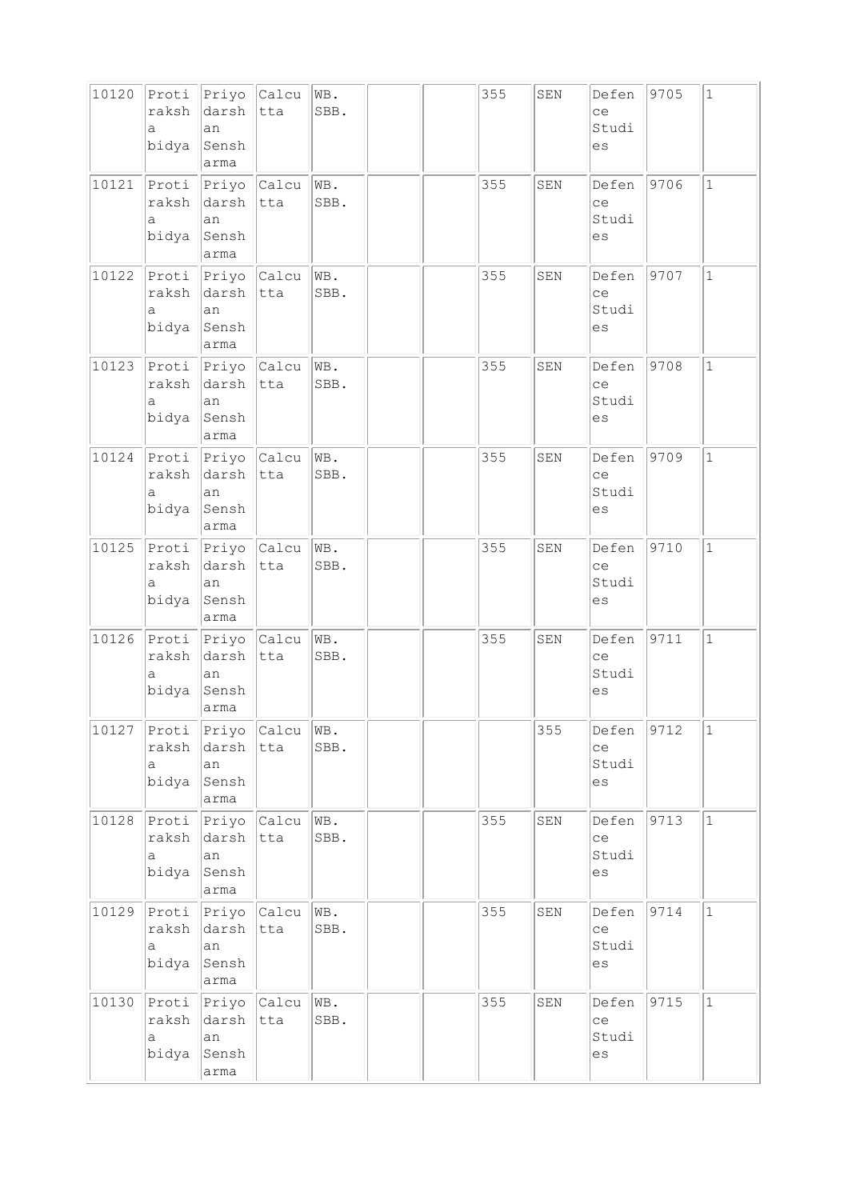| | | | | | | | | | | | |
|---|---|---|---|---|---|---|---|---|---|---|---|
| 10120 | Protiraksha bidya | Priyodarshan Sensharma | Calcutta | WB. SBB. | | | 355 | SEN | Defence Studies | 9705 | 1 |
| 10121 | Protiraksha bidya | Priyodarshan Sensharma | Calcutta | WB. SBB. | | | 355 | SEN | Defence Studies | 9706 | 1 |
| 10122 | Protiraksha bidya | Priyodarshan Sensharma | Calcutta | WB. SBB. | | | 355 | SEN | Defence Studies | 9707 | 1 |
| 10123 | Protiraksha bidya | Priyodarshan Sensharma | Calcutta | WB. SBB. | | | 355 | SEN | Defence Studies | 9708 | 1 |
| 10124 | Protiraksha bidya | Priyodarshan Sensharma | Calcutta | WB. SBB. | | | 355 | SEN | Defence Studies | 9709 | 1 |
| 10125 | Protiraksha bidya | Priyodarshan Sensharma | Calcutta | WB. SBB. | | | 355 | SEN | Defence Studies | 9710 | 1 |
| 10126 | Protiraksha bidya | Priyodarshan Sensharma | Calcutta | WB. SBB. | | | 355 | SEN | Defence Studies | 9711 | 1 |
| 10127 | Protiraksha bidya | Priyodarshan Sensharma | Calcutta | WB. SBB. | | | | 355 | Defence Studies | 9712 | 1 |
| 10128 | Protiraksha bidya | Priyodarshan Sensharma | Calcutta | WB. SBB. | | | 355 | SEN | Defence Studies | 9713 | 1 |
| 10129 | Protiraksha bidya | Priyodarshan Sensharma | Calcutta | WB. SBB. | | | 355 | SEN | Defence Studies | 9714 | 1 |
| 10130 | Protiraksha bidya | Priyodarshan Sensharma | Calcutta | WB. SBB. | | | 355 | SEN | Defence Studies | 9715 | 1 |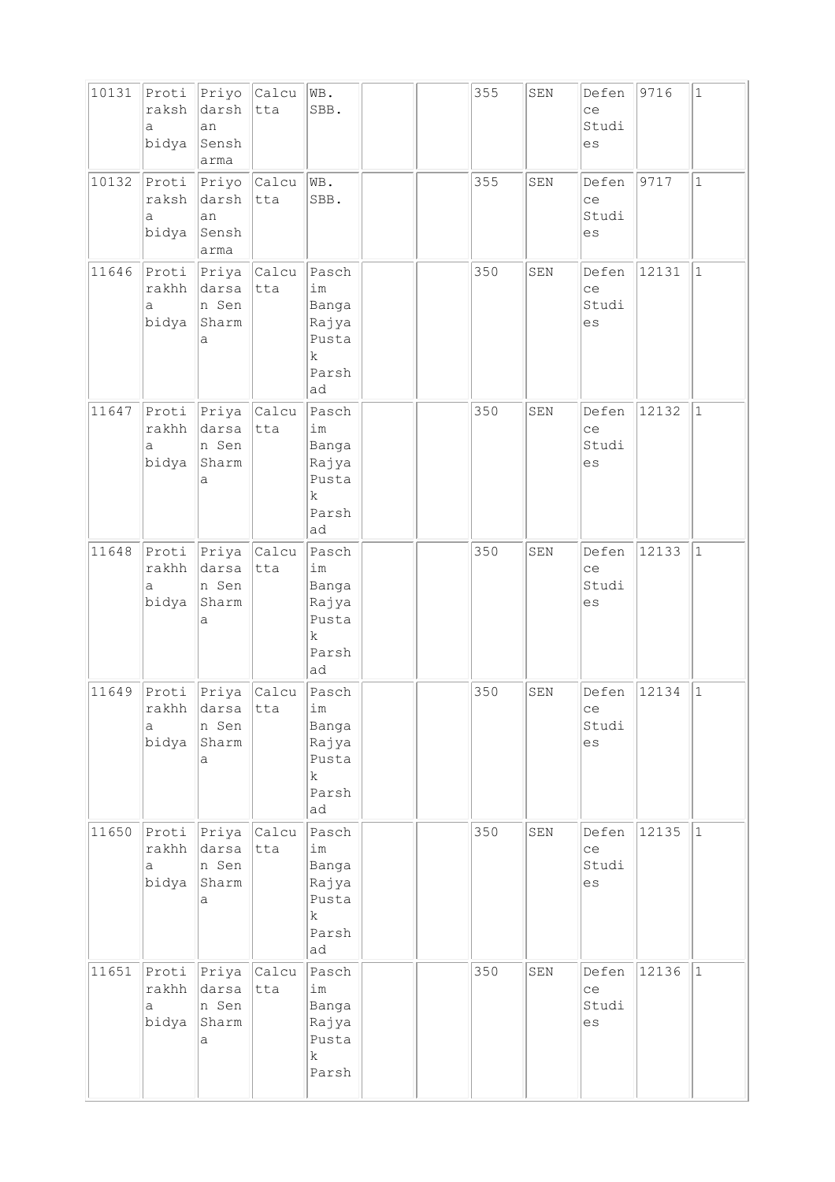| 10131 | Protiraksha bidya | Priyodarshan Senshsarma | Calcutta | WB. SBB. | | | 355 | SEN | Defence Studies | 9716 | 1 |
|---|---|---|---|---|---|---|---|---|---|---|---|
| 10132 | Protiraksha bidya | Priyodarshan Senshsarma | Calcutta | WB. SBB. | | | 355 | SEN | Defence Studies | 9717 | 1 |
| 11646 | Protirakhha bidya | Priyadarsan Sen Sharma | Calcutta | Paschim Banga Rajya Pustak Parshad | | | 350 | SEN | Defence Studies | 12131 | 1 |
| 11647 | Protirakhha bidya | Priyadarsan Sen Sharma | Calcutta | Paschim Banga Rajya Pustak Parshad | | | 350 | SEN | Defence Studies | 12132 | 1 |
| 11648 | Protirakhha bidya | Priyadarsan Sen Sharma | Calcutta | Paschim Banga Rajya Pustak Parshad | | | 350 | SEN | Defence Studies | 12133 | 1 |
| 11649 | Protirakhha bidya | Priyadarsan Sen Sharma | Calcutta | Paschim Banga Rajya Pustak Parshad | | | 350 | SEN | Defence Studies | 12134 | 1 |
| 11650 | Protirakhha bidya | Priyadarsan Sen Sharma | Calcutta | Paschim Banga Rajya Pustak Parshad | | | 350 | SEN | Defence Studies | 12135 | 1 |
| 11651 | Protirakhha bidya | Priyadarsan Sen Sharma | Calcutta | Paschim Banga Rajya Pustak Parsh | | | 350 | SEN | Defence Studies | 12136 | 1 |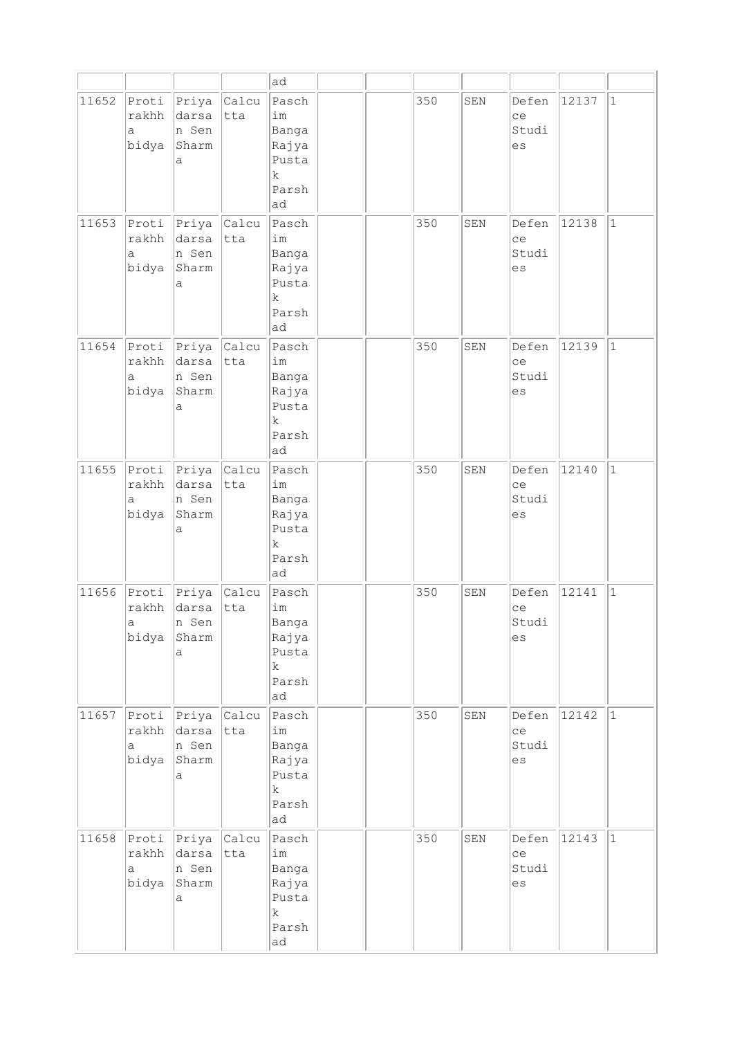| | | | | ad | | | | | | | |
|---|---|---|---|---|---|---|---|---|---|---|---|
| 11652 | Protirakhha bidya | Priyadarsan Sen Sharma | Calcutta | Paschim Banga Rajya Pustak Parshad | | | 350 | SEN | Defence Studies | 12137 | 1 |
| 11653 | Protirakhha bidya | Priyadarsan Sen Sharma | Calcutta | Paschim Banga Rajya Pustak Parshad | | | 350 | SEN | Defence Studies | 12138 | 1 |
| 11654 | Protirakhha bidya | Priyadarsan Sen Sharma | Calcutta | Paschim Banga Rajya Pustak Parshad | | | 350 | SEN | Defence Studies | 12139 | 1 |
| 11655 | Protirakhha bidya | Priyadarsan Sen Sharma | Calcutta | Paschim Banga Rajya Pustak Parshad | | | 350 | SEN | Defence Studies | 12140 | 1 |
| 11656 | Protirakhha bidya | Priyadarsan Sen Sharma | Calcutta | Paschim Banga Rajya Pustak Parshad | | | 350 | SEN | Defence Studies | 12141 | 1 |
| 11657 | Protirakhha bidya | Priyadarsan Sen Sharma | Calcutta | Paschim Banga Rajya Pustak Parshad | | | 350 | SEN | Defence Studies | 12142 | 1 |
| 11658 | Protirakhha bidya | Priyadarsan Sen Sharma | Calcutta | Paschim Banga Rajya Pustak Parshad | | | 350 | SEN | Defence Studies | 12143 | 1 |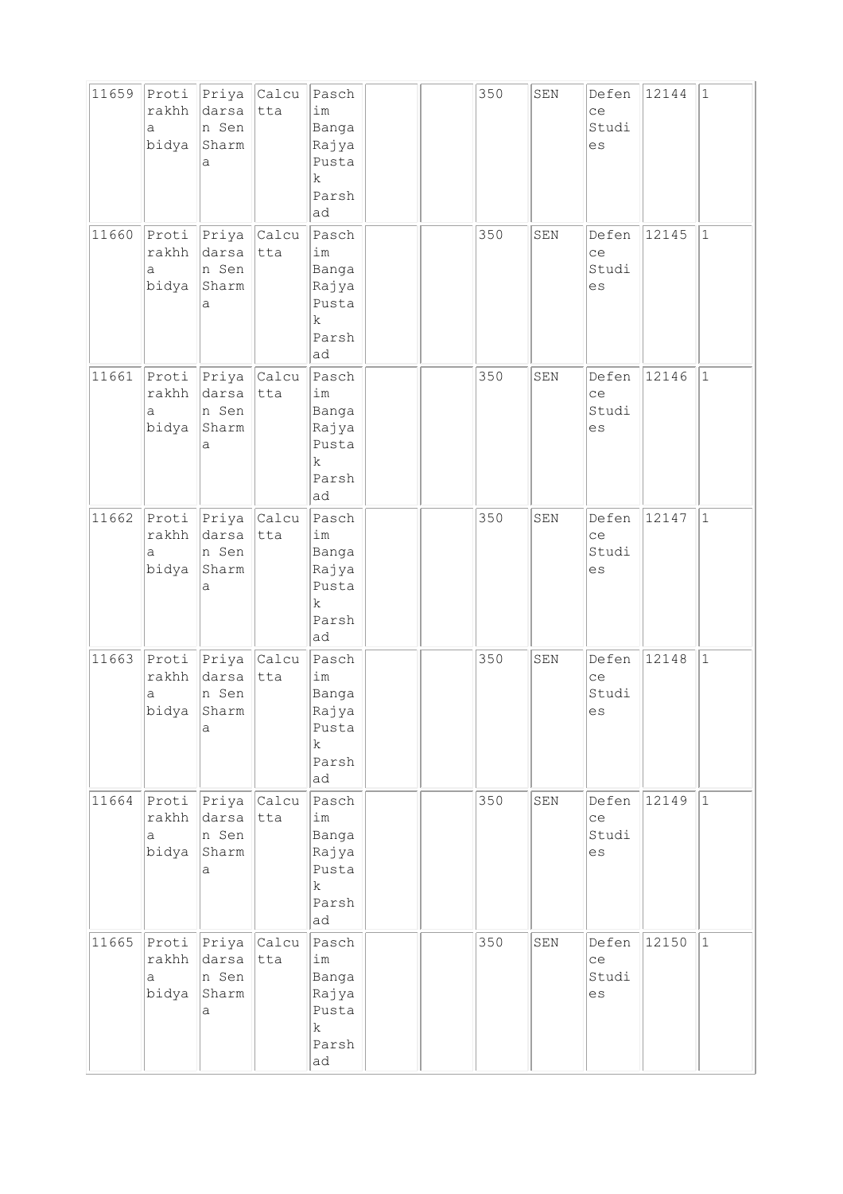| 11659 | Protirakhha bidya | Priyadarsan Sen Sharma | Calcutta | Paschim Banga Rajya Pustak Parshad | | | 350 | SEN | Defence Studies | 12144 | 1 |
|---|---|---|---|---|---|---|---|---|---|---|---|
| 11660 | Protirakhha bidya | Priyadarsan Sen Sharma | Calcutta | Paschim Banga Rajya Pustak Parshad | | | 350 | SEN | Defence Studies | 12145 | 1 |
| 11661 | Protirakhha bidya | Priyadarsan Sen Sharma | Calcutta | Paschim Banga Rajya Pustak Parshad | | | 350 | SEN | Defence Studies | 12146 | 1 |
| 11662 | Protirakhha bidya | Priyadarsan Sen Sharma | Calcutta | Paschim Banga Rajya Pustak Parshad | | | 350 | SEN | Defence Studies | 12147 | 1 |
| 11663 | Protirakhha bidya | Priyadarsan Sen Sharma | Calcutta | Paschim Banga Rajya Pustak Parshad | | | 350 | SEN | Defence Studies | 12148 | 1 |
| 11664 | Protirakhha bidya | Priyadarsan Sen Sharma | Calcutta | Paschim Banga Rajya Pustak Parshad | | | 350 | SEN | Defence Studies | 12149 | 1 |
| 11665 | Protirakhha bidya | Priyadarsan Sen Sharma | Calcutta | Paschim Banga Rajya Pustak Parshad | | | 350 | SEN | Defence Studies | 12150 | 1 |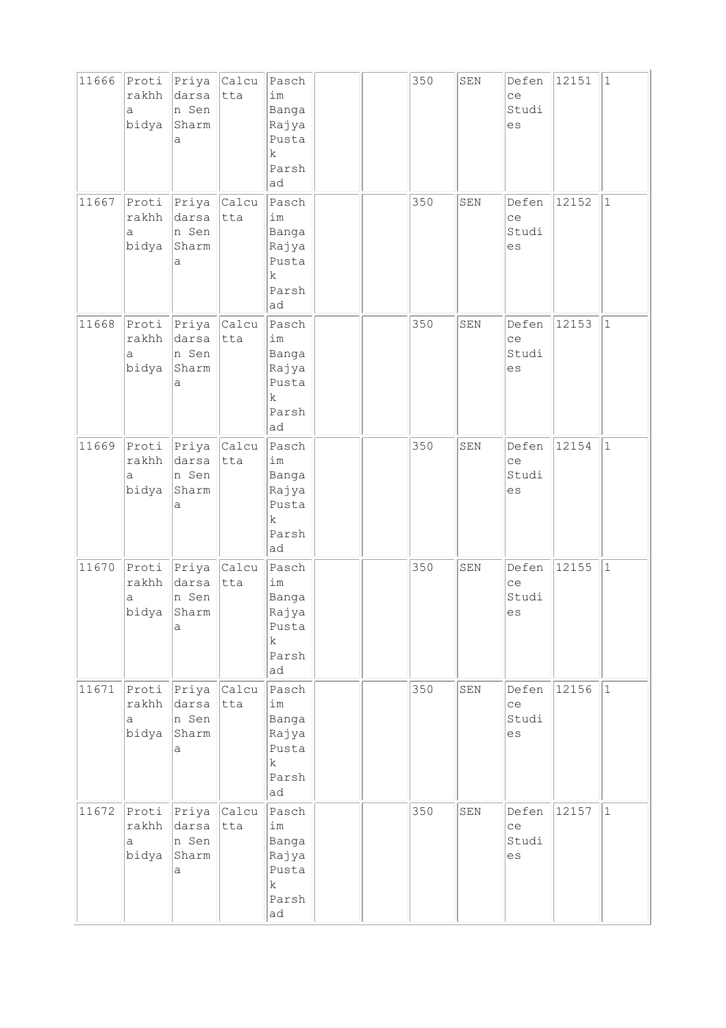| 11666 | Protirakhha bidya | Priyadarsan Sen Sharma | Calcutta | Paschim Banga Rajya Pustak Parshad | | | 350 | SEN | Defence Studies | 12151 | 1 |
|---|---|---|---|---|---|---|---|---|---|---|---|
| 11667 | Protirakhha bidya | Priyadarsan Sen Sharma | Calcutta | Paschim Banga Rajya Pustak Parshad | | | 350 | SEN | Defence Studies | 12152 | 1 |
| 11668 | Protirakhha bidya | Priyadarsan Sen Sharma | Calcutta | Paschim Banga Rajya Pustak Parshad | | | 350 | SEN | Defence Studies | 12153 | 1 |
| 11669 | Protirakhha bidya | Priyadarsan Sen Sharma | Calcutta | Paschim Banga Rajya Pustak Parshad | | | 350 | SEN | Defence Studies | 12154 | 1 |
| 11670 | Protirakhha bidya | Priyadarsan Sen Sharma | Calcutta | Paschim Banga Rajya Pustak Parshad | | | 350 | SEN | Defence Studies | 12155 | 1 |
| 11671 | Protirakhha bidya | Priyadarsan Sen Sharma | Calcutta | Paschim Banga Rajya Pustak Parshad | | | 350 | SEN | Defence Studies | 12156 | 1 |
| 11672 | Protirakhha bidya | Priyadarsan Sen Sharma | Calcutta | Paschim Banga Rajya Pustak Parshad | | | 350 | SEN | Defence Studies | 12157 | 1 |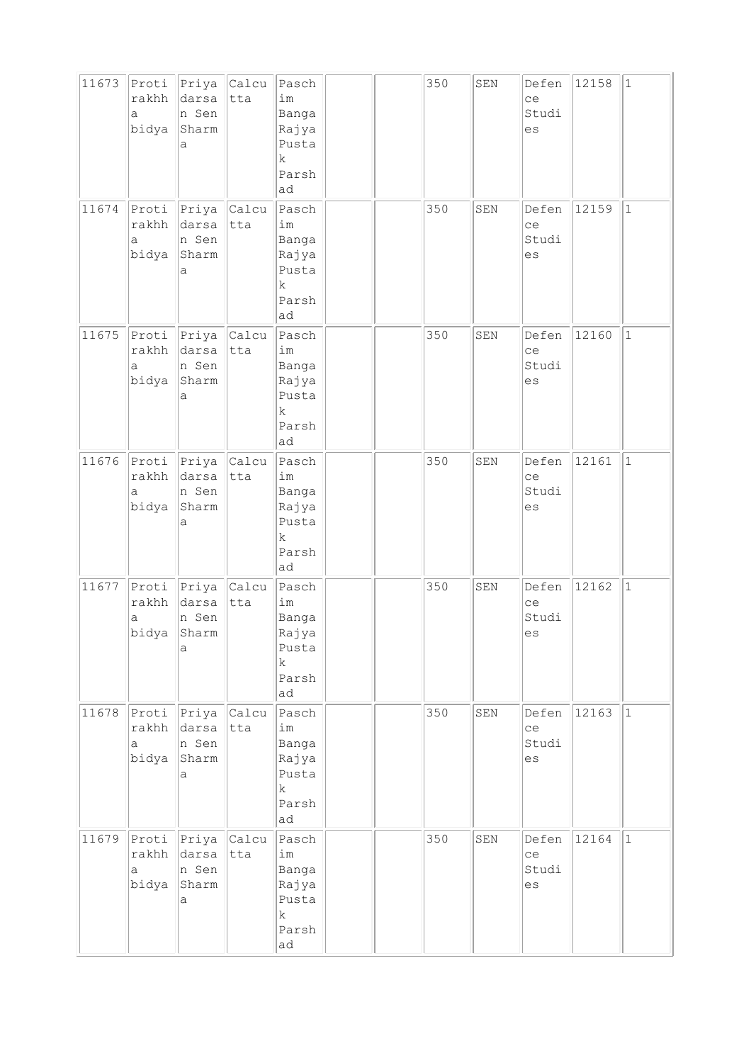| 11673 | Protirakhha bidya | Priyadarsan Sen Sharma | Calcutta | Paschim Banga Rajya Pustak Parshad | | | 350 | SEN | Defence Studies | 12158 | 1 |
|---|---|---|---|---|---|---|---|---|---|---|---|
| 11674 | Protirakhha bidya | Priyadarsan Sen Sharma | Calcutta | Paschim Banga Rajya Pustak Parshad | | | 350 | SEN | Defence Studies | 12159 | 1 |
| 11675 | Protirakhha bidya | Priyadarsan Sen Sharma | Calcutta | Paschim Banga Rajya Pustak Parshad | | | 350 | SEN | Defence Studies | 12160 | 1 |
| 11676 | Protirakhha bidya | Priyadarsan Sen Sharma | Calcutta | Paschim Banga Rajya Pustak Parshad | | | 350 | SEN | Defence Studies | 12161 | 1 |
| 11677 | Protirakhha bidya | Priyadarsan Sen Sharma | Calcutta | Paschim Banga Rajya Pustak Parshad | | | 350 | SEN | Defence Studies | 12162 | 1 |
| 11678 | Protirakhha bidya | Priyadarsan Sen Sharma | Calcutta | Paschim Banga Rajya Pustak Parshad | | | 350 | SEN | Defence Studies | 12163 | 1 |
| 11679 | Protirakhha bidya | Priyadarsan Sen Sharma | Calcutta | Paschim Banga Rajya Pustak Parshad | | | 350 | SEN | Defence Studies | 12164 | 1 |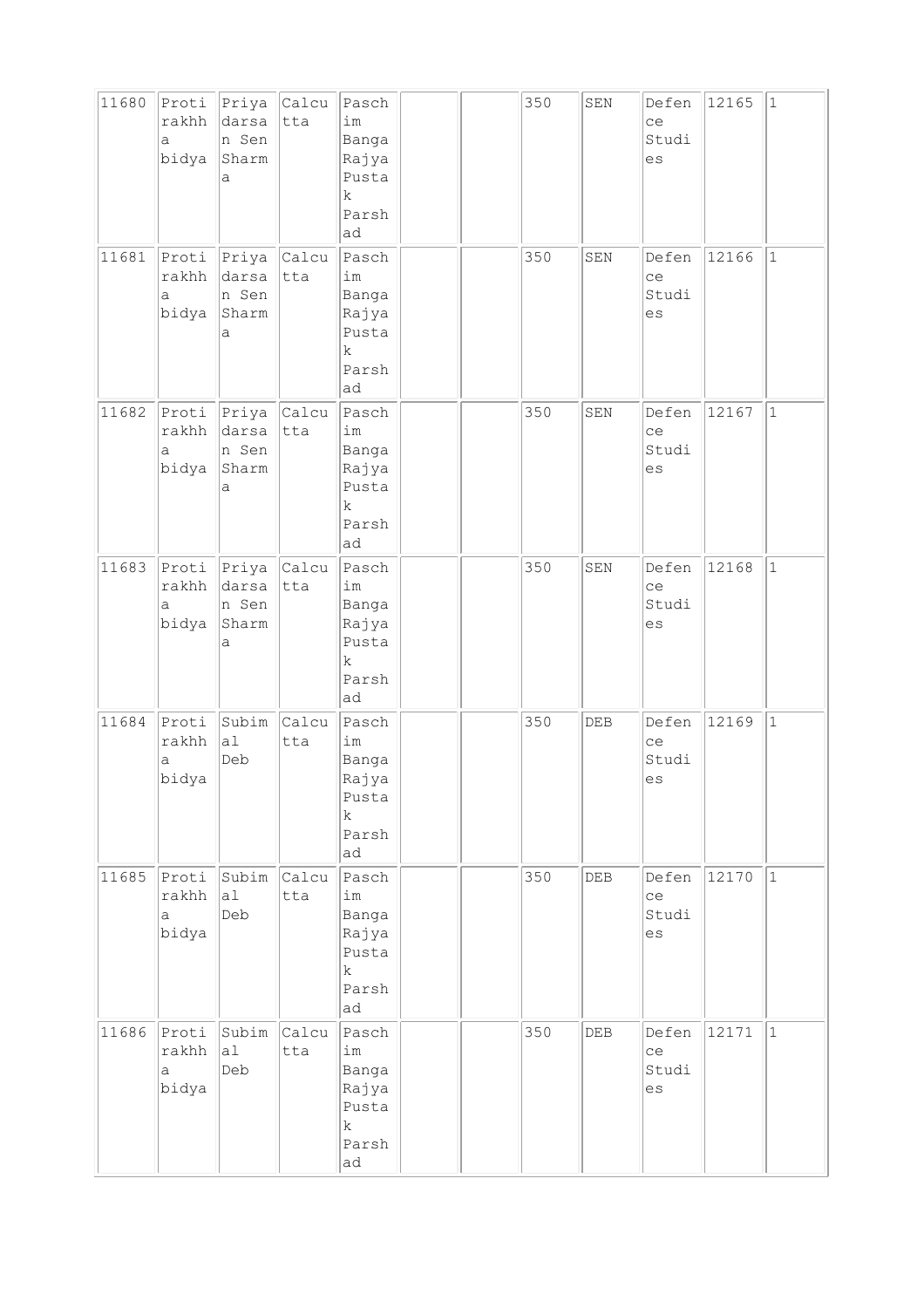| 11680 | Protirakhha bidya | Priyadarsan Sen Sharma | Calcutta | Paschim Banga Rajya Pustak Parshad | | | 350 | SEN | Defence Studies | 12165 | 1 |
|---|---|---|---|---|---|---|---|---|---|---|---|
| 11681 | Protirakhha bidya | Priyadarsan Sen Sharma | Calcutta | Paschim Banga Rajya Pustak Parshad | | | 350 | SEN | Defence Studies | 12166 | 1 |
| 11682 | Protirakhha bidya | Priyadarsan Sen Sharma | Calcutta | Paschim Banga Rajya Pustak Parshad | | | 350 | SEN | Defence Studies | 12167 | 1 |
| 11683 | Protirakhha bidya | Priyadarsan Sen Sharma | Calcutta | Paschim Banga Rajya Pustak Parshad | | | 350 | SEN | Defence Studies | 12168 | 1 |
| 11684 | Protirakhha bidya | Subimal Deb | Calcutta | Paschim Banga Rajya Pustak Parshad | | | 350 | DEB | Defence Studies | 12169 | 1 |
| 11685 | Protirakhha bidya | Subimal Deb | Calcutta | Paschim Banga Rajya Pustak Parshad | | | 350 | DEB | Defence Studies | 12170 | 1 |
| 11686 | Protirakhha bidya | Subimal Deb | Calcutta | Paschim Banga Rajya Pustak Parshad | | | 350 | DEB | Defence Studies | 12171 | 1 |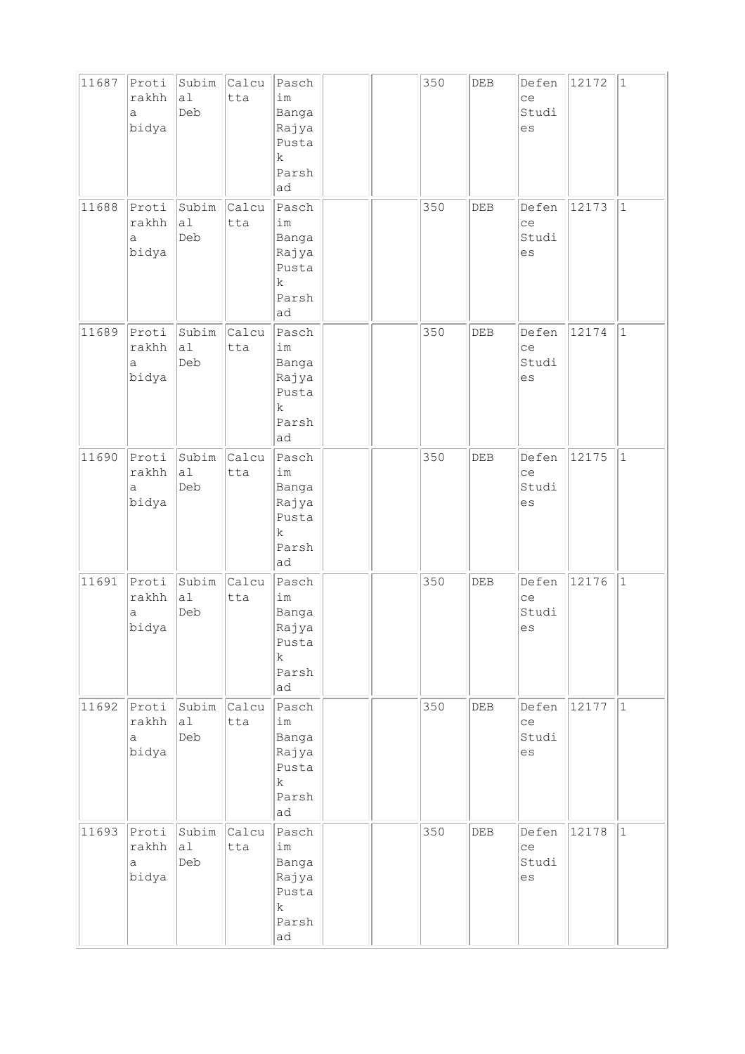| 11687 | Protirakhha bidya | Subimal Deb | Calcutta | Paschim Banga Rajya Pustak Parshad | | | 350 | DEB | Defence Studies | 12172 | 1 |
|---|---|---|---|---|---|---|---|---|---|---|---|
| 11688 | Protirakhha bidya | Subimal Deb | Calcutta | Paschim Banga Rajya Pustak Parshad | | | 350 | DEB | Defence Studies | 12173 | 1 |
| 11689 | Protirakhha bidya | Subimal Deb | Calcutta | Paschim Banga Rajya Pustak Parshad | | | 350 | DEB | Defence Studies | 12174 | 1 |
| 11690 | Protirakhha bidya | Subimal Deb | Calcutta | Paschim Banga Rajya Pustak Parshad | | | 350 | DEB | Defence Studies | 12175 | 1 |
| 11691 | Protirakhha bidya | Subimal Deb | Calcutta | Paschim Banga Rajya Pustak Parshad | | | 350 | DEB | Defence Studies | 12176 | 1 |
| 11692 | Protirakhha bidya | Subimal Deb | Calcutta | Paschim Banga Rajya Pustak Parshad | | | 350 | DEB | Defence Studies | 12177 | 1 |
| 11693 | Protirakhha bidya | Subimal Deb | Calcutta | Paschim Banga Rajya Pustak Parshad | | | 350 | DEB | Defence Studies | 12178 | 1 |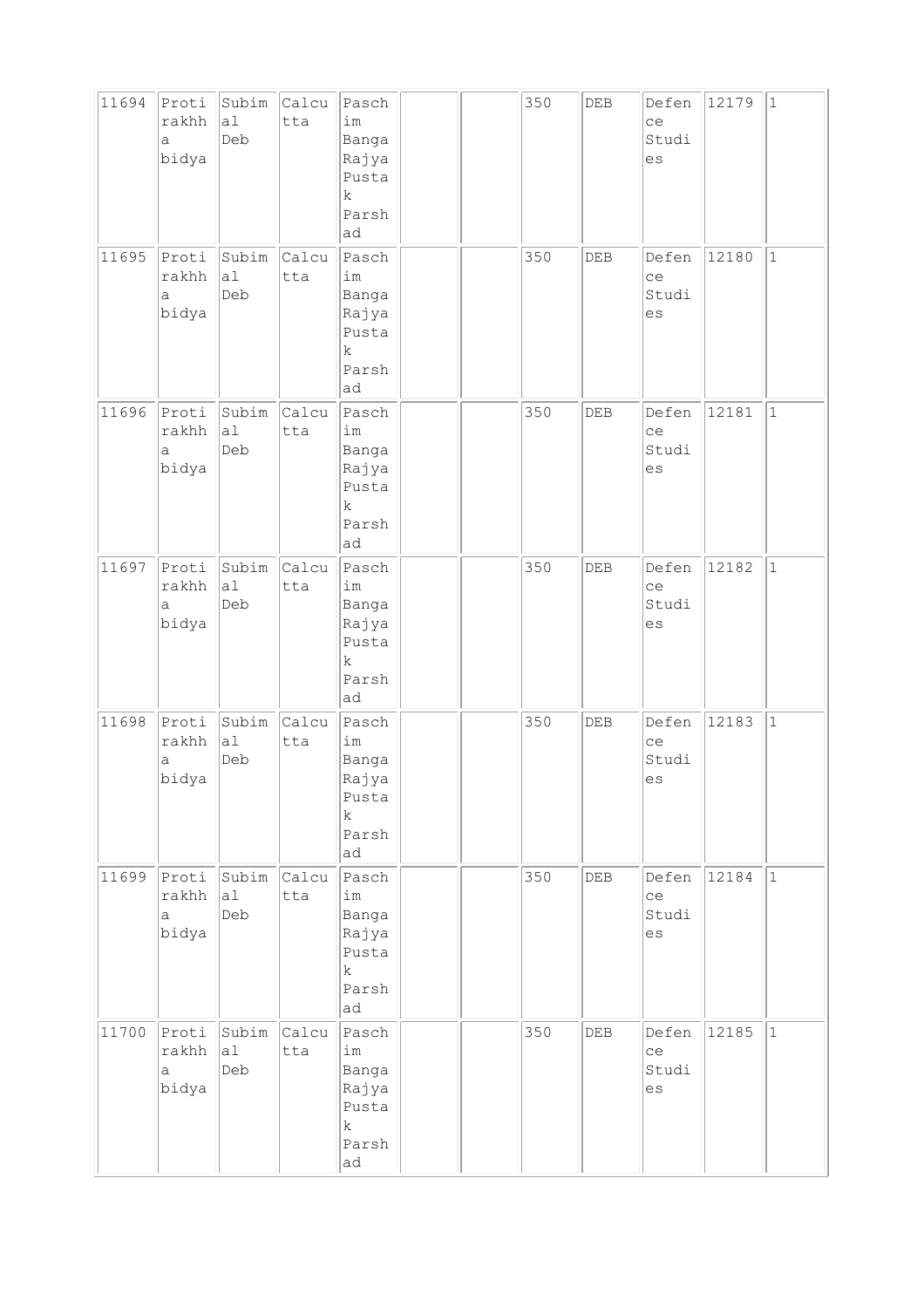| 11694 | Protirakhha bidya | Subimal Deb | Calcutta | Paschim Banga Rajya Pustak Parshad | | | 350 | DEB | Defence Studies | 12179 | 1 |
|---|---|---|---|---|---|---|---|---|---|---|---|
| 11695 | Protirakhha bidya | Subimal Deb | Calcutta | Paschim Banga Rajya Pustak Parshad | | | 350 | DEB | Defence Studies | 12180 | 1 |
| 11696 | Protirakhha bidya | Subimal Deb | Calcutta | Paschim Banga Rajya Pustak Parshad | | | 350 | DEB | Defence Studies | 12181 | 1 |
| 11697 | Protirakhha bidya | Subimal Deb | Calcutta | Paschim Banga Rajya Pustak Parshad | | | 350 | DEB | Defence Studies | 12182 | 1 |
| 11698 | Protirakhha bidya | Subimal Deb | Calcutta | Paschim Banga Rajya Pustak Parshad | | | 350 | DEB | Defence Studies | 12183 | 1 |
| 11699 | Protirakhha bidya | Subimal Deb | Calcutta | Paschim Banga Rajya Pustak Parshad | | | 350 | DEB | Defence Studies | 12184 | 1 |
| 11700 | Protirakhha bidya | Subimal Deb | Calcutta | Paschim Banga Rajya Pustak Parshad | | | 350 | DEB | Defence Studies | 12185 | 1 |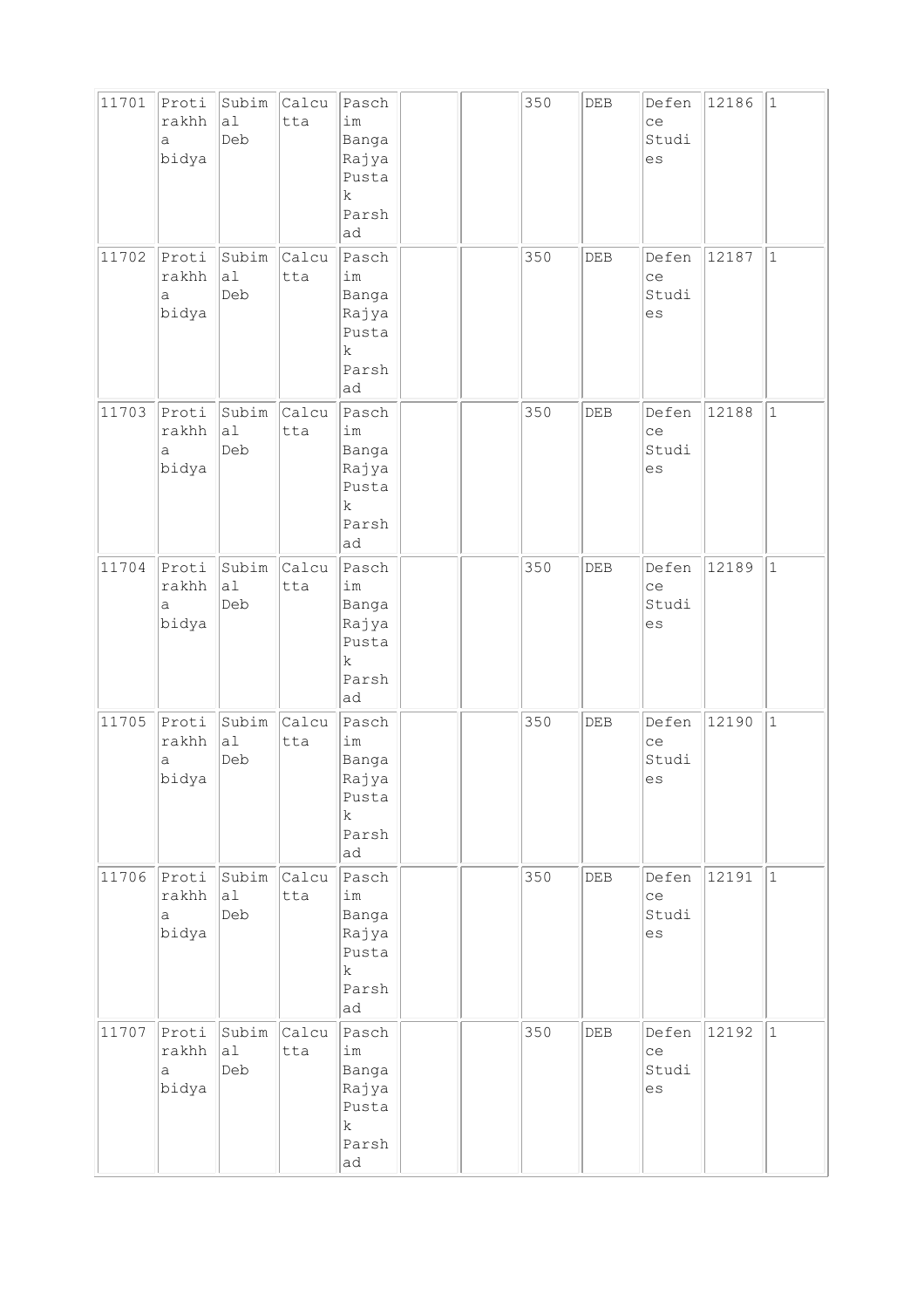| 11701 | Protirakhha bidya | Subimal Deb | Calcutta | Paschim Banga Rajya Pustak Parshad | | | 350 | DEB | Defence Studies | 12186 | 1 |
|---|---|---|---|---|---|---|---|---|---|---|---|
| 11702 | Protirakhha bidya | Subimal Deb | Calcutta | Paschim Banga Rajya Pustak Parshad | | | 350 | DEB | Defence Studies | 12187 | 1 |
| 11703 | Protirakhha bidya | Subimal Deb | Calcutta | Paschim Banga Rajya Pustak Parshad | | | 350 | DEB | Defence Studies | 12188 | 1 |
| 11704 | Protirakhha bidya | Subimal Deb | Calcutta | Paschim Banga Rajya Pustak Parshad | | | 350 | DEB | Defence Studies | 12189 | 1 |
| 11705 | Protirakhha bidya | Subimal Deb | Calcutta | Paschim Banga Rajya Pustak Parshad | | | 350 | DEB | Defence Studies | 12190 | 1 |
| 11706 | Protirakhha bidya | Subimal Deb | Calcutta | Paschim Banga Rajya Pustak Parshad | | | 350 | DEB | Defence Studies | 12191 | 1 |
| 11707 | Protirakhha bidya | Subimal Deb | Calcutta | Paschim Banga Rajya Pustak Parshad | | | 350 | DEB | Defence Studies | 12192 | 1 |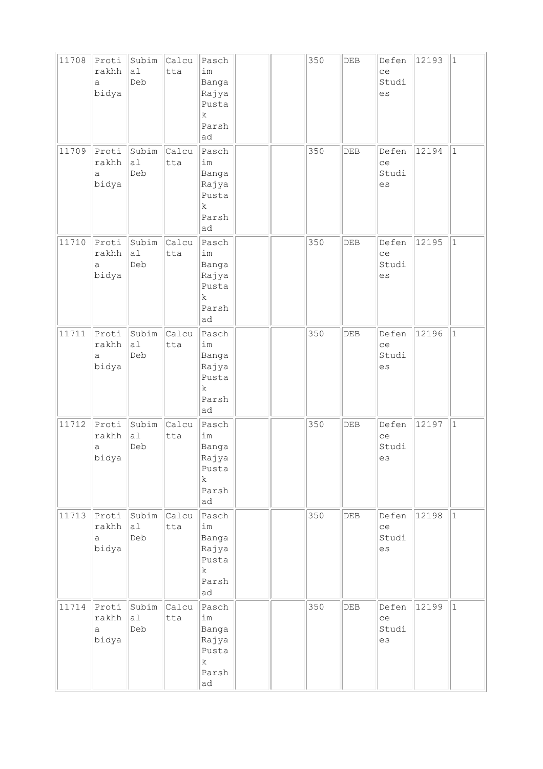| 11708 | Protirakhha bidya | Subimal Deb | Calcutta | Paschim Banga Rajya Pustak Parshad | | | 350 | DEB | Defence Studies | 12193 | 1 |
|---|---|---|---|---|---|---|---|---|---|---|---|
| 11709 | Protirakhha bidya | Subimal Deb | Calcutta | Paschim Banga Rajya Pustak Parshad | | | 350 | DEB | Defence Studies | 12194 | 1 |
| 11710 | Protirakhha bidya | Subimal Deb | Calcutta | Paschim Banga Rajya Pustak Parshad | | | 350 | DEB | Defence Studies | 12195 | 1 |
| 11711 | Protirakhha bidya | Subimal Deb | Calcutta | Paschim Banga Rajya Pustak Parshad | | | 350 | DEB | Defence Studies | 12196 | 1 |
| 11712 | Protirakhha bidya | Subimal Deb | Calcutta | Paschim Banga Rajya Pustak Parshad | | | 350 | DEB | Defence Studies | 12197 | 1 |
| 11713 | Protirakhha bidya | Subimal Deb | Calcutta | Paschim Banga Rajya Pustak Parshad | | | 350 | DEB | Defence Studies | 12198 | 1 |
| 11714 | Protirakhha bidya | Subimal Deb | Calcutta | Paschim Banga Rajya Pustak Parshad | | | 350 | DEB | Defence Studies | 12199 | 1 |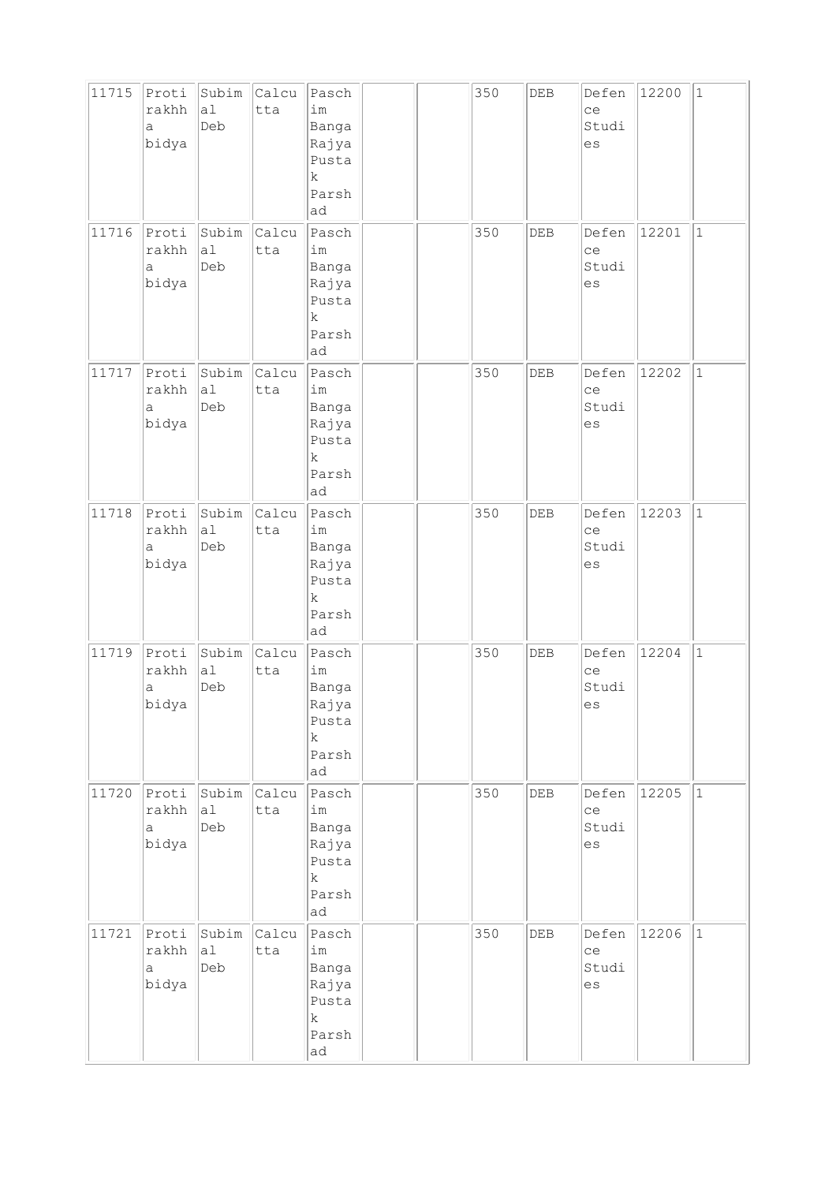| 11715 | Protirakhha bidya | Subimal Deb | Calcutta | Paschim Banga Rajya Pustak Parshad | | | 350 | DEB | Defence Studies | 12200 | 1 |
|---|---|---|---|---|---|---|---|---|---|---|---|
| 11716 | Protirakhha bidya | Subimal Deb | Calcutta | Paschim Banga Rajya Pustak Parshad | | | 350 | DEB | Defence Studies | 12201 | 1 |
| 11717 | Protirakhha bidya | Subimal Deb | Calcutta | Paschim Banga Rajya Pustak Parshad | | | 350 | DEB | Defence Studies | 12202 | 1 |
| 11718 | Protirakhha bidya | Subimal Deb | Calcutta | Paschim Banga Rajya Pustak Parshad | | | 350 | DEB | Defence Studies | 12203 | 1 |
| 11719 | Protirakhha bidya | Subimal Deb | Calcutta | Paschim Banga Rajya Pustak Parshad | | | 350 | DEB | Defence Studies | 12204 | 1 |
| 11720 | Protirakhha bidya | Subimal Deb | Calcutta | Paschim Banga Rajya Pustak Parshad | | | 350 | DEB | Defence Studies | 12205 | 1 |
| 11721 | Protirakhha bidya | Subimal Deb | Calcutta | Paschim Banga Rajya Pustak Parshad | | | 350 | DEB | Defence Studies | 12206 | 1 |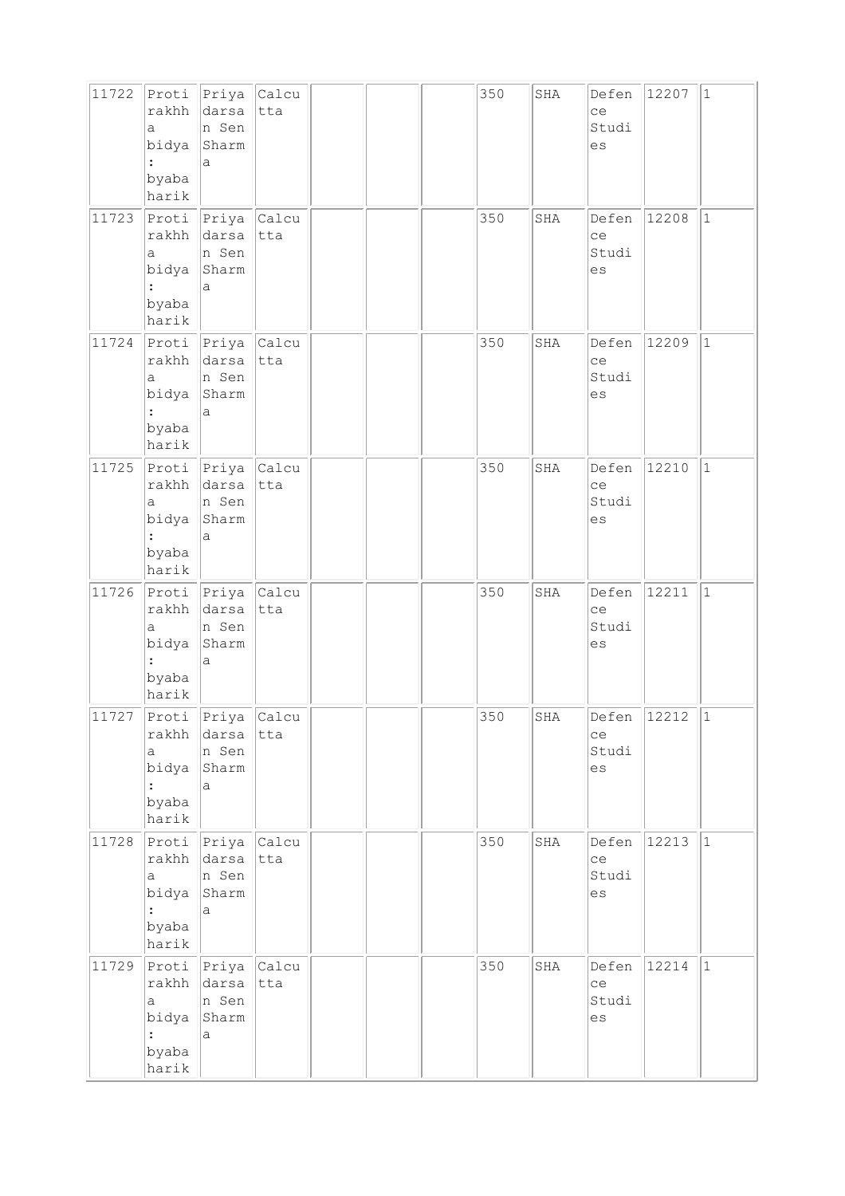| 11722 | Protirakhha bidya : byabaharik | Priyadarsan Sen Sharma | Calcutta | | | | 350 | SHA | Defence Studies | 12207 | 1 |
|---|---|---|---|---|---|---|---|---|---|---|---|
| 11723 | Protirakhha bidya : byabaharik | Priyadarsan Sen Sharma | Calcutta | | | | 350 | SHA | Defence Studies | 12208 | 1 |
| 11724 | Protirakhha bidya : byabaharik | Priyadarsan Sen Sharma | Calcutta | | | | 350 | SHA | Defence Studies | 12209 | 1 |
| 11725 | Protirakhha bidya : byabaharik | Priyadarsan Sen Sharma | Calcutta | | | | 350 | SHA | Defence Studies | 12210 | 1 |
| 11726 | Protirakhha bidya : byabaharik | Priyadarsan Sen Sharma | Calcutta | | | | 350 | SHA | Defence Studies | 12211 | 1 |
| 11727 | Protirakhha bidya : byabaharik | Priyadarsan Sen Sharma | Calcutta | | | | 350 | SHA | Defence Studies | 12212 | 1 |
| 11728 | Protirakhha bidya : byabaharik | Priyadarsan Sen Sharma | Calcutta | | | | 350 | SHA | Defence Studies | 12213 | 1 |
| 11729 | Protirakhha bidya : byabaharik | Priyadarsan Sen Sharma | Calcutta | | | | 350 | SHA | Defence Studies | 12214 | 1 |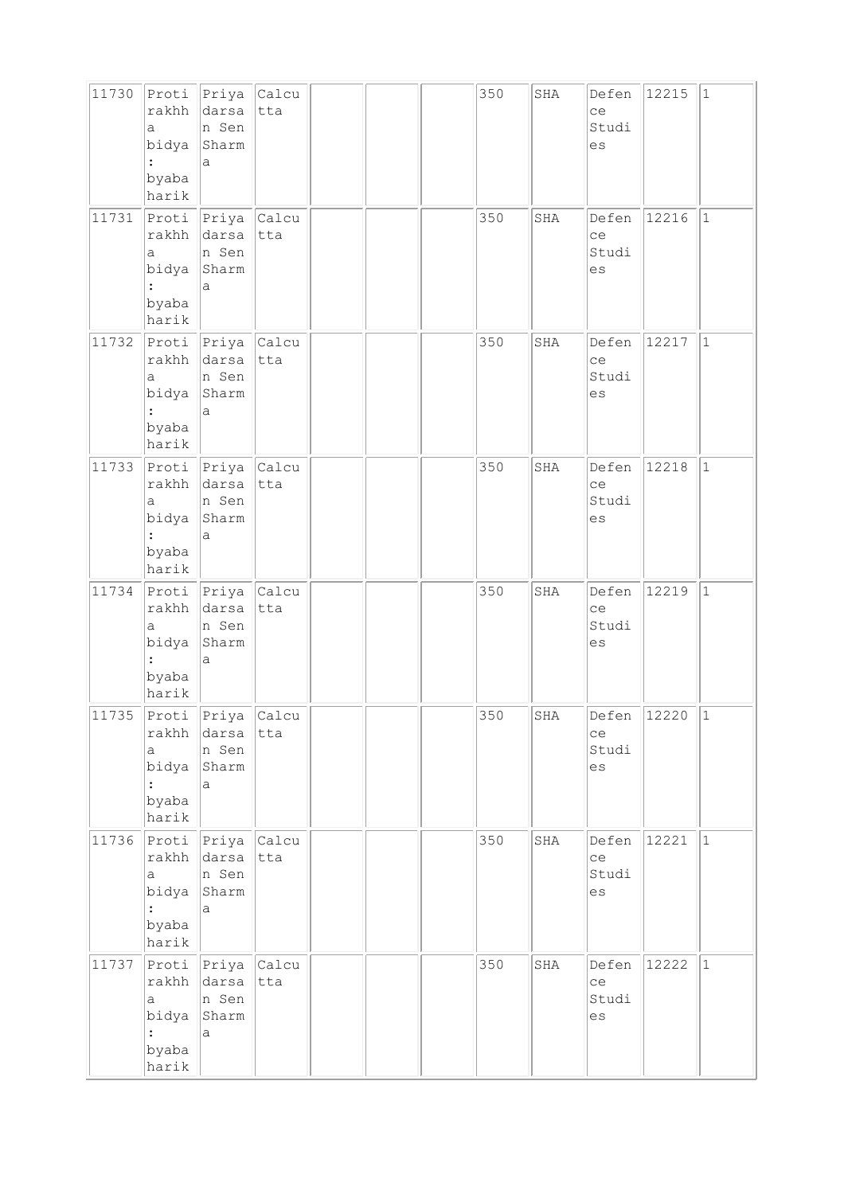| 11730 | Protirakhha bidya : byabaharik | Priyadarsan Sen Sharma | Calcutta | | | | 350 | SHA | Defence Studies | 12215 | 1 |
|---|---|---|---|---|---|---|---|---|---|---|---|
| 11731 | Protirakhha bidya : byabaharik | Priyadarsan Sen Sharma | Calcutta | | | | 350 | SHA | Defence Studies | 12216 | 1 |
| 11732 | Protirakhha bidya : byabaharik | Priyadarsan Sen Sharma | Calcutta | | | | 350 | SHA | Defence Studies | 12217 | 1 |
| 11733 | Protirakhha bidya : byabaharik | Priyadarsan Sen Sharma | Calcutta | | | | 350 | SHA | Defence Studies | 12218 | 1 |
| 11734 | Protirakhha bidya : byabaharik | Priyadarsan Sen Sharma | Calcutta | | | | 350 | SHA | Defence Studies | 12219 | 1 |
| 11735 | Protirakhha bidya : byabaharik | Priyadarsan Sen Sharma | Calcutta | | | | 350 | SHA | Defence Studies | 12220 | 1 |
| 11736 | Protirakhha bidya : byabaharik | Priyadarsan Sen Sharma | Calcutta | | | | 350 | SHA | Defence Studies | 12221 | 1 |
| 11737 | Protirakhha bidya : byabaharik | Priyadarsan Sen Sharma | Calcutta | | | | 350 | SHA | Defence Studies | 12222 | 1 |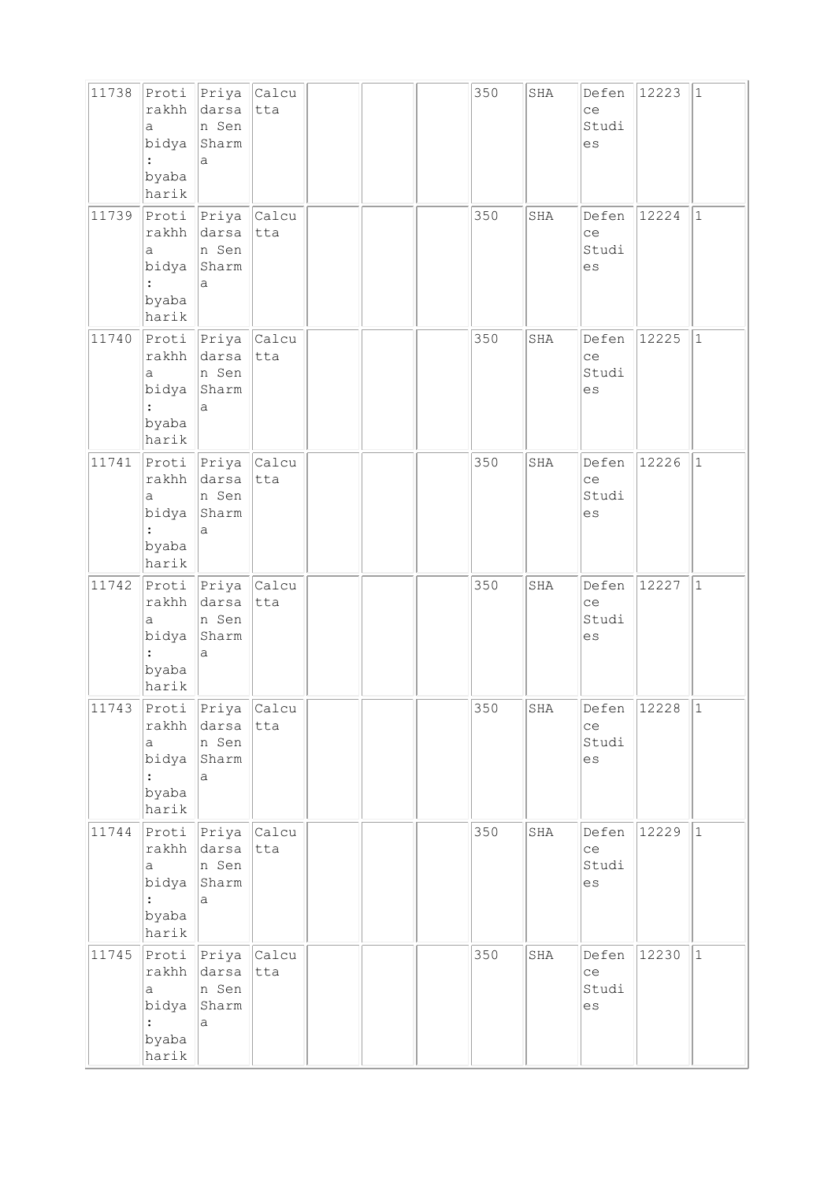| 11738 | Protirakhha bidya : byabaharik | Priyadarsan Sen Sharma | Calcutta | | | | 350 | SHA | Defence Studies | 12223 | 1 |
|---|---|---|---|---|---|---|---|---|---|---|---|
| 11739 | Protirakhha bidya : byabaharik | Priyadarsan Sen Sharma | Calcutta | | | | 350 | SHA | Defence Studies | 12224 | 1 |
| 11740 | Protirakhha bidya : byabaharik | Priyadarsan Sen Sharma | Calcutta | | | | 350 | SHA | Defence Studies | 12225 | 1 |
| 11741 | Protirakhha bidya : byabaharik | Priyadarsan Sen Sharma | Calcutta | | | | 350 | SHA | Defence Studies | 12226 | 1 |
| 11742 | Protirakhha bidya : byabaharik | Priyadarsan Sen Sharma | Calcutta | | | | 350 | SHA | Defence Studies | 12227 | 1 |
| 11743 | Protirakhha bidya : byabaharik | Priyadarsan Sen Sharma | Calcutta | | | | 350 | SHA | Defence Studies | 12228 | 1 |
| 11744 | Protirakhha bidya : byabaharik | Priyadarsan Sen Sharma | Calcutta | | | | 350 | SHA | Defence Studies | 12229 | 1 |
| 11745 | Protirakhha bidya : byabaharik | Priyadarsan Sen Sharma | Calcutta | | | | 350 | SHA | Defence Studies | 12230 | 1 |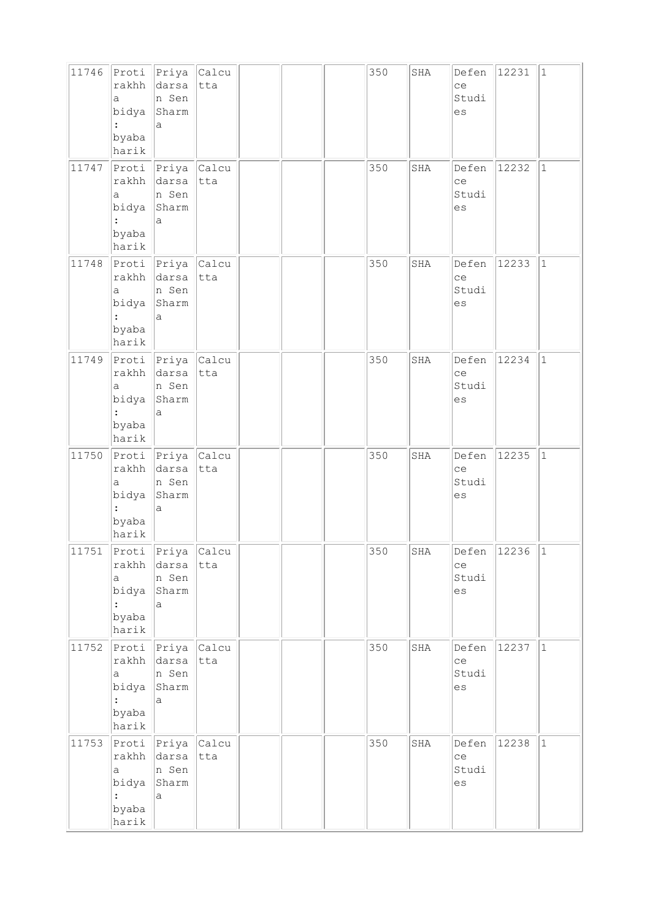| 11746 | Protirakhha bidya : byabaharik | Priyadarsan Sen Sharma | Calcutta | | | | 350 | SHA | Defence Studies | 12231 | 1 |
|---|---|---|---|---|---|---|---|---|---|---|---|
| 11747 | Protirakhha bidya : byabaharik | Priyadarsan Sen Sharma | Calcutta | | | | 350 | SHA | Defence Studies | 12232 | 1 |
| 11748 | Protirakhha bidya : byabaharik | Priyadarsan Sen Sharma | Calcutta | | | | 350 | SHA | Defence Studies | 12233 | 1 |
| 11749 | Protirakhha bidya : byabaharik | Priyadarsan Sen Sharma | Calcutta | | | | 350 | SHA | Defence Studies | 12234 | 1 |
| 11750 | Protirakhha bidya : byabaharik | Priyadarsan Sen Sharma | Calcutta | | | | 350 | SHA | Defence Studies | 12235 | 1 |
| 11751 | Protirakhha bidya : byabaharik | Priyadarsan Sen Sharma | Calcutta | | | | 350 | SHA | Defence Studies | 12236 | 1 |
| 11752 | Protirakhha bidya : byabaharik | Priyadarsan Sen Sharma | Calcutta | | | | 350 | SHA | Defence Studies | 12237 | 1 |
| 11753 | Protirakhha bidya : byabaharik | Priyadarsan Sen Sharma | Calcutta | | | | 350 | SHA | Defence Studies | 12238 | 1 |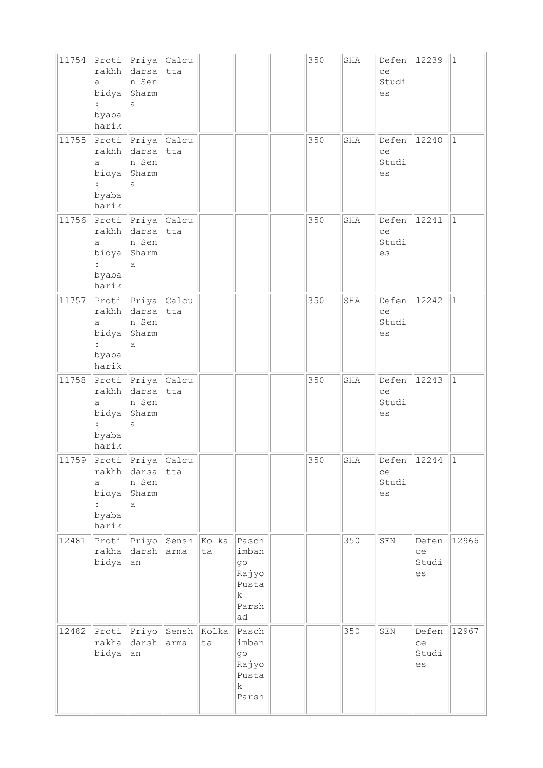| 11754 | Protirakhha bidya : byabaharik | Priyadarsan Sen Sharma | Calcutta | | | | 350 | SHA | Defence Studies | 12239 | 1 |
|---|---|---|---|---|---|---|---|---|---|---|---|
| 11755 | Protirakhha bidya : byabaharik | Priyadarsan Sen Sharma | Calcutta | | | | 350 | SHA | Defence Studies | 12240 | 1 |
| 11756 | Protirakhha bidya : byabaharik | Priyadarsan Sen Sharma | Calcutta | | | | 350 | SHA | Defence Studies | 12241 | 1 |
| 11757 | Protirakhha bidya : byabaharik | Priyadarsan Sen Sharma | Calcutta | | | | 350 | SHA | Defence Studies | 12242 | 1 |
| 11758 | Protirakhha bidya : byabaharik | Priyadarsan Sen Sharma | Calcutta | | | | 350 | SHA | Defence Studies | 12243 | 1 |
| 11759 | Protirakhha bidya : byabaharik | Priyadarsan Sen Sharma | Calcutta | | | | 350 | SHA | Defence Studies | 12244 | 1 |
| 12481 | Protirakha bidya | Priyodarshan | Senssharma | Kolkata | Paschimbango Rajyo Pustak Parshad | | | 350 | SEN | Defence Studies | 12966 |
| 12482 | Protirakha bidya | Priyodarshan | Senssharma | Kolkata | Paschimbango Rajyo Pustak Parsh | | | 350 | SEN | Defence Studies | 12967 |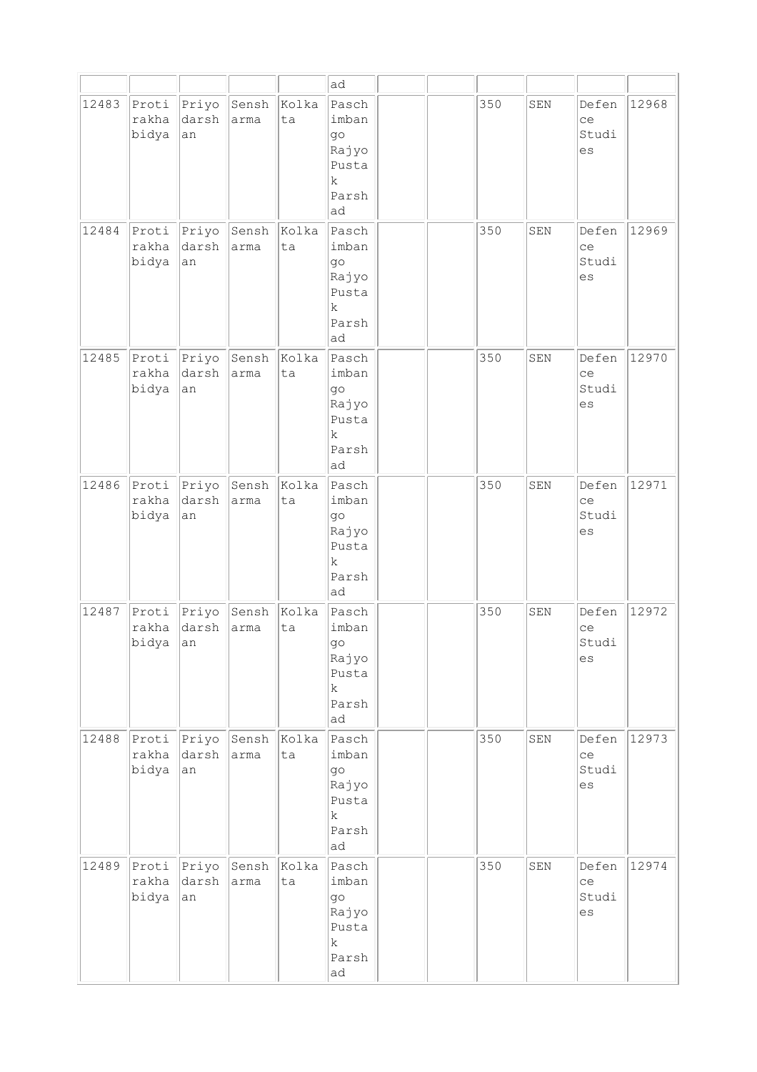| | | | | | ad | | | | | | |
|---|---|---|---|---|---|---|---|---|---|---|---|
| 12483 | Protirakhabidya | Priyodarshan | Sensharma | Kolkata | Paschimbango Rajyo Pustak Parshad | | | 350 | SEN | Defence Studies | 12968 |
| 12484 | Protirakhabidya | Priyodarshan | Sensharma | Kolkata | Paschimbango Rajyo Pustak Parshad | | | 350 | SEN | Defence Studies | 12969 |
| 12485 | Protirakhabidya | Priyodarshan | Sensharma | Kolkata | Paschimbango Rajyo Pustak Parshad | | | 350 | SEN | Defence Studies | 12970 |
| 12486 | Protirakhabidya | Priyodarshan | Sensharma | Kolkata | Paschimbango Rajyo Pustak Parshad | | | 350 | SEN | Defence Studies | 12971 |
| 12487 | Protirakhabidya | Priyodarshan | Sensharma | Kolkata | Paschimbango Rajyo Pustak Parshad | | | 350 | SEN | Defence Studies | 12972 |
| 12488 | Protirakhabidya | Priyodarshan | Sensharma | Kolkata | Paschimbango Rajyo Pustak Parshad | | | 350 | SEN | Defence Studies | 12973 |
| 12489 | Protirakhabidya | Priyodarshan | Sensharma | Kolkata | Paschimbango Rajyo Pustak Parshad | | | 350 | SEN | Defence Studies | 12974 |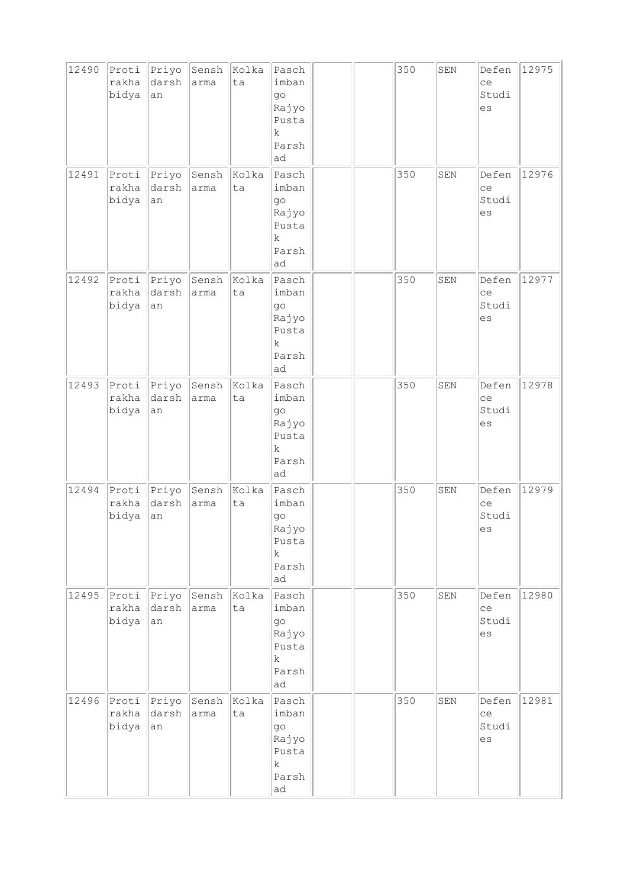| 12490 | Protirakhabidya | Priyodarshan | Sensharma | Kolkata | Paschimbango Rajyo Pustak Parshad | | | 350 | SEN | Defence Studies | 12975 |
|---|---|---|---|---|---|---|---|---|---|---|---|
| 12491 | Protirakhabidya | Priyodarshan | Sensharma | Kolkata | Paschimbango Rajyo Pustak Parshad | | | 350 | SEN | Defence Studies | 12976 |
| 12492 | Protirakhabidya | Priyodarshan | Sensharma | Kolkata | Paschimbango Rajyo Pustak Parshad | | | 350 | SEN | Defence Studies | 12977 |
| 12493 | Protirakhabidya | Priyodarshan | Sensharma | Kolkata | Paschimbango Rajyo Pustak Parshad | | | 350 | SEN | Defence Studies | 12978 |
| 12494 | Protirakhabidya | Priyodarshan | Sensharma | Kolkata | Paschimbango Rajyo Pustak Parshad | | | 350 | SEN | Defence Studies | 12979 |
| 12495 | Protirakhabidya | Priyodarshan | Sensharma | Kolkata | Paschimbango Rajyo Pustak Parshad | | | 350 | SEN | Defence Studies | 12980 |
| 12496 | Protirakhabidya | Priyodarshan | Sensharma | Kolkata | Paschimbango Rajyo Pustak Parshad | | | 350 | SEN | Defence Studies | 12981 |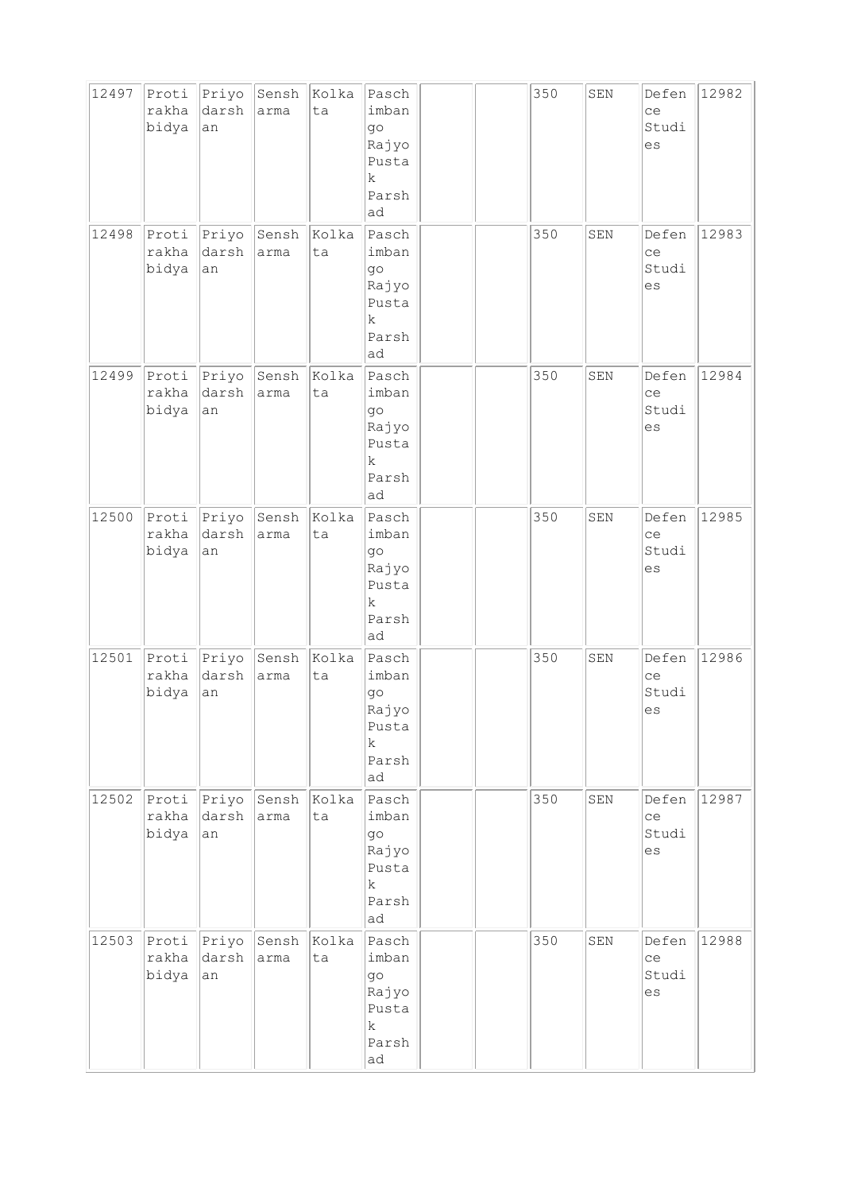| 12497 | Protirakhabidya | Priyodarshan | Sensharma | Kolkata | Paschimbango Rajyo Pustak Parshad | | | 350 | SEN | Defence Studies | 12982 |
|---|---|---|---|---|---|---|---|---|---|---|---|
| 12498 | Protirakhabidya | Priyodarshan | Sensharma | Kolkata | Paschimbango Rajyo Pustak Parshad | | | 350 | SEN | Defence Studies | 12983 |
| 12499 | Protirakhabidya | Priyodarshan | Sensharma | Kolkata | Paschimbango Rajyo Pustak Parshad | | | 350 | SEN | Defence Studies | 12984 |
| 12500 | Protirakhabidya | Priyodarshan | Sensharma | Kolkata | Paschimbango Rajyo Pustak Parshad | | | 350 | SEN | Defence Studies | 12985 |
| 12501 | Protirakhabidya | Priyodarshan | Sensharma | Kolkata | Paschimbango Rajyo Pustak Parshad | | | 350 | SEN | Defence Studies | 12986 |
| 12502 | Protirakhabidya | Priyodarshan | Sensharma | Kolkata | Paschimbango Rajyo Pustak Parshad | | | 350 | SEN | Defence Studies | 12987 |
| 12503 | Protirakhabidya | Priyodarshan | Sensharma | Kolkata | Paschimbango Rajyo Pustak Parshad | | | 350 | SEN | Defence Studies | 12988 |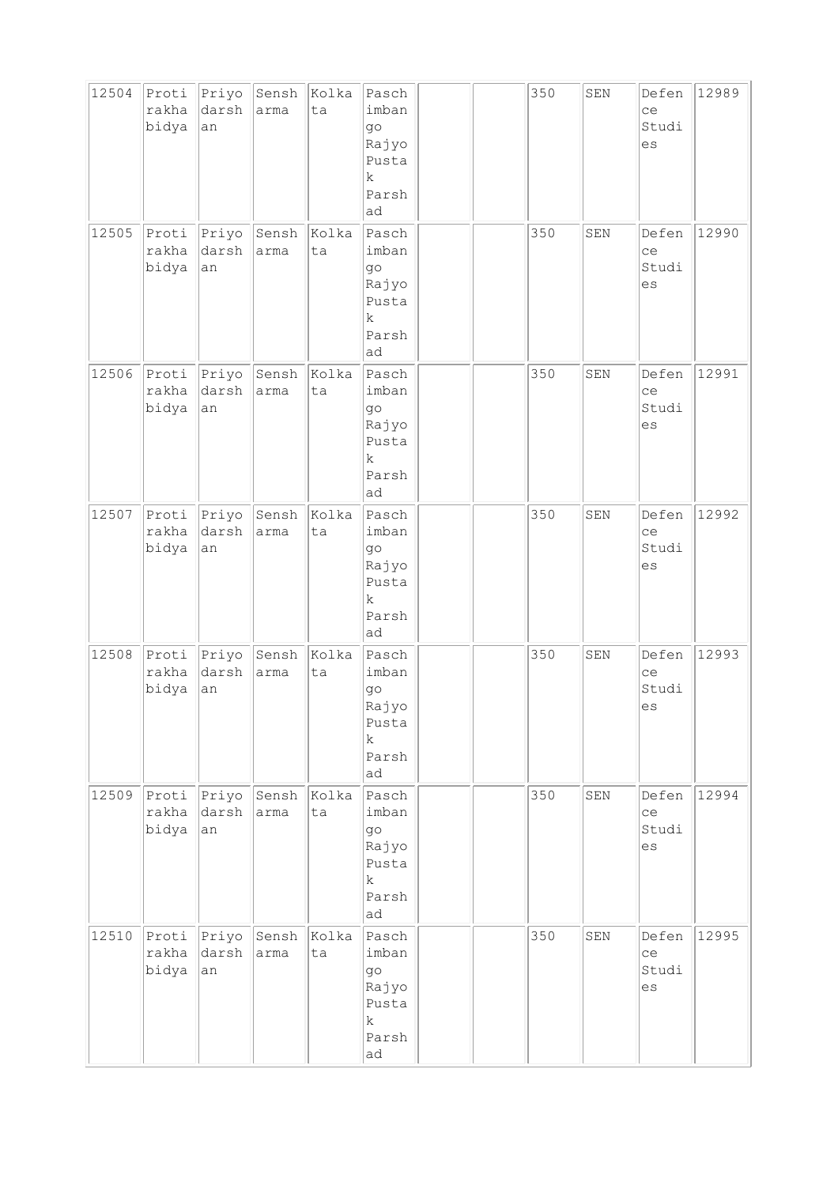| 12504 | Protirakhabidya | Priyodarshan | Sensharma | Kolkata | Paschimbango Rajyo Pustak Parshad | | | 350 | SEN | Defence Studies | 12989 |
|---|---|---|---|---|---|---|---|---|---|---|---|
| 12505 | Protirakhabidya | Priyodarshan | Sensharma | Kolkata | Paschimbango Rajyo Pustak Parshad | | | 350 | SEN | Defence Studies | 12990 |
| 12506 | Protirakhabidya | Priyodarshan | Sensharma | Kolkata | Paschimbango Rajyo Pustak Parshad | | | 350 | SEN | Defence Studies | 12991 |
| 12507 | Protirakhabidya | Priyodarshan | Sensharma | Kolkata | Paschimbango Rajyo Pustak Parshad | | | 350 | SEN | Defence Studies | 12992 |
| 12508 | Protirakhabidya | Priyodarshan | Sensharma | Kolkata | Paschimbango Rajyo Pustak Parshad | | | 350 | SEN | Defence Studies | 12993 |
| 12509 | Protirakhabidya | Priyodarshan | Sensharma | Kolkata | Paschimbango Rajyo Pustak Parshad | | | 350 | SEN | Defence Studies | 12994 |
| 12510 | Protirakhabidya | Priyodarshan | Sensharma | Kolkata | Paschimbango Rajyo Pustak Parshad | | | 350 | SEN | Defence Studies | 12995 |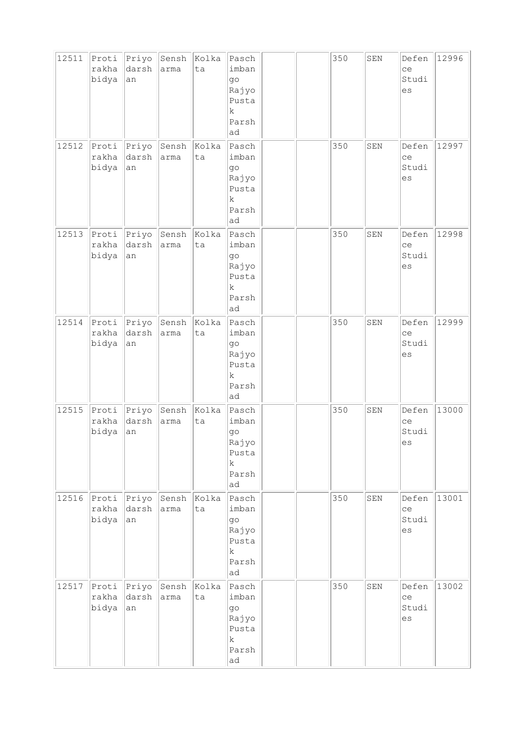| 12511 | Protirakhabidya | Priyodarshan | Sensharma | Kolkata | Paschimbango Rajyo Pustak Parshad | | | 350 | SEN | Defence Studies | 12996 |
|---|---|---|---|---|---|---|---|---|---|---|---|
| 12512 | Protirakhabidya | Priyodarshan | Sensharma | Kolkata | Paschimbango Rajyo Pustak Parshad | | | 350 | SEN | Defence Studies | 12997 |
| 12513 | Protirakhabidya | Priyodarshan | Sensharma | Kolkata | Paschimbango Rajyo Pustak Parshad | | | 350 | SEN | Defence Studies | 12998 |
| 12514 | Protirakhabidya | Priyodarshan | Sensharma | Kolkata | Paschimbango Rajyo Pustak Parshad | | | 350 | SEN | Defence Studies | 12999 |
| 12515 | Protirakhabidya | Priyodarshan | Sensharma | Kolkata | Paschimbango Rajyo Pustak Parshad | | | 350 | SEN | Defence Studies | 13000 |
| 12516 | Protirakhabidya | Priyodarshan | Sensharma | Kolkata | Paschimbango Rajyo Pustak Parshad | | | 350 | SEN | Defence Studies | 13001 |
| 12517 | Protirakhabidya | Priyodarshan | Sensharma | Kolkata | Paschimbango Rajyo Pustak Parshad | | | 350 | SEN | Defence Studies | 13002 |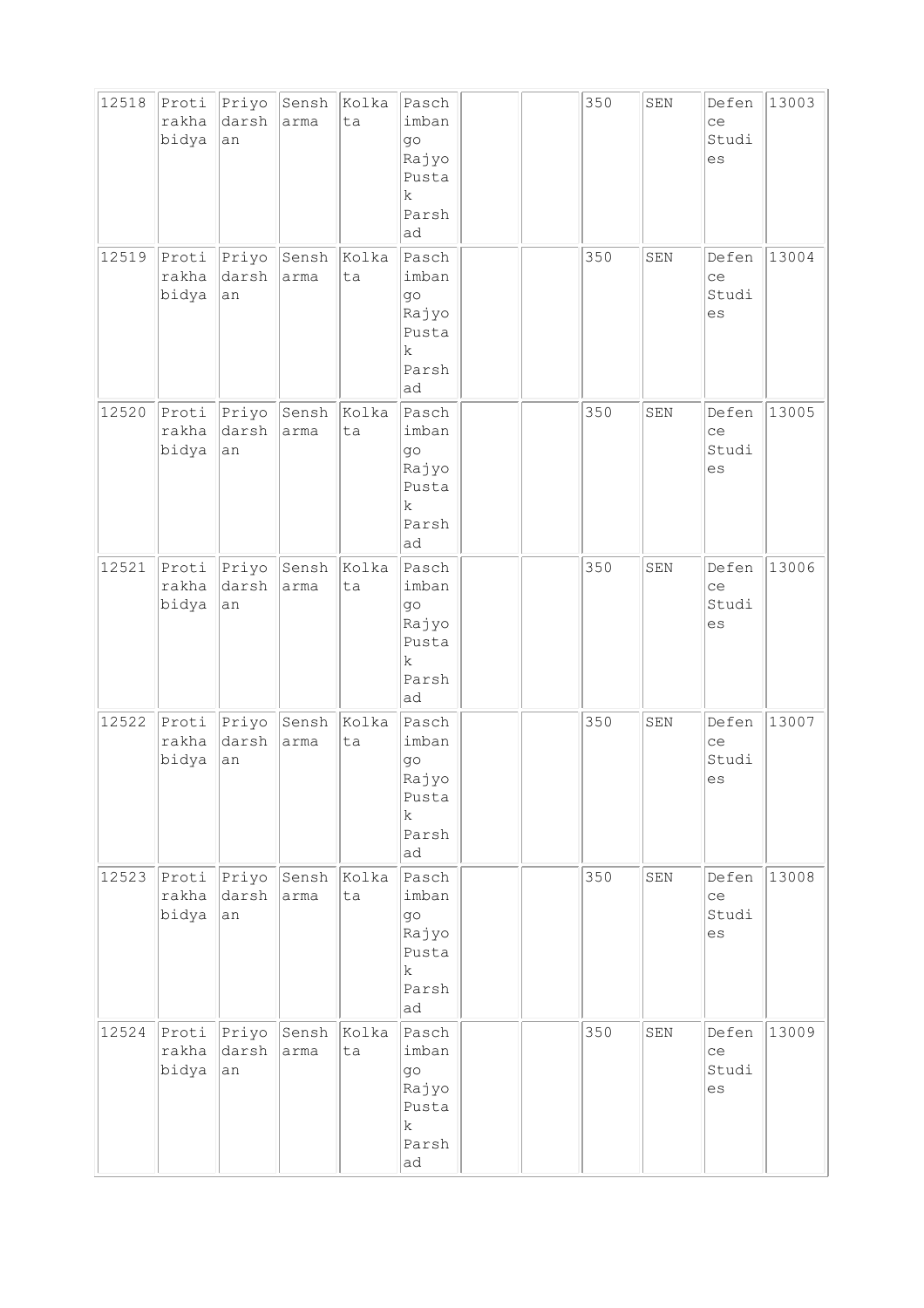| 12518 | Protirakhabidya | Priyodarshan | Sensharma | Kolkata | Paschimbango Rajyo Pustak Parshad | | | 350 | SEN | Defence Studies | 13003 |
|---|---|---|---|---|---|---|---|---|---|---|---|
| 12519 | Protirakhabidya | Priyodarshan | Sensharma | Kolkata | Paschimbango Rajyo Pustak Parshad | | | 350 | SEN | Defence Studies | 13004 |
| 12520 | Protirakhabidya | Priyodarshan | Sensharma | Kolkata | Paschimbango Rajyo Pustak Parshad | | | 350 | SEN | Defence Studies | 13005 |
| 12521 | Protirakhabidya | Priyodarshan | Sensharma | Kolkata | Paschimbango Rajyo Pustak Parshad | | | 350 | SEN | Defence Studies | 13006 |
| 12522 | Protirakhabidya | Priyodarshan | Sensharma | Kolkata | Paschimbango Rajyo Pustak Parshad | | | 350 | SEN | Defence Studies | 13007 |
| 12523 | Protirakhabidya | Priyodarshan | Sensharma | Kolkata | Paschimbango Rajyo Pustak Parshad | | | 350 | SEN | Defence Studies | 13008 |
| 12524 | Protirakhabidya | Priyodarshan | Sensharma | Kolkata | Paschimbango Rajyo Pustak Parshad | | | 350 | SEN | Defence Studies | 13009 |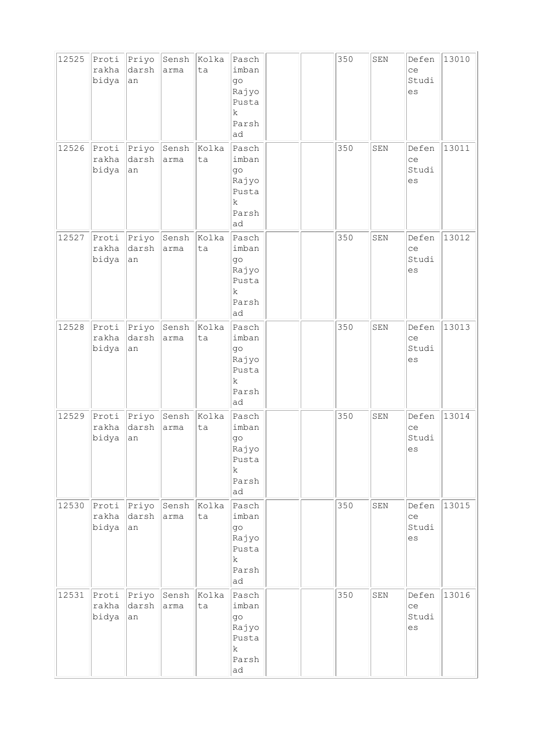| | | | | | | | | | | | |
|---|---|---|---|---|---|---|---|---|---|---|---|
| 12525 | Protirakhabidya | Priyodarshan | Sensharma | Kolkata | Paschimbango Rajyo Pustak Parshad | | | 350 | SEN | Defence Studies | 13010 |
| 12526 | Protirakhabidya | Priyodarshan | Sensharma | Kolkata | Paschimbango Rajyo Pustak Parshad | | | 350 | SEN | Defence Studies | 13011 |
| 12527 | Protirakhabidya | Priyodarshan | Sensharma | Kolkata | Paschimbango Rajyo Pustak Parshad | | | 350 | SEN | Defence Studies | 13012 |
| 12528 | Protirakhabidya | Priyodarshan | Sensharma | Kolkata | Paschimbango Rajyo Pustak Parshad | | | 350 | SEN | Defence Studies | 13013 |
| 12529 | Protirakhabidya | Priyodarshan | Sensharma | Kolkata | Paschimbango Rajyo Pustak Parshad | | | 350 | SEN | Defence Studies | 13014 |
| 12530 | Protirakhabidya | Priyodarshan | Sensharma | Kolkata | Paschimbango Rajyo Pustak Parshad | | | 350 | SEN | Defence Studies | 13015 |
| 12531 | Protirakhabidya | Priyodarshan | Sensharma | Kolkata | Paschimbango Rajyo Pustak Parshad | | | 350 | SEN | Defence Studies | 13016 |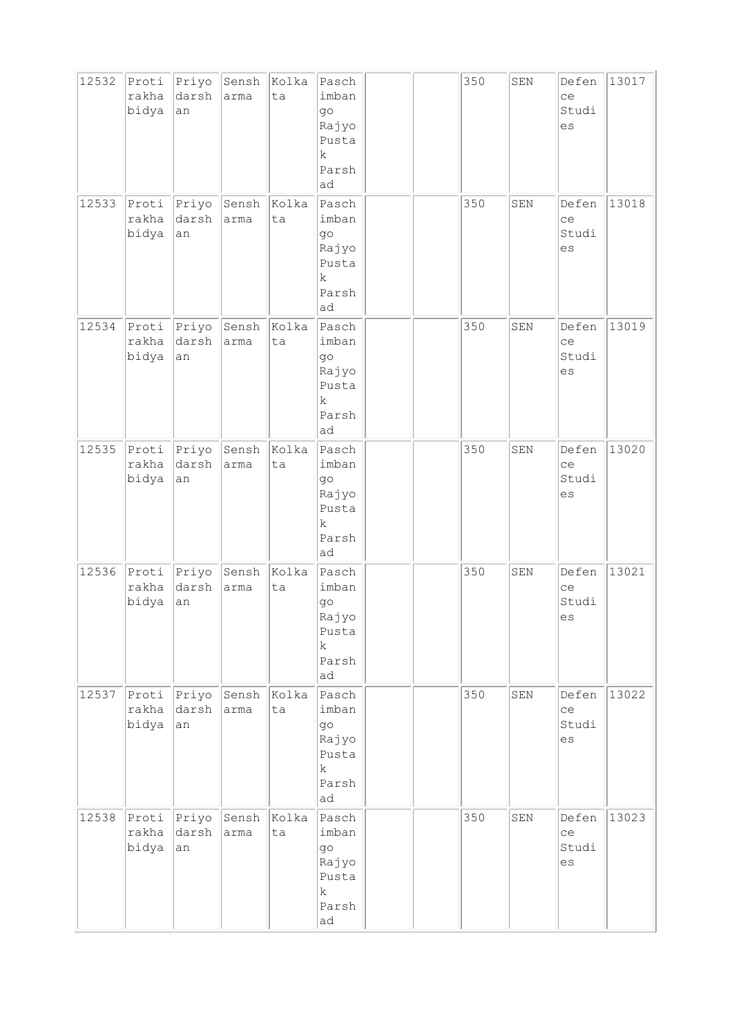| 12532 | Protirakhabidya | Priyodarshan | Sensharma | Kolkata | Paschimbango Rajyo Pustak Parshad | | | 350 | SEN | Defence Studies | 13017 |
|---|---|---|---|---|---|---|---|---|---|---|---|
| 12533 | Protirakhabidya | Priyodarshan | Sensharma | Kolkata | Paschimbango Rajyo Pustak Parshad | | | 350 | SEN | Defence Studies | 13018 |
| 12534 | Protirakhabidya | Priyodarshan | Sensharma | Kolkata | Paschimbango Rajyo Pustak Parshad | | | 350 | SEN | Defence Studies | 13019 |
| 12535 | Protirakhabidya | Priyodarshan | Sensharma | Kolkata | Paschimbango Rajyo Pustak Parshad | | | 350 | SEN | Defence Studies | 13020 |
| 12536 | Protirakhabidya | Priyodarshan | Sensharma | Kolkata | Paschimbango Rajyo Pustak Parshad | | | 350 | SEN | Defence Studies | 13021 |
| 12537 | Protirakhabidya | Priyodarshan | Sensharma | Kolkata | Paschimbango Rajyo Pustak Parshad | | | 350 | SEN | Defence Studies | 13022 |
| 12538 | Protirakhabidya | Priyodarshan | Sensharma | Kolkata | Paschimbango Rajyo Pustak Parshad | | | 350 | SEN | Defence Studies | 13023 |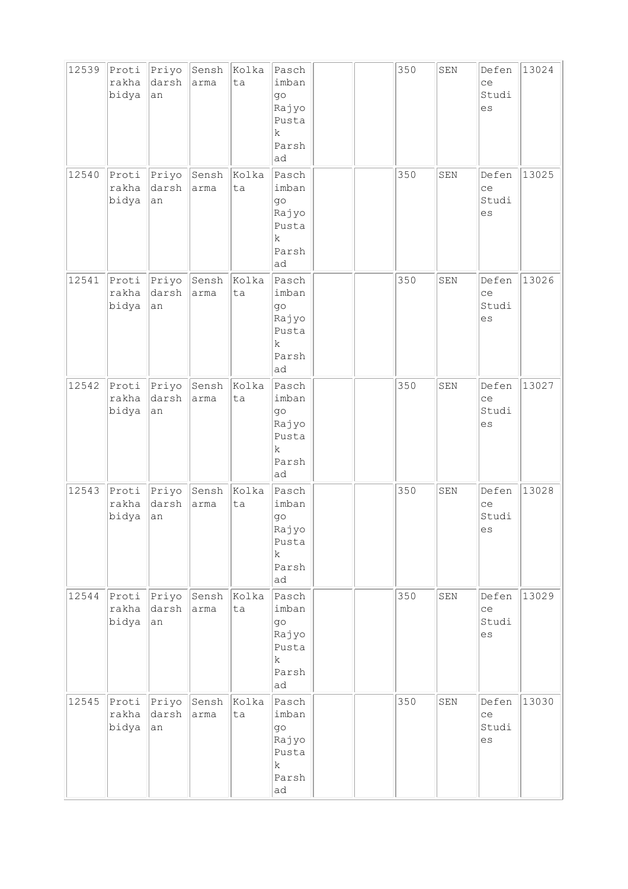| 12539 | Protirakhabidya | Priyodarshan | Sensharma | Kolkata | Paschimbango Rajyo Pustak Parshad | | | 350 | SEN | Defence Studies | 13024 |
|---|---|---|---|---|---|---|---|---|---|---|---|
| 12540 | Protirakhabidya | Priyodarshan | Sensharma | Kolkata | Paschimbango Rajyo Pustak Parshad | | | 350 | SEN | Defence Studies | 13025 |
| 12541 | Protirakhabidya | Priyodarshan | Sensharma | Kolkata | Paschimbango Rajyo Pustak Parshad | | | 350 | SEN | Defence Studies | 13026 |
| 12542 | Protirakhabidya | Priyodarshan | Sensharma | Kolkata | Paschimbango Rajyo Pustak Parshad | | | 350 | SEN | Defence Studies | 13027 |
| 12543 | Protirakhabidya | Priyodarshan | Sensharma | Kolkata | Paschimbango Rajyo Pustak Parshad | | | 350 | SEN | Defence Studies | 13028 |
| 12544 | Protirakhabidya | Priyodarshan | Sensharma | Kolkata | Paschimbango Rajyo Pustak Parshad | | | 350 | SEN | Defence Studies | 13029 |
| 12545 | Protirakhabidya | Priyodarshan | Sensharma | Kolkata | Paschimbango Rajyo Pustak Parshad | | | 350 | SEN | Defence Studies | 13030 |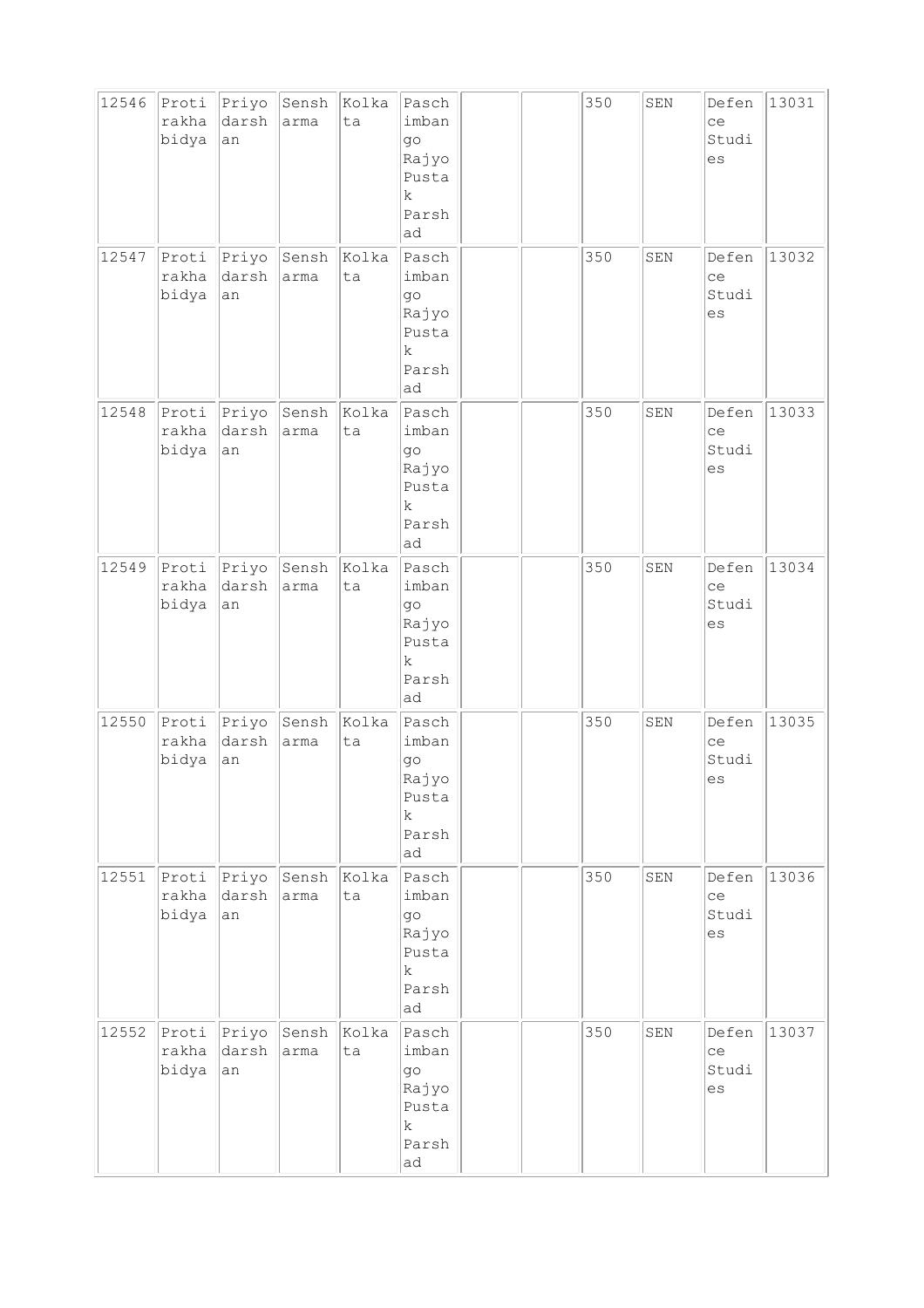| 12546 | Protirakhabidya | Priyodarshan | Sensharma | Kolkata | Paschimbango Rajyo Pustak Parshad | | | 350 | SEN | Defence Studies | 13031 |
|---|---|---|---|---|---|---|---|---|---|---|---|
| 12547 | Protirakhabidya | Priyodarshan | Sensharma | Kolkata | Paschimbango Rajyo Pustak Parshad | | | 350 | SEN | Defence Studies | 13032 |
| 12548 | Protirakhabidya | Priyodarshan | Sensharma | Kolkata | Paschimbango Rajyo Pustak Parshad | | | 350 | SEN | Defence Studies | 13033 |
| 12549 | Protirakhabidya | Priyodarshan | Sensharma | Kolkata | Paschimbango Rajyo Pustak Parshad | | | 350 | SEN | Defence Studies | 13034 |
| 12550 | Protirakhabidya | Priyodarshan | Sensharma | Kolkata | Paschimbango Rajyo Pustak Parshad | | | 350 | SEN | Defence Studies | 13035 |
| 12551 | Protirakhabidya | Priyodarshan | Sensharma | Kolkata | Paschimbango Rajyo Pustak Parshad | | | 350 | SEN | Defence Studies | 13036 |
| 12552 | Protirakhabidya | Priyodarshan | Sensharma | Kolkata | Paschimbango Rajyo Pustak Parshad | | | 350 | SEN | Defence Studies | 13037 |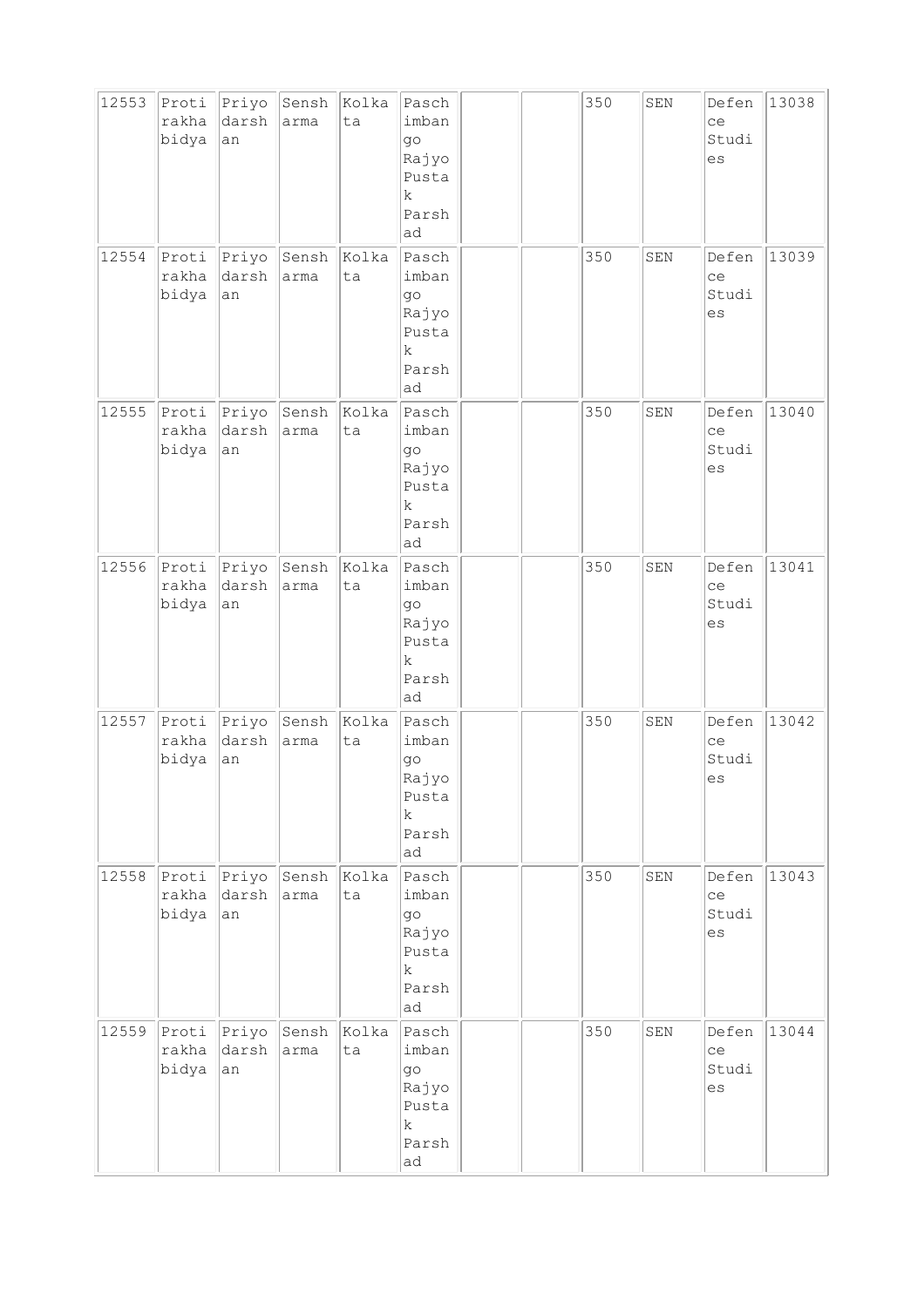| 12553 | Protirakhabidya | Priyodarshan | Sensharma | Kolkata | Paschimbango Rajyo Pustak Parshad | | | 350 | SEN | Defence Studies | 13038 |
|---|---|---|---|---|---|---|---|---|---|---|---|
| 12554 | Protirakhabidya | Priyodarshan | Sensharma | Kolkata | Paschimbango Rajyo Pustak Parshad | | | 350 | SEN | Defence Studies | 13039 |
| 12555 | Protirakhabidya | Priyodarshan | Sensharma | Kolkata | Paschimbango Rajyo Pustak Parshad | | | 350 | SEN | Defence Studies | 13040 |
| 12556 | Protirakhabidya | Priyodarshan | Sensharma | Kolkata | Paschimbango Rajyo Pustak Parshad | | | 350 | SEN | Defence Studies | 13041 |
| 12557 | Protirakhabidya | Priyodarshan | Sensharma | Kolkata | Paschimbango Rajyo Pustak Parshad | | | 350 | SEN | Defence Studies | 13042 |
| 12558 | Protirakhabidya | Priyodarshan | Sensharma | Kolkata | Paschimbango Rajyo Pustak Parshad | | | 350 | SEN | Defence Studies | 13043 |
| 12559 | Protirakhabidya | Priyodarshan | Sensharma | Kolkata | Paschimbango Rajyo Pustak Parshad | | | 350 | SEN | Defence Studies | 13044 |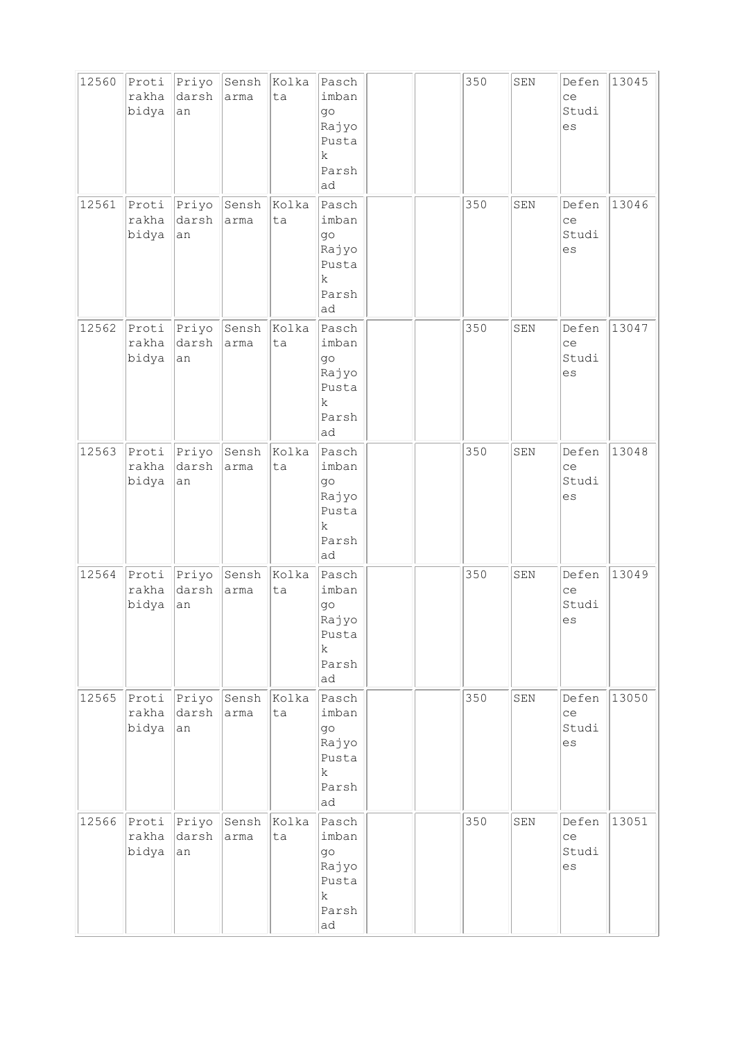| 12560 | Protirakhabidya | Priyodarshan | Sensharma | Kolkata | Paschimbango Rajyo Pustak Parshad | | | 350 | SEN | Defence Studies | 13045 |
|---|---|---|---|---|---|---|---|---|---|---|---|
| 12561 | Protirakhabidya | Priyodarshan | Sensharma | Kolkata | Paschimbango Rajyo Pustak Parshad | | | 350 | SEN | Defence Studies | 13046 |
| 12562 | Protirakhabidya | Priyodarshan | Sensharma | Kolkata | Paschimbango Rajyo Pustak Parshad | | | 350 | SEN | Defence Studies | 13047 |
| 12563 | Protirakhabidya | Priyodarshan | Sensharma | Kolkata | Paschimbango Rajyo Pustak Parshad | | | 350 | SEN | Defence Studies | 13048 |
| 12564 | Protirakhabidya | Priyodarshan | Sensharma | Kolkata | Paschimbango Rajyo Pustak Parshad | | | 350 | SEN | Defence Studies | 13049 |
| 12565 | Protirakhabidya | Priyodarshan | Sensharma | Kolkata | Paschimbango Rajyo Pustak Parshad | | | 350 | SEN | Defence Studies | 13050 |
| 12566 | Protirakhabidya | Priyodarshan | Sensharma | Kolkata | Paschimbango Rajyo Pustak Parshad | | | 350 | SEN | Defence Studies | 13051 |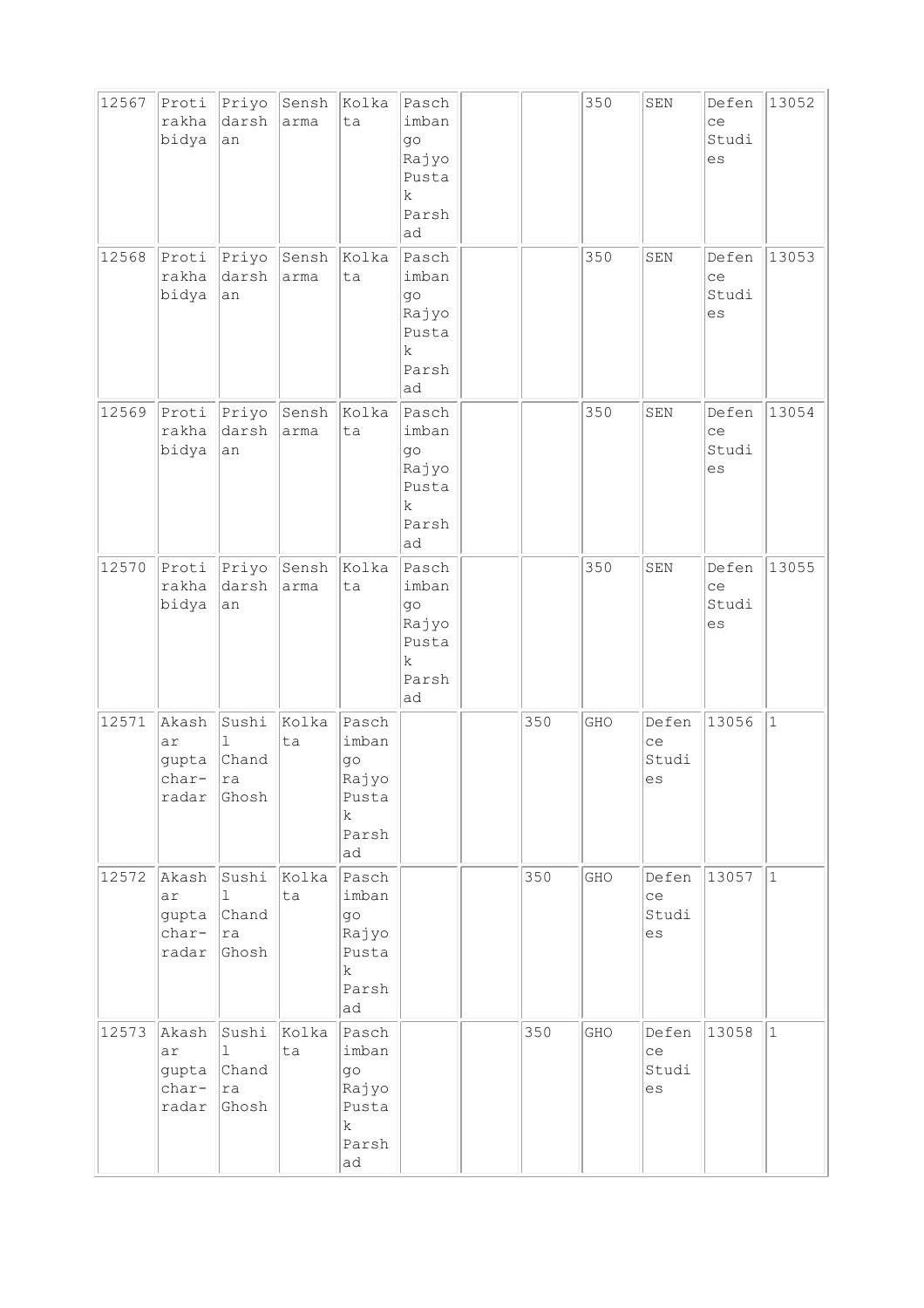| 12567 | Protirakhabidya | Priyodarshan | Sensharma | Kolkata | Paschimbango Rajyo Pustak Parshad | | | 350 | SEN | Defence Studies | 13052 |
|---|---|---|---|---|---|---|---|---|---|---|---|
| 12568 | Protirakhabidya | Priyodarshan | Sensharma | Kolkata | Paschimbango Rajyo Pustak Parshad | | | 350 | SEN | Defence Studies | 13053 |
| 12569 | Protirakhabidya | Priyodarshan | Sensharma | Kolkata | Paschimbango Rajyo Pustak Parshad | | | 350 | SEN | Defence Studies | 13054 |
| 12570 | Protirakhabidya | Priyodarshan | Sensharma | Kolkata | Paschimbango Rajyo Pustak Parshad | | | 350 | SEN | Defence Studies | 13055 |
| 12571 | Akashargupta char-radar | Sushil Chandra Ghosh | Kolkata | Paschimbango Rajyo Pustak Parshad | | | 350 | GHO | Defence Studies | 13056 | 1 |
| 12572 | Akashargupta char-radar | Sushil Chandra Ghosh | Kolkata | Paschimbango Rajyo Pustak Parshad | | | 350 | GHO | Defence Studies | 13057 | 1 |
| 12573 | Akashargupta char-radar | Sushil Chandra Ghosh | Kolkata | Paschimbango Rajyo Pustak Parshad | | | 350 | GHO | Defence Studies | 13058 | 1 |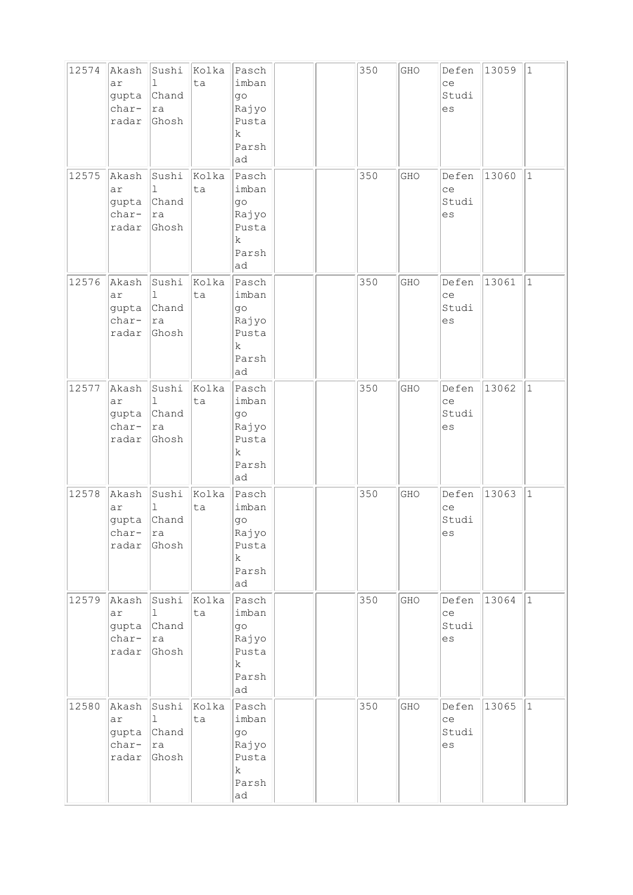| 12574 | Akashar gupta char-radar | Sushil Chandra Ghosh | Kolkata | Paschimbango Rajyo Pustak Parshad | | | 350 | GHO | Defence Studies | 13059 | 1 |
|---|---|---|---|---|---|---|---|---|---|---|---|
| 12575 | Akashar gupta char-radar | Sushil Chandra Ghosh | Kolkata | Paschimbango Rajyo Pustak Parshad | | | 350 | GHO | Defence Studies | 13060 | 1 |
| 12576 | Akashar gupta char-radar | Sushil Chandra Ghosh | Kolkata | Paschimbango Rajyo Pustak Parshad | | | 350 | GHO | Defence Studies | 13061 | 1 |
| 12577 | Akashar gupta char-radar | Sushil Chandra Ghosh | Kolkata | Paschimbango Rajyo Pustak Parshad | | | 350 | GHO | Defence Studies | 13062 | 1 |
| 12578 | Akashar gupta char-radar | Sushil Chandra Ghosh | Kolkata | Paschimbango Rajyo Pustak Parshad | | | 350 | GHO | Defence Studies | 13063 | 1 |
| 12579 | Akashar gupta char-radar | Sushil Chandra Ghosh | Kolkata | Paschimbango Rajyo Pustak Parshad | | | 350 | GHO | Defence Studies | 13064 | 1 |
| 12580 | Akashar gupta char-radar | Sushil Chandra Ghosh | Kolkata | Paschimbango Rajyo Pustak Parshad | | | 350 | GHO | Defence Studies | 13065 | 1 |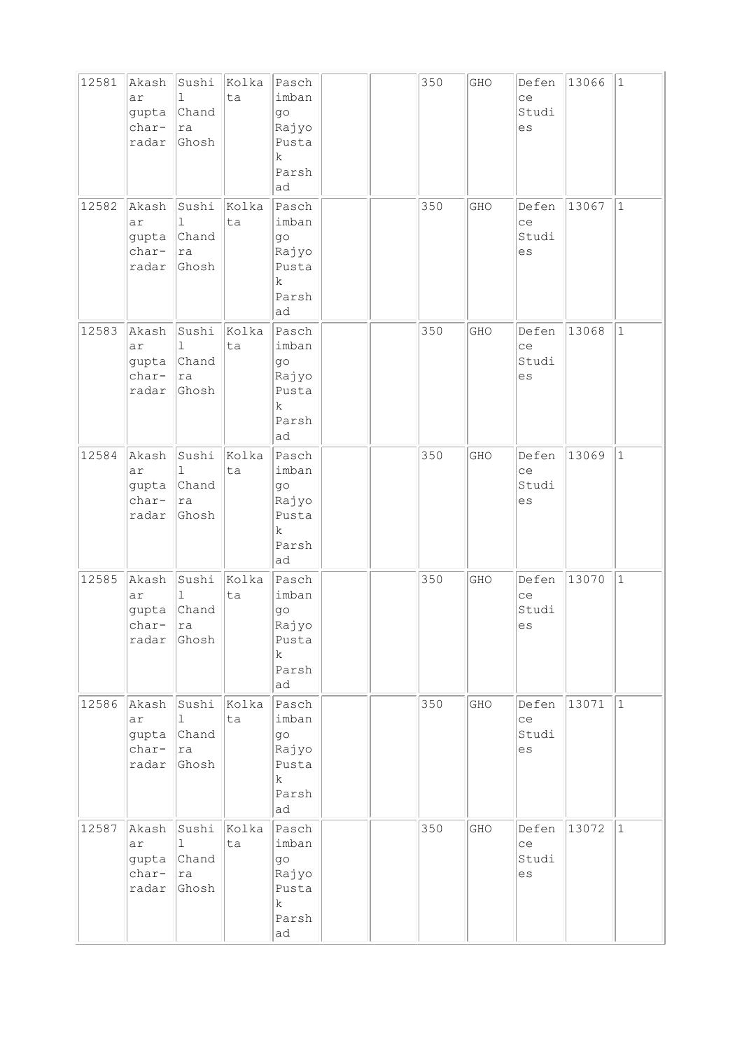| 12581 | Akashar gupta char-radar | Sushil Chandra Ghosh | Kolkata | Paschimbango Rajyo Pustak Parshad | | | 350 | GHO | Defence Studies | 13066 | 1 |
|---|---|---|---|---|---|---|---|---|---|---|---|
| 12582 | Akashar gupta char-radar | Sushil Chandra Ghosh | Kolkata | Paschimbango Rajyo Pustak Parshad | | | 350 | GHO | Defence Studies | 13067 | 1 |
| 12583 | Akashar gupta char-radar | Sushil Chandra Ghosh | Kolkata | Paschimbango Rajyo Pustak Parshad | | | 350 | GHO | Defence Studies | 13068 | 1 |
| 12584 | Akashar gupta char-radar | Sushil Chandra Ghosh | Kolkata | Paschimbango Rajyo Pustak Parshad | | | 350 | GHO | Defence Studies | 13069 | 1 |
| 12585 | Akashar gupta char-radar | Sushil Chandra Ghosh | Kolkata | Paschimbango Rajyo Pustak Parshad | | | 350 | GHO | Defence Studies | 13070 | 1 |
| 12586 | Akashar gupta char-radar | Sushil Chandra Ghosh | Kolkata | Paschimbango Rajyo Pustak Parshad | | | 350 | GHO | Defence Studies | 13071 | 1 |
| 12587 | Akashar gupta char-radar | Sushil Chandra Ghosh | Kolkata | Paschimbango Rajyo Pustak Parshad | | | 350 | GHO | Defence Studies | 13072 | 1 |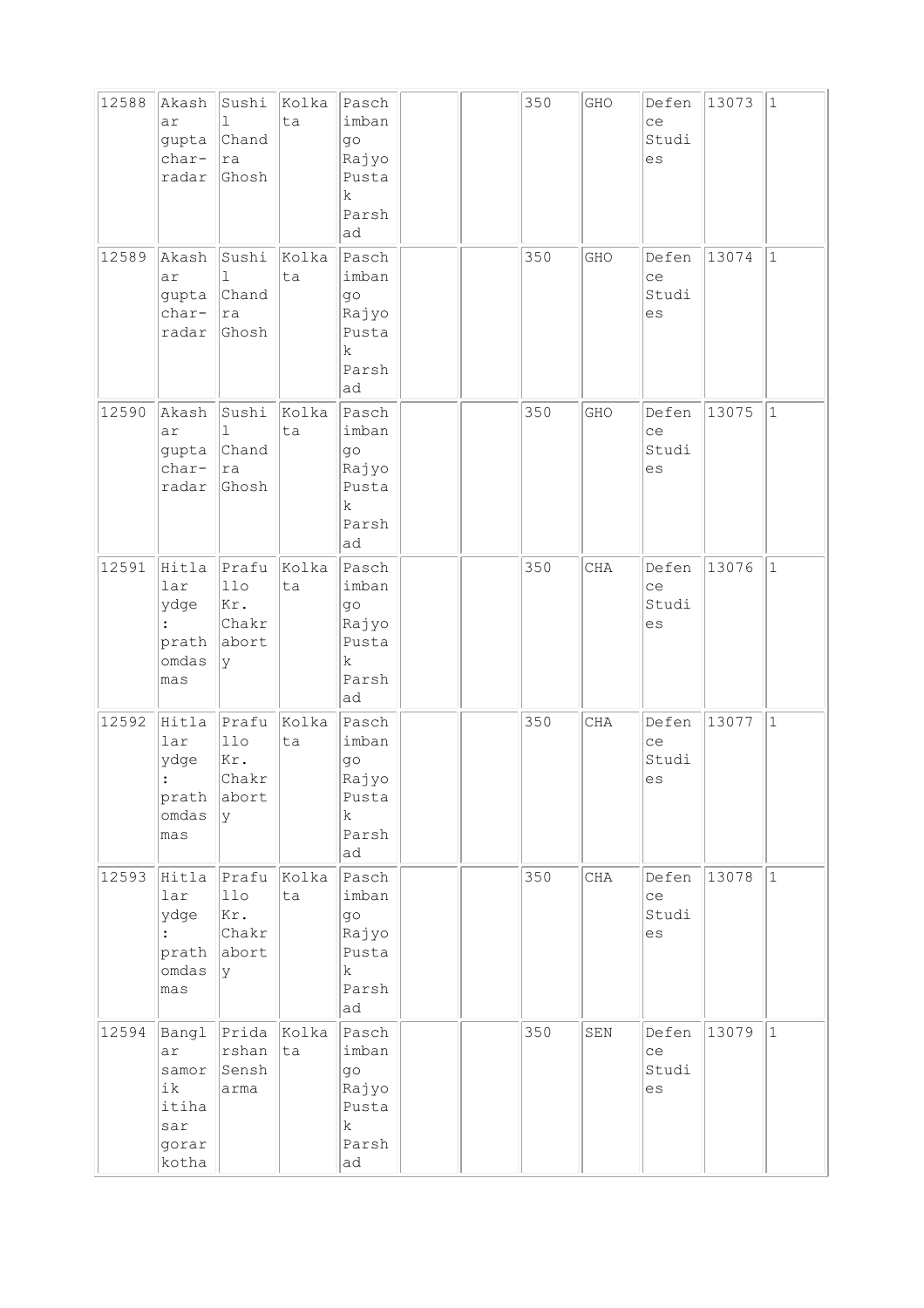| 12588 | Akashar gupta char-radar | Sushil Chandra Ghosh | Kolkata | Paschimbango Rajyo Pustak Parshad | | | 350 | GHO | Defence Studies | 13073 | 1 |
|---|---|---|---|---|---|---|---|---|---|---|---|
| 12589 | Akashar gupta char-radar | Sushil Chandra Ghosh | Kolkata | Paschimbango Rajyo Pustak Parshad | | | 350 | GHO | Defence Studies | 13074 | 1 |
| 12590 | Akashar gupta char-radar | Sushil Chandra Ghosh | Kolkata | Paschimbango Rajyo Pustak Parshad | | | 350 | GHO | Defence Studies | 13075 | 1 |
| 12591 | Hitlar lar ydge : prathomdas mas | Prafullo Kr. Chakraborty | Kolkata | Paschimbango Rajyo Pustak Parshad | | | 350 | CHA | Defence Studies | 13076 | 1 |
| 12592 | Hitlar lar ydge : prathomdas mas | Prafullo Kr. Chakraborty | Kolkata | Paschimbango Rajyo Pustak Parshad | | | 350 | CHA | Defence Studies | 13077 | 1 |
| 12593 | Hitlar lar ydge : prathomdas mas | Prafullo Kr. Chakraborty | Kolkata | Paschimbango Rajyo Pustak Parshad | | | 350 | CHA | Defence Studies | 13078 | 1 |
| 12594 | Banglar samorik itihasar gorarkotha | Pridarshan Sensharma | Kolkata | Paschimbango Rajyo Pustak Parshad | | | 350 | SEN | Defence Studies | 13079 | 1 |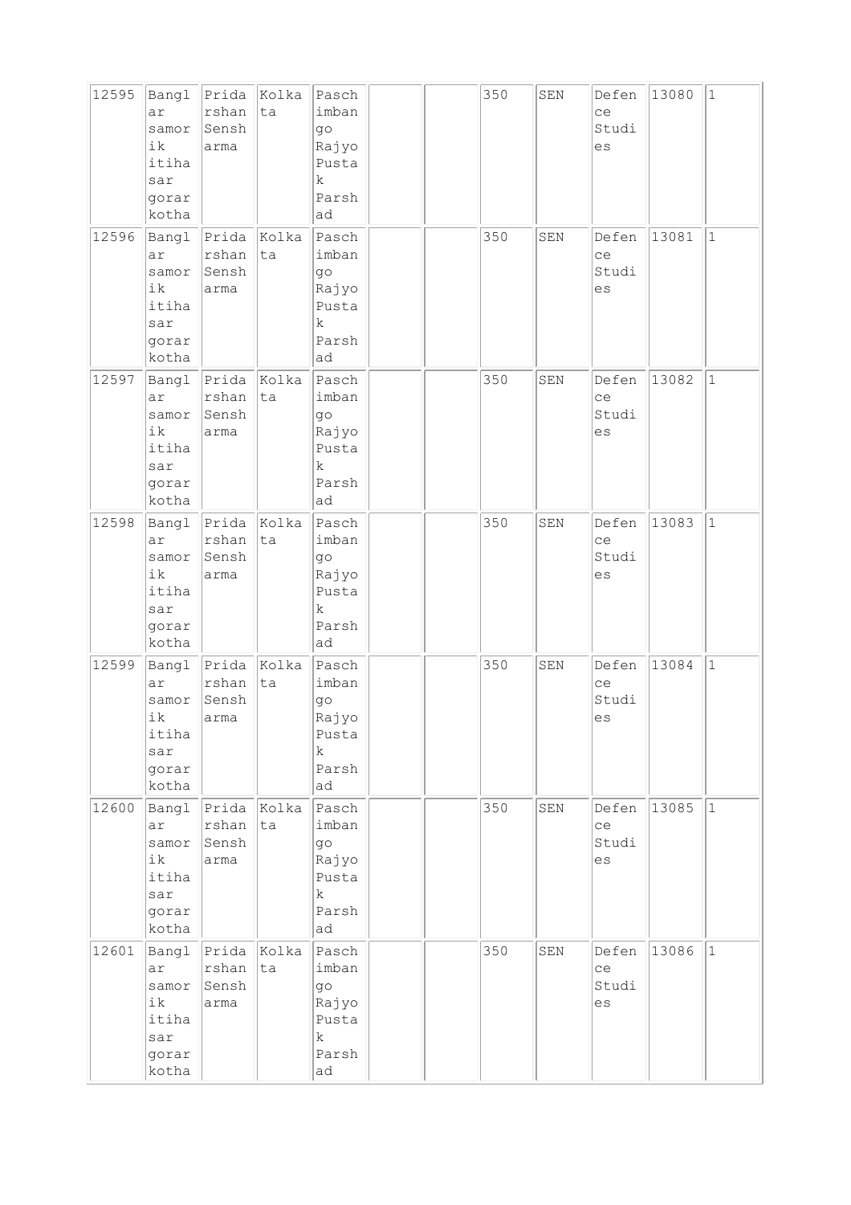| 12595 | Banglar samorik itihasar gorarkotha | Pridarshan Sensharma | Kolkata | Paschimbango Rajyo Pustak Parshad | | | 350 | SEN | Defence Studies | 13080 | 1 |
|---|---|---|---|---|---|---|---|---|---|---|---|
| 12596 | Banglar samorik itihasar gorarkotha | Pridarshan Sensharma | Kolkata | Paschimbango Rajyo Pustak Parshad | | | 350 | SEN | Defence Studies | 13081 | 1 |
| 12597 | Banglar samorik itihasar gorarkotha | Pridarshan Sensharma | Kolkata | Paschimbango Rajyo Pustak Parshad | | | 350 | SEN | Defence Studies | 13082 | 1 |
| 12598 | Banglar samorik itihasar gorarkotha | Pridarshan Sensharma | Kolkata | Paschimbango Rajyo Pustak Parshad | | | 350 | SEN | Defence Studies | 13083 | 1 |
| 12599 | Banglar samorik itihasar gorarkotha | Pridarshan Sensharma | Kolkata | Paschimbango Rajyo Pustak Parshad | | | 350 | SEN | Defence Studies | 13084 | 1 |
| 12600 | Banglar samorik itihasar gorarkotha | Pridarshan Sensharma | Kolkata | Paschimbango Rajyo Pustak Parshad | | | 350 | SEN | Defence Studies | 13085 | 1 |
| 12601 | Banglar samorik itihasar gorarkotha | Pridarshan Sensharma | Kolkata | Paschimbango Rajyo Pustak Parshad | | | 350 | SEN | Defence Studies | 13086 | 1 |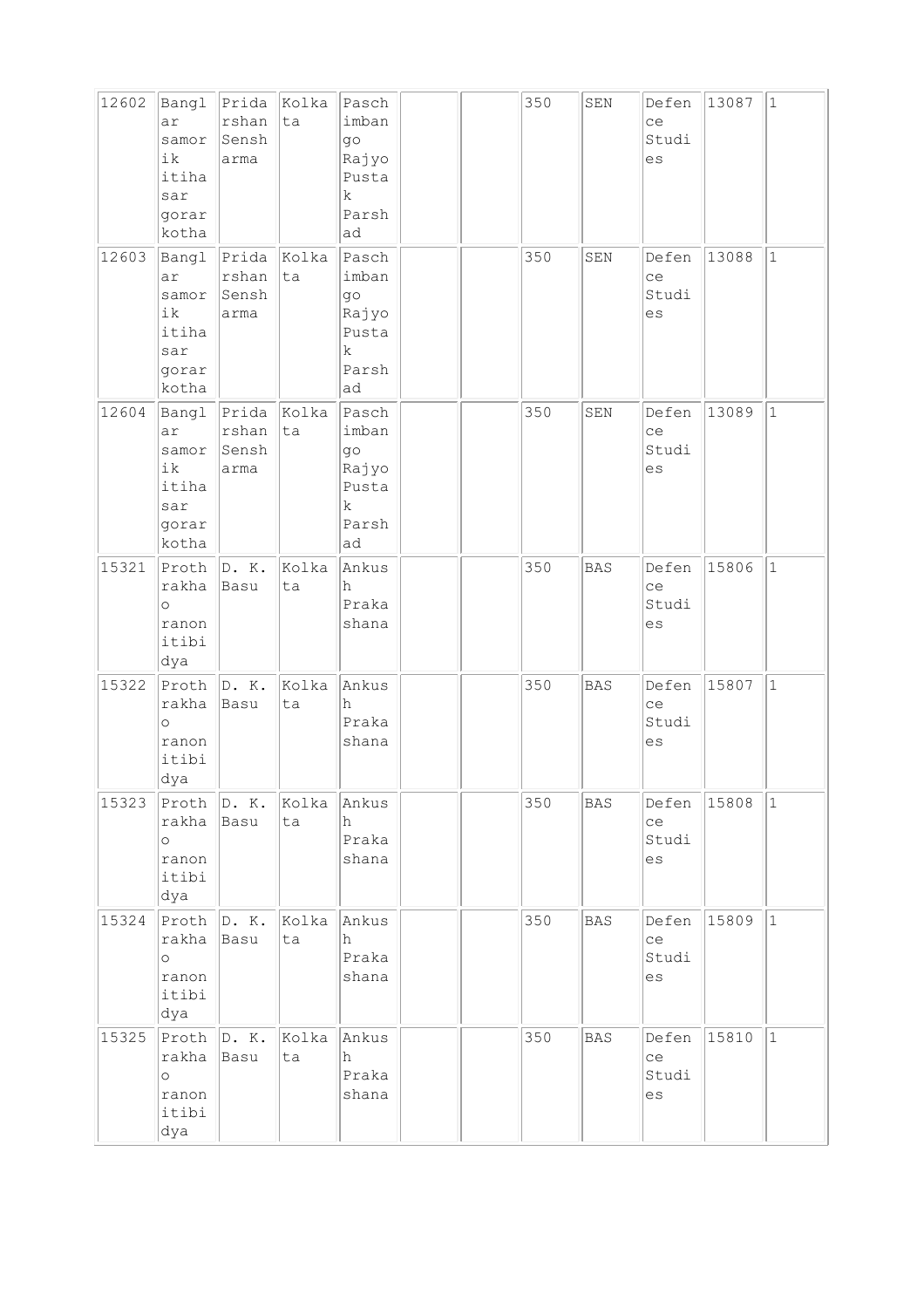| 12602 | Banglar samorik itihasar gorar kotha | Pridarshan Senssharma | Kolkata | Paschimbango Rajyo Pustak Parshad | | | 350 | SEN | Defence Studies | 13087 | 1 |
|---|---|---|---|---|---|---|---|---|---|---|---|
| 12603 | Banglar samorik itihasar gorar kotha | Pridarshan Senssharma | Kolkata | Paschimbango Rajyo Pustak Parshad | | | 350 | SEN | Defence Studies | 13088 | 1 |
| 12604 | Banglar samorik itihasar gorar kotha | Pridarshan Senssharma | Kolkata | Paschimbango Rajyo Pustak Parshad | | | 350 | SEN | Defence Studies | 13089 | 1 |
| 15321 | Prothrakha o ranonitibidya | D. K. Basu | Kolkata | Ankush Prakashana | | | 350 | BAS | Defence Studies | 15806 | 1 |
| 15322 | Prothrakha o ranonitibidya | D. K. Basu | Kolkata | Ankush Prakashana | | | 350 | BAS | Defence Studies | 15807 | 1 |
| 15323 | Prothrakha o ranonitibidya | D. K. Basu | Kolkata | Ankush Prakashana | | | 350 | BAS | Defence Studies | 15808 | 1 |
| 15324 | Prothrakha o ranonitibidya | D. K. Basu | Kolkata | Ankush Prakashana | | | 350 | BAS | Defence Studies | 15809 | 1 |
| 15325 | Prothrakha o ranonitibidya | D. K. Basu | Kolkata | Ankush Prakashana | | | 350 | BAS | Defence Studies | 15810 | 1 |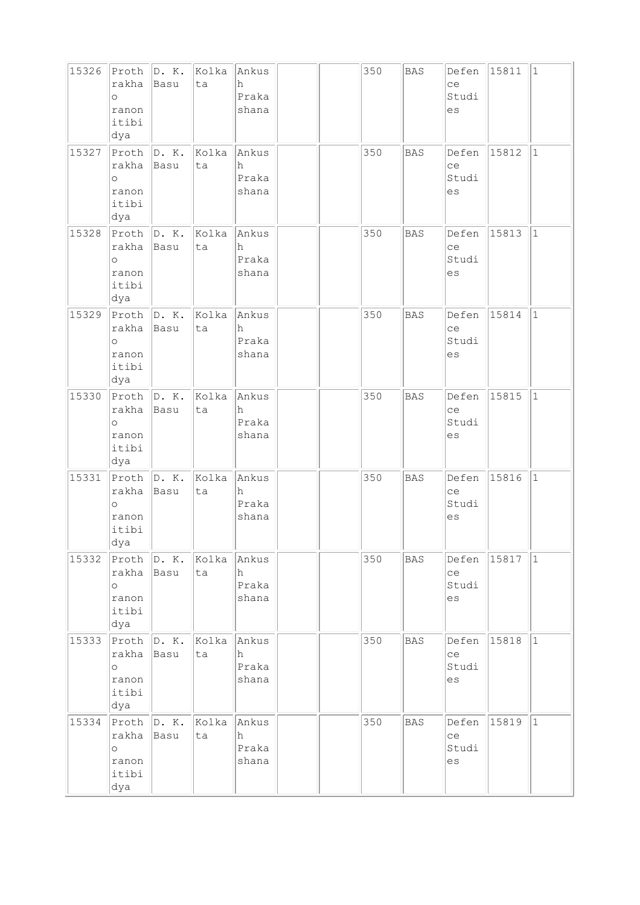| 15326 | Prothrakha o ranonitibidya | D. K. Basu | Kolkata | Ankush Prakashana | | | 350 | BAS | Defence Studies | 15811 | 1 |
|---|---|---|---|---|---|---|---|---|---|---|---|
| 15327 | Prothrakha o ranonitibidya | D. K. Basu | Kolkata | Ankush Prakashana | | | 350 | BAS | Defence Studies | 15812 | 1 |
| 15328 | Prothrakha o ranonitibidya | D. K. Basu | Kolkata | Ankush Prakashana | | | 350 | BAS | Defence Studies | 15813 | 1 |
| 15329 | Prothrakha o ranonitibidya | D. K. Basu | Kolkata | Ankush Prakashana | | | 350 | BAS | Defence Studies | 15814 | 1 |
| 15330 | Prothrakha o ranonitibidya | D. K. Basu | Kolkata | Ankush Prakashana | | | 350 | BAS | Defence Studies | 15815 | 1 |
| 15331 | Prothrakha o ranonitibidya | D. K. Basu | Kolkata | Ankush Prakashana | | | 350 | BAS | Defence Studies | 15816 | 1 |
| 15332 | Prothrakha o ranonitibidya | D. K. Basu | Kolkata | Ankush Prakashana | | | 350 | BAS | Defence Studies | 15817 | 1 |
| 15333 | Prothrakha o ranonitibidya | D. K. Basu | Kolkata | Ankush Prakashana | | | 350 | BAS | Defence Studies | 15818 | 1 |
| 15334 | Prothrakha o ranonitibidya | D. K. Basu | Kolkata | Ankush Prakashana | | | 350 | BAS | Defence Studies | 15819 | 1 |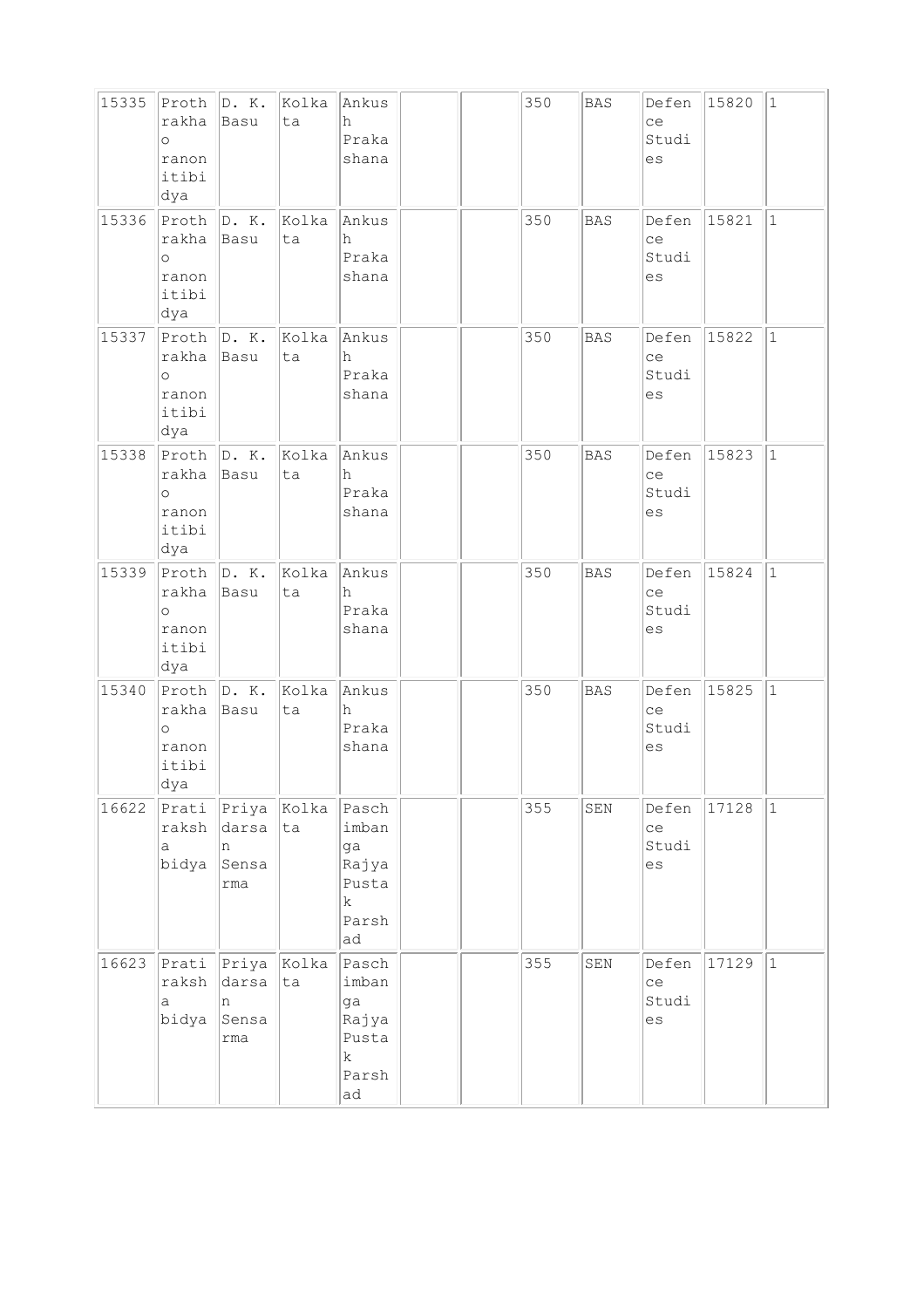| 15335 | Prothrakhao ranonitibidya | D. K. Basu | Kolkata | Ankush Prakashana | | | 350 | BAS | Defence Studies | 15820 | 1 |
|---|---|---|---|---|---|---|---|---|---|---|---|
| 15336 | Prothrakhao ranonitibidya | D. K. Basu | Kolkata | Ankush Prakashana | | | 350 | BAS | Defence Studies | 15821 | 1 |
| 15337 | Prothrakhao ranonitibidya | D. K. Basu | Kolkata | Ankush Prakashana | | | 350 | BAS | Defence Studies | 15822 | 1 |
| 15338 | Prothrakhao ranonitibidya | D. K. Basu | Kolkata | Ankush Prakashana | | | 350 | BAS | Defence Studies | 15823 | 1 |
| 15339 | Prothrakhao ranonitibidya | D. K. Basu | Kolkata | Ankush Prakashana | | | 350 | BAS | Defence Studies | 15824 | 1 |
| 15340 | Prothrakhao ranonitibidya | D. K. Basu | Kolkata | Ankush Prakashana | | | 350 | BAS | Defence Studies | 15825 | 1 |
| 16622 | Pratiraksha bidya | Priyadarsan Sensarma | Kolkata | Paschimbanga Rajya Pustak Parshad | | | 355 | SEN | Defence Studies | 17128 | 1 |
| 16623 | Pratiraksha bidya | Priyadarsan Sensarma | Kolkata | Paschimbanga Rajya Pustak Parshad | | | 355 | SEN | Defence Studies | 17129 | 1 |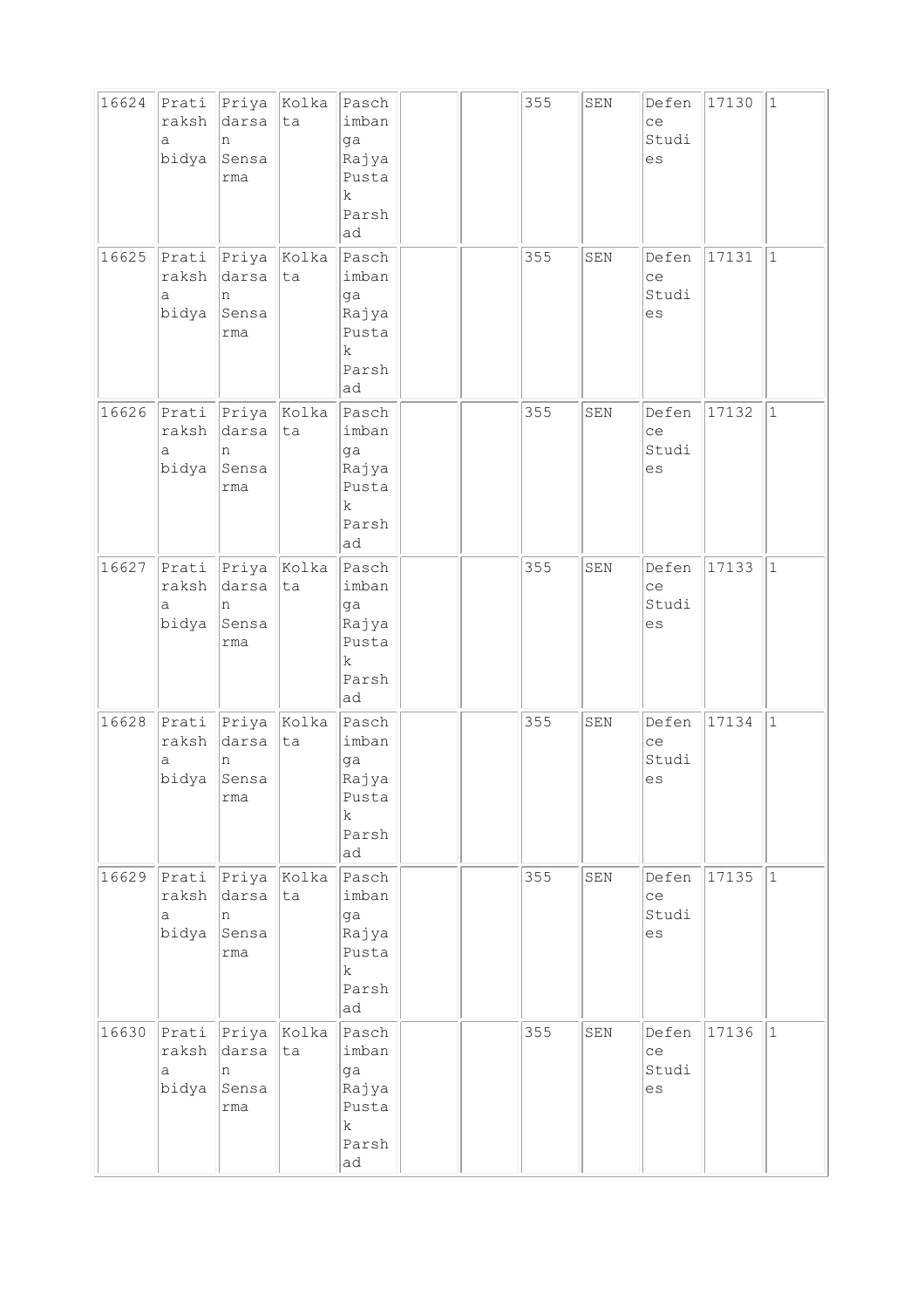| 16624 | Pratiraksha bidya | Priyadarsan Sensarma | Kolkata | Paschimbanga Rajya Pustak Parshad | | | 355 | SEN | Defence Studies | 17130 | 1 |
|---|---|---|---|---|---|---|---|---|---|---|---|
| 16625 | Pratiraksha bidya | Priyadarsan Sensarma | Kolkata | Paschimbanga Rajya Pustak Parshad | | | 355 | SEN | Defence Studies | 17131 | 1 |
| 16626 | Pratiraksha bidya | Priyadarsan Sensarma | Kolkata | Paschimbanga Rajya Pustak Parshad | | | 355 | SEN | Defence Studies | 17132 | 1 |
| 16627 | Pratiraksha bidya | Priyadarsan Sensarma | Kolkata | Paschimbanga Rajya Pustak Parshad | | | 355 | SEN | Defence Studies | 17133 | 1 |
| 16628 | Pratiraksha bidya | Priyadarsan Sensarma | Kolkata | Paschimbanga Rajya Pustak Parshad | | | 355 | SEN | Defence Studies | 17134 | 1 |
| 16629 | Pratiraksha bidya | Priyadarsan Sensarma | Kolkata | Paschimbanga Rajya Pustak Parshad | | | 355 | SEN | Defence Studies | 17135 | 1 |
| 16630 | Pratiraksha bidya | Priyadarsan Sensarma | Kolkata | Paschimbanga Rajya Pustak Parshad | | | 355 | SEN | Defence Studies | 17136 | 1 |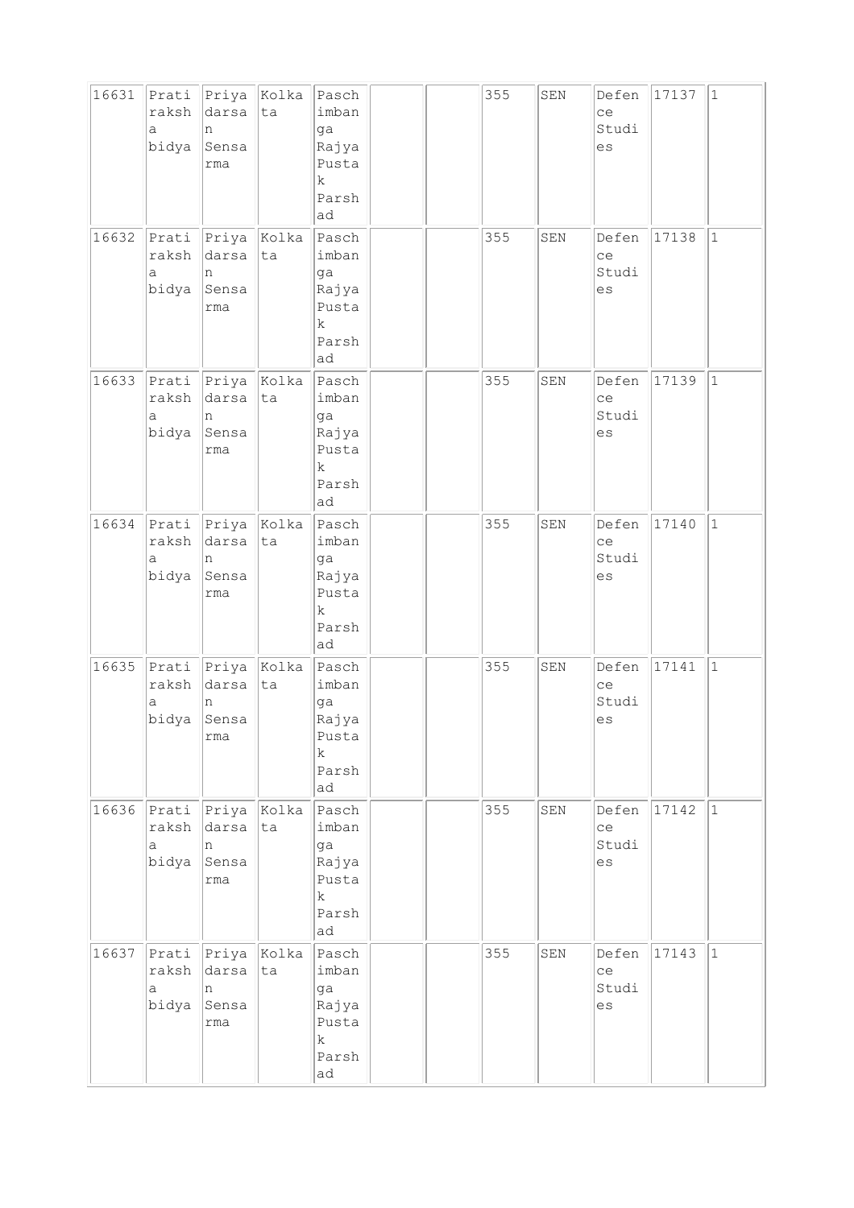| 16631 | Pratiraksha bidya | Priyadarsan Sensarma | Kolkata | Paschimbanga Rajya Pustak Parshad | | | 355 | SEN | Defence Studies | 17137 | 1 |
|---|---|---|---|---|---|---|---|---|---|---|---|
| 16632 | Pratiraksha bidya | Priyadarsan Sensarma | Kolkata | Paschimbanga Rajya Pustak Parshad | | | 355 | SEN | Defence Studies | 17138 | 1 |
| 16633 | Pratiraksha bidya | Priyadarsan Sensarma | Kolkata | Paschimbanga Rajya Pustak Parshad | | | 355 | SEN | Defence Studies | 17139 | 1 |
| 16634 | Pratiraksha bidya | Priyadarsan Sensarma | Kolkata | Paschimbanga Rajya Pustak Parshad | | | 355 | SEN | Defence Studies | 17140 | 1 |
| 16635 | Pratiraksha bidya | Priyadarsan Sensarma | Kolkata | Paschimbanga Rajya Pustak Parshad | | | 355 | SEN | Defence Studies | 17141 | 1 |
| 16636 | Pratiraksha bidya | Priyadarsan Sensarma | Kolkata | Paschimbanga Rajya Pustak Parshad | | | 355 | SEN | Defence Studies | 17142 | 1 |
| 16637 | Pratiraksha bidya | Priyadarsan Sensarma | Kolkata | Paschimbanga Rajya Pustak Parshad | | | 355 | SEN | Defence Studies | 17143 | 1 |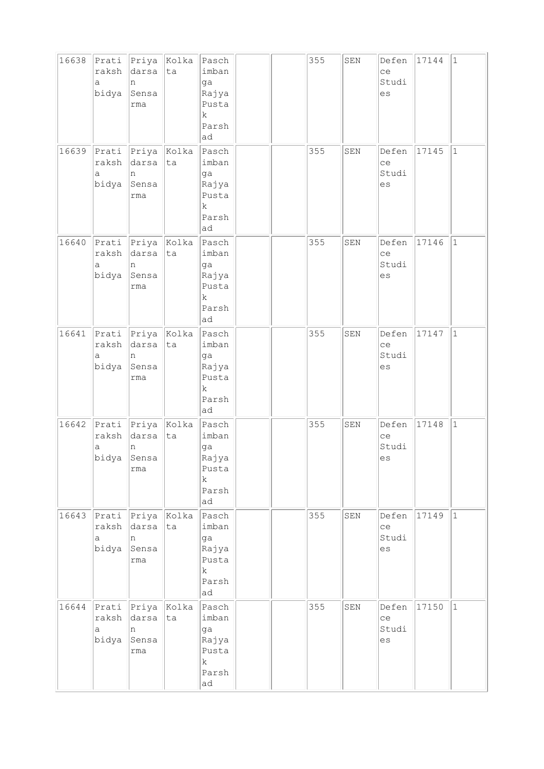| 16638 | Pratiraksha bidya | Priyadarsan Sensarma | Kolkata | Paschimbanga Rajya Pustak Parshad | | | 355 | SEN | Defence Studies | 17144 | 1 |
|---|---|---|---|---|---|---|---|---|---|---|---|
| 16639 | Pratiraksha bidya | Priyadarsan Sensarma | Kolkata | Paschimbanga Rajya Pustak Parshad | | | 355 | SEN | Defence Studies | 17145 | 1 |
| 16640 | Pratiraksha bidya | Priyadarsan Sensarma | Kolkata | Paschimbanga Rajya Pustak Parshad | | | 355 | SEN | Defence Studies | 17146 | 1 |
| 16641 | Pratiraksha bidya | Priyadarsan Sensarma | Kolkata | Paschimbanga Rajya Pustak Parshad | | | 355 | SEN | Defence Studies | 17147 | 1 |
| 16642 | Pratiraksha bidya | Priyadarsan Sensarma | Kolkata | Paschimbanga Rajya Pustak Parshad | | | 355 | SEN | Defence Studies | 17148 | 1 |
| 16643 | Pratiraksha bidya | Priyadarsan Sensarma | Kolkata | Paschimbanga Rajya Pustak Parshad | | | 355 | SEN | Defence Studies | 17149 | 1 |
| 16644 | Pratiraksha bidya | Priyadarsan Sensarma | Kolkata | Paschimbanga Rajya Pustak Parshad | | | 355 | SEN | Defence Studies | 17150 | 1 |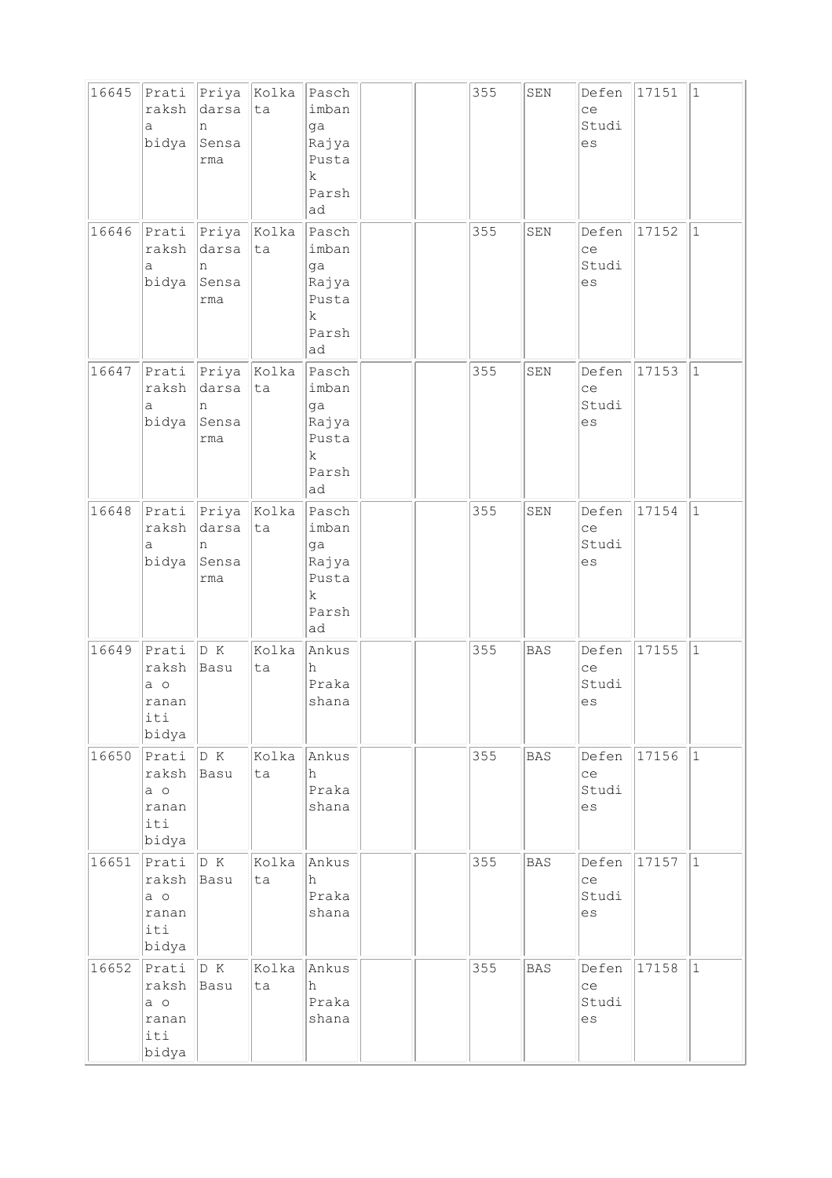| 16645 | Pratiraksha bidya | Priyadarsan Sensarma | Kolkata | Paschimbanga Rajya Pustak Parshad | | | 355 | SEN | Defence Studies | 17151 | 1 |
|---|---|---|---|---|---|---|---|---|---|---|---|
| 16646 | Pratiraksha bidya | Priyadarsan Sensarma | Kolkata | Paschimbanga Rajya Pustak Parshad | | | 355 | SEN | Defence Studies | 17152 | 1 |
| 16647 | Pratiraksha bidya | Priyadarsan Sensarma | Kolkata | Paschimbanga Rajya Pustak Parshad | | | 355 | SEN | Defence Studies | 17153 | 1 |
| 16648 | Pratiraksha bidya | Priyadarsan Sensarma | Kolkata | Paschimbanga Rajya Pustak Parshad | | | 355 | SEN | Defence Studies | 17154 | 1 |
| 16649 | Pratiraksha o rananiti bidya | D K Basu | Kolkata | Ankush Prakashana | | | 355 | BAS | Defence Studies | 17155 | 1 |
| 16650 | Pratiraksha o rananiti bidya | D K Basu | Kolkata | Ankush Prakashana | | | 355 | BAS | Defence Studies | 17156 | 1 |
| 16651 | Pratiraksha o rananiti bidya | D K Basu | Kolkata | Ankush Prakashana | | | 355 | BAS | Defence Studies | 17157 | 1 |
| 16652 | Pratiraksha o rananiti bidya | D K Basu | Kolkata | Ankush Prakashana | | | 355 | BAS | Defence Studies | 17158 | 1 |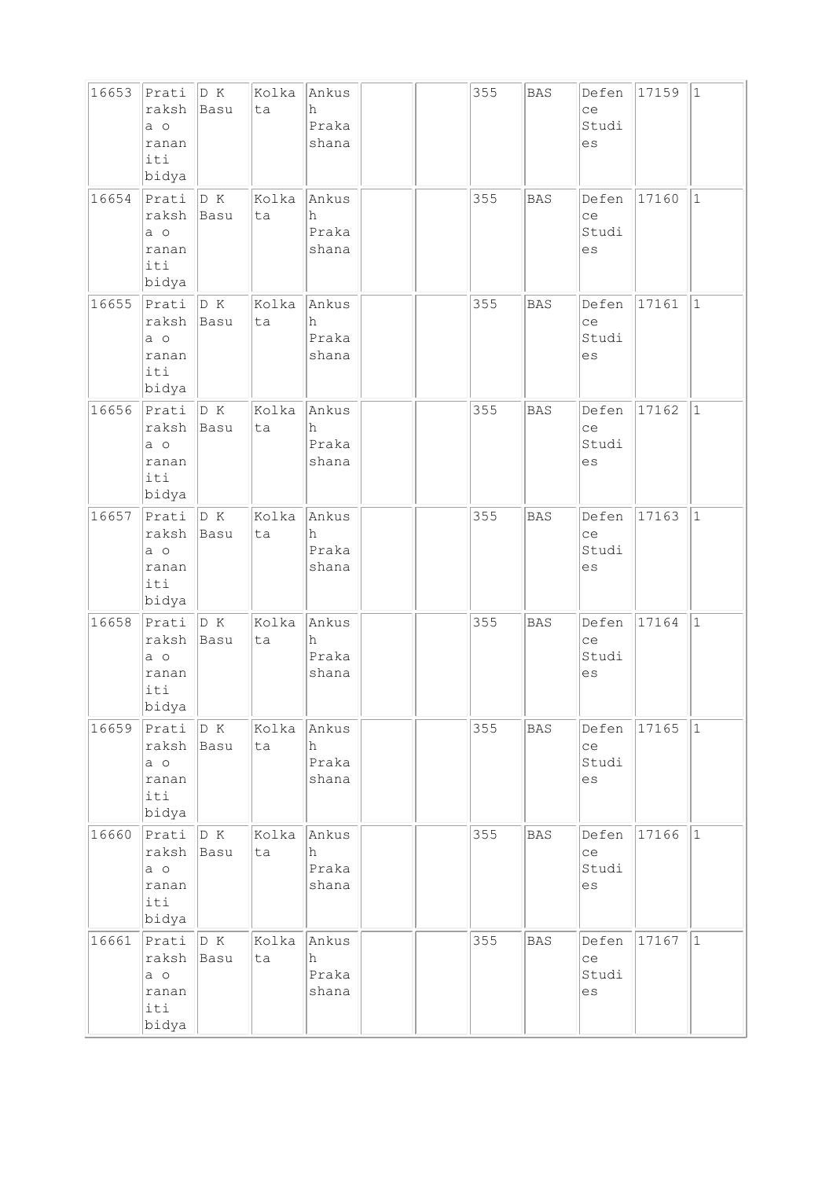| 16653 | Pratiraksha o rananiti bidya | D K Basu | Kolkata | Ankush Prakashana | | | 355 | BAS | Defence Studies | 17159 | 1 |
|---|---|---|---|---|---|---|---|---|---|---|---|
| 16654 | Pratiraksha o rananiti bidya | D K Basu | Kolkata | Ankush Prakashana | | | 355 | BAS | Defence Studies | 17160 | 1 |
| 16655 | Pratiraksha o rananiti bidya | D K Basu | Kolkata | Ankush Prakashana | | | 355 | BAS | Defence Studies | 17161 | 1 |
| 16656 | Pratiraksha o rananiti bidya | D K Basu | Kolkata | Ankush Prakashana | | | 355 | BAS | Defence Studies | 17162 | 1 |
| 16657 | Pratiraksha o rananiti bidya | D K Basu | Kolkata | Ankush Prakashana | | | 355 | BAS | Defence Studies | 17163 | 1 |
| 16658 | Pratiraksha o rananiti bidya | D K Basu | Kolkata | Ankush Prakashana | | | 355 | BAS | Defence Studies | 17164 | 1 |
| 16659 | Pratiraksha o rananiti bidya | D K Basu | Kolkata | Ankush Prakashana | | | 355 | BAS | Defence Studies | 17165 | 1 |
| 16660 | Pratiraksha o rananiti bidya | D K Basu | Kolkata | Ankush Prakashana | | | 355 | BAS | Defence Studies | 17166 | 1 |
| 16661 | Pratiraksha o rananiti bidya | D K Basu | Kolkata | Ankush Prakashana | | | 355 | BAS | Defence Studies | 17167 | 1 |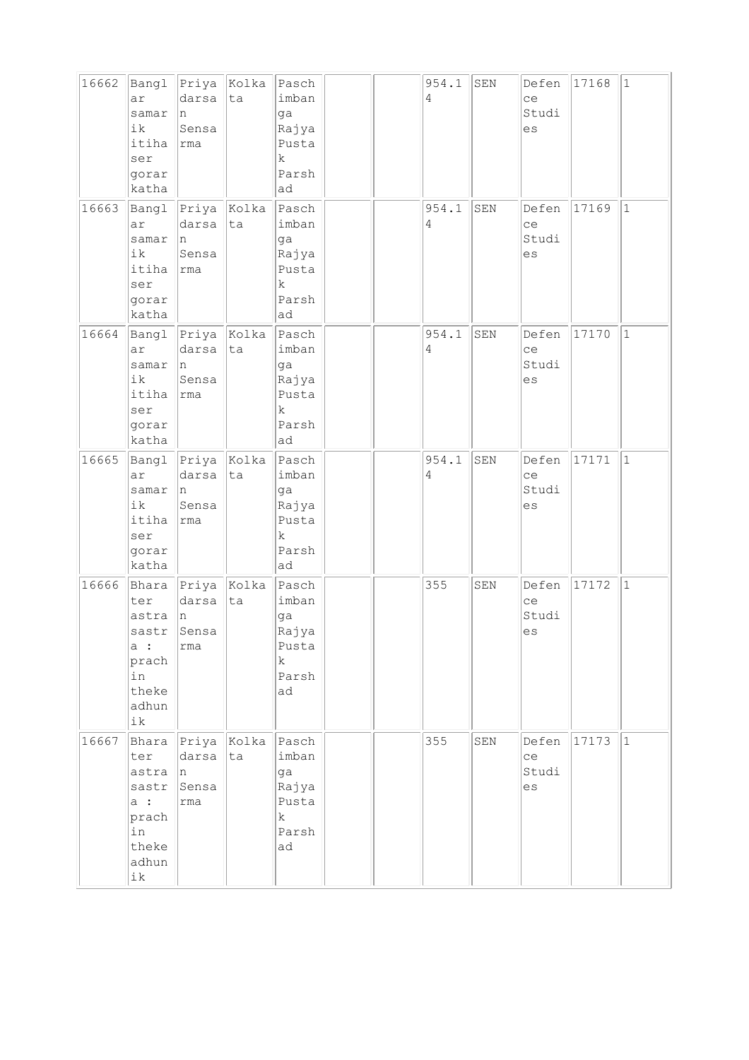| 16662 | Banglar samarik itihaser gorarkatha | Priyadarsan Sensarma | Kolkata | Paschimbanga Rajya Pustak Parshad | | | 954.14 | SEN | Defence Studies | 17168 | 1 |
|---|---|---|---|---|---|---|---|---|---|---|---|
| 16663 | Banglar samarik itihaser gorarkatha | Priyadarsan Sensarma | Kolkata | Paschimbanga Rajya Pustak Parshad | | | 954.14 | SEN | Defence Studies | 17169 | 1 |
| 16664 | Banglar samarik itihaser gorarkatha | Priyadarsan Sensarma | Kolkata | Paschimbanga Rajya Pustak Parshad | | | 954.14 | SEN | Defence Studies | 17170 | 1 |
| 16665 | Banglar samarik itihaser gorarkatha | Priyadarsan Sensarma | Kolkata | Paschimbanga Rajya Pustak Parshad | | | 954.14 | SEN | Defence Studies | 17171 | 1 |
| 16666 | Bharater astra sastra : prachin theke adhunik | Priyadarsan Sensarma | Kolkata | Paschimbanga Rajya Pustak Parshad | | | 355 | SEN | Defence Studies | 17172 | 1 |
| 16667 | Bharater astra sastra : prachin theke adhunik | Priyadarsan Sensarma | Kolkata | Paschimbanga Rajya Pustak Parshad | | | 355 | SEN | Defence Studies | 17173 | 1 |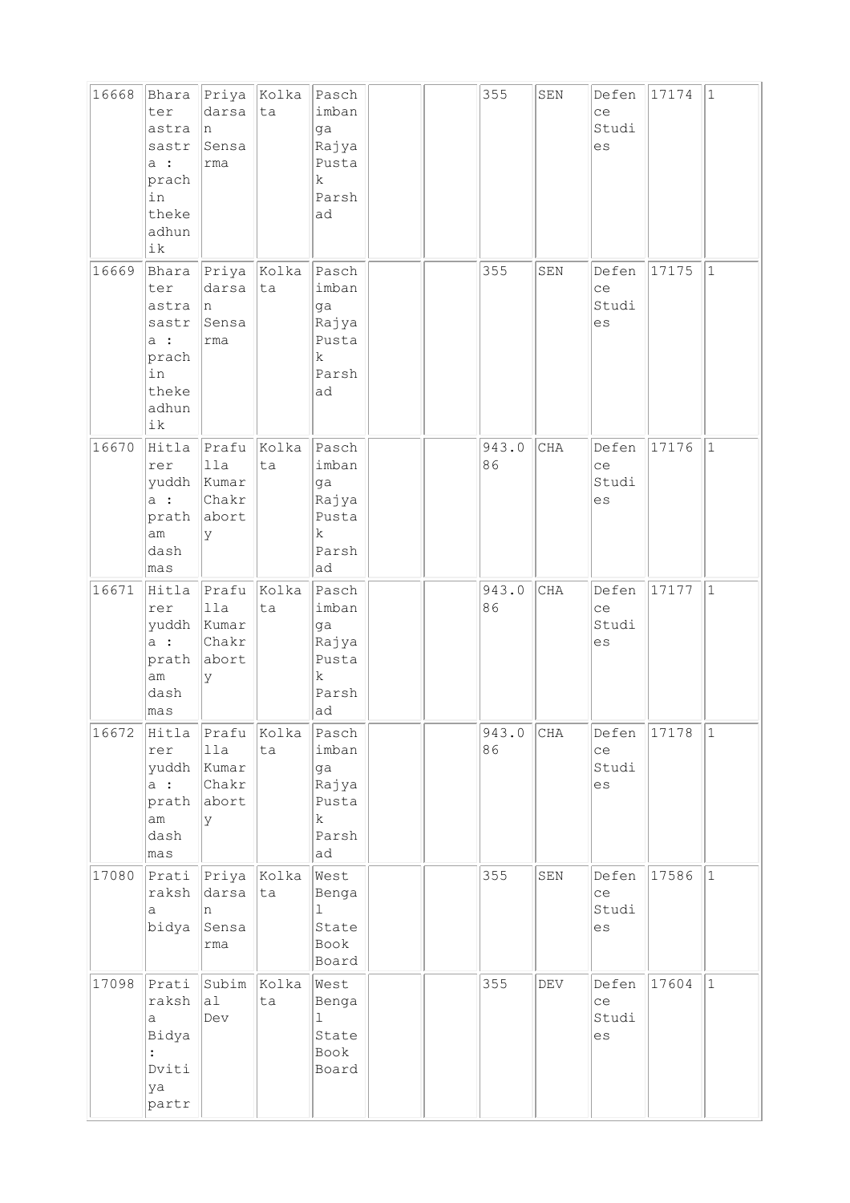| 16668 | Bharater astra sastra : prachin theke adhunik | Priyadarsan Sensarma | Kolkata | Paschimbanga Rajya Pustak Parshad | | | 355 | SEN | Defence Studies | 17174 | 1 |
|---|---|---|---|---|---|---|---|---|---|---|---|
| 16669 | Bharater astra sastra : prachin theke adhunik | Priyadarsan Sensarma | Kolkata | Paschimbanga Rajya Pustak Parshad | | | 355 | SEN | Defence Studies | 17175 | 1 |
| 16670 | Hitlarer yuddha : pratham dash mas | Prafulla Kumar Chakraborty | Kolkata | Paschimbanga Rajya Pustak Parshad | | | 943.086 | CHA | Defence Studies | 17176 | 1 |
| 16671 | Hitlarer yuddha : pratham dash mas | Prafulla Kumar Chakraborty | Kolkata | Paschimbanga Rajya Pustak Parshad | | | 943.086 | CHA | Defence Studies | 17177 | 1 |
| 16672 | Hitlarer yuddha : pratham dash mas | Prafulla Kumar Chakraborty | Kolkata | Paschimbanga Rajya Pustak Parshad | | | 943.086 | CHA | Defence Studies | 17178 | 1 |
| 17080 | Pratiraksha bidya | Priyadarsan Sensarma | Kolkata | West Bengal State Book Board | | | 355 | SEN | Defence Studies | 17586 | 1 |
| 17098 | Pratiraksha Bidya : Dvitiya partr | Subimal Dev | Kolkata | West Bengal State Book Board | | | 355 | DEV | Defence Studies | 17604 | 1 |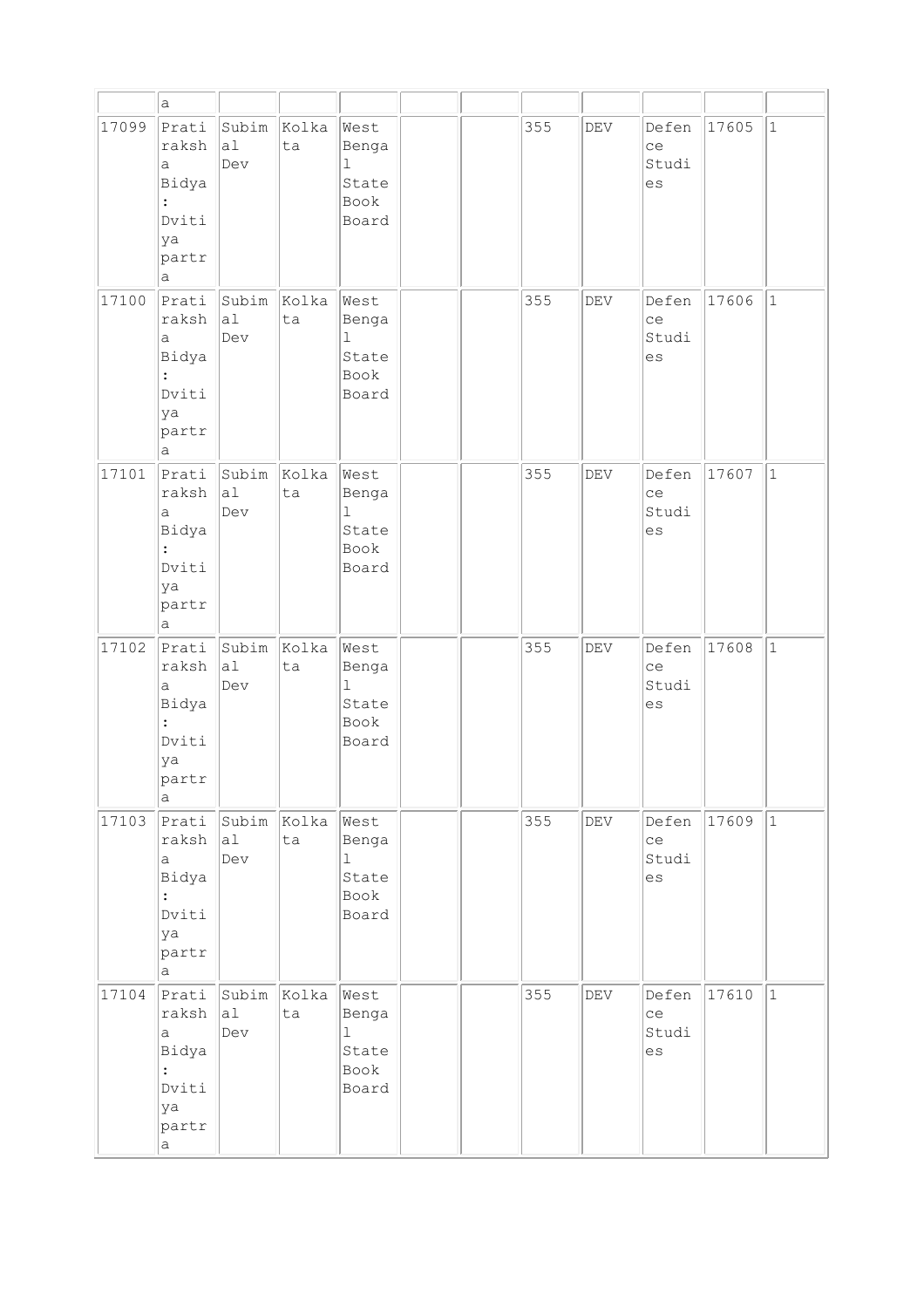| | a | | | | | | | | | | |
|---|---|---|---|---|---|---|---|---|---|---|---|
| 17099 | Pratiraksha Bidya : Dvitiya partra | Subimal Dev | Kolkata | West Bengal State Book Board | | | 355 | DEV | Defence Studies | 17605 | 1 |
| 17100 | Pratiraksha Bidya : Dvitiya partra | Subimal Dev | Kolkata | West Bengal State Book Board | | | 355 | DEV | Defence Studies | 17606 | 1 |
| 17101 | Pratiraksha Bidya : Dvitiya partra | Subimal Dev | Kolkata | West Bengal State Book Board | | | 355 | DEV | Defence Studies | 17607 | 1 |
| 17102 | Pratiraksha Bidya : Dvitiya partra | Subimal Dev | Kolkata | West Bengal State Book Board | | | 355 | DEV | Defence Studies | 17608 | 1 |
| 17103 | Pratiraksha Bidya : Dvitiya partra | Subimal Dev | Kolkata | West Bengal State Book Board | | | 355 | DEV | Defence Studies | 17609 | 1 |
| 17104 | Pratiraksha Bidya : Dvitiya partra | Subimal Dev | Kolkata | West Bengal State Book Board | | | 355 | DEV | Defence Studies | 17610 | 1 |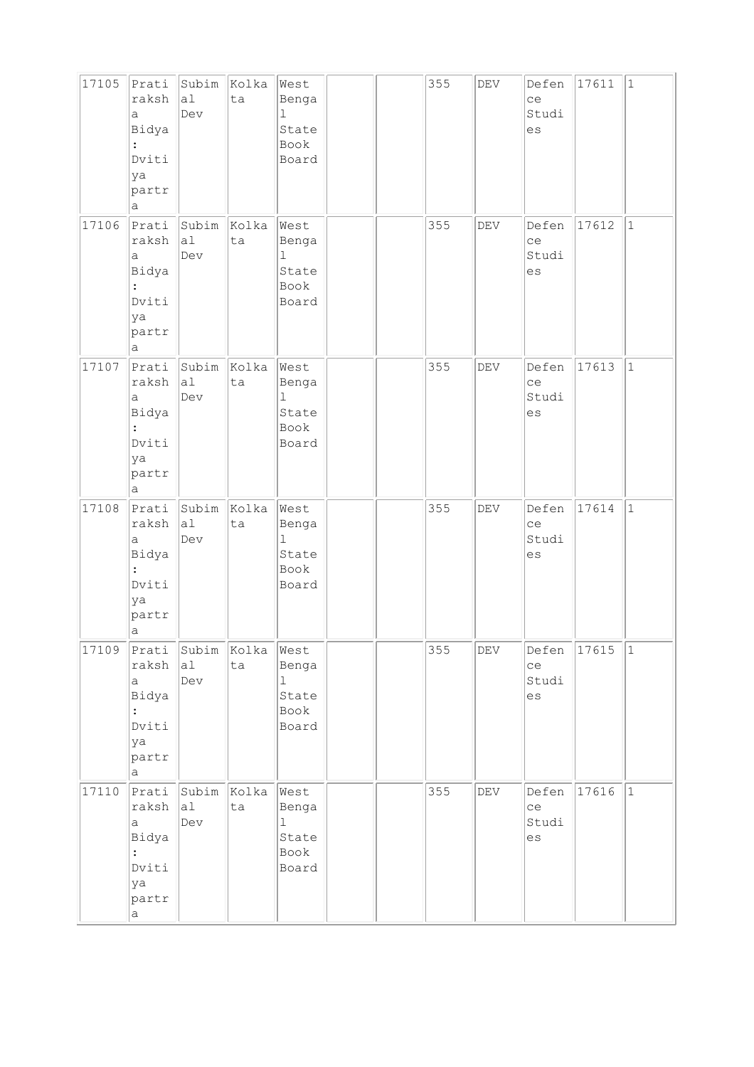| 17105 | Pratiraksha Bidya : Dvitiya partra | Subimal Dev | Kolkata | West Bengal State Book Board | | | 355 | DEV | Defence Studies | 17611 | 1 |
|---|---|---|---|---|---|---|---|---|---|---|---|
| 17106 | Pratiraksha Bidya : Dvitiya partra | Subimal Dev | Kolkata | West Bengal State Book Board | | | 355 | DEV | Defence Studies | 17612 | 1 |
| 17107 | Pratiraksha Bidya : Dvitiya partra | Subimal Dev | Kolkata | West Bengal State Book Board | | | 355 | DEV | Defence Studies | 17613 | 1 |
| 17108 | Pratiraksha Bidya : Dvitiya partra | Subimal Dev | Kolkata | West Bengal State Book Board | | | 355 | DEV | Defence Studies | 17614 | 1 |
| 17109 | Pratiraksha Bidya : Dvitiya partra | Subimal Dev | Kolkata | West Bengal State Book Board | | | 355 | DEV | Defence Studies | 17615 | 1 |
| 17110 | Pratiraksha Bidya : Dvitiya partra | Subimal Dev | Kolkata | West Bengal State Book Board | | | 355 | DEV | Defence Studies | 17616 | 1 |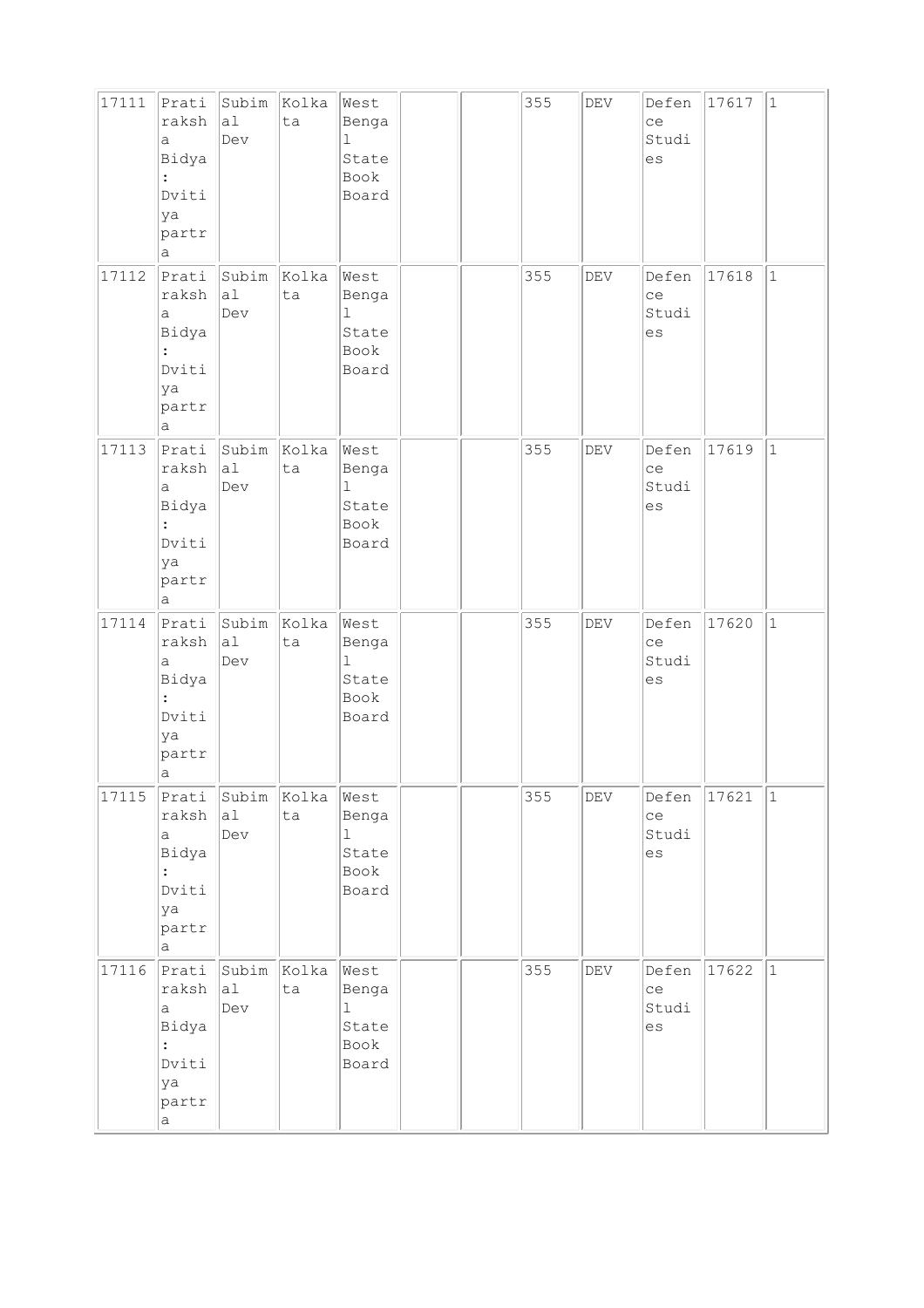| 17111 | Pratiraksha Bidya : Dvitiya partra | Subimal Dev | Kolkata | West Bengal State Book Board | | | 355 | DEV | Defence Studies | 17617 | 1 |
|---|---|---|---|---|---|---|---|---|---|---|---|
| 17112 | Pratiraksha Bidya : Dvitiya partra | Subimal Dev | Kolkata | West Bengal State Book Board | | | 355 | DEV | Defence Studies | 17618 | 1 |
| 17113 | Pratiraksha Bidya : Dvitiya partra | Subimal Dev | Kolkata | West Bengal State Book Board | | | 355 | DEV | Defence Studies | 17619 | 1 |
| 17114 | Pratiraksha Bidya : Dvitiya partra | Subimal Dev | Kolkata | West Bengal State Book Board | | | 355 | DEV | Defence Studies | 17620 | 1 |
| 17115 | Pratiraksha Bidya : Dvitiya partra | Subimal Dev | Kolkata | West Bengal State Book Board | | | 355 | DEV | Defence Studies | 17621 | 1 |
| 17116 | Pratiraksha Bidya : Dvitiya partra | Subimal Dev | Kolkata | West Bengal State Book Board | | | 355 | DEV | Defence Studies | 17622 | 1 |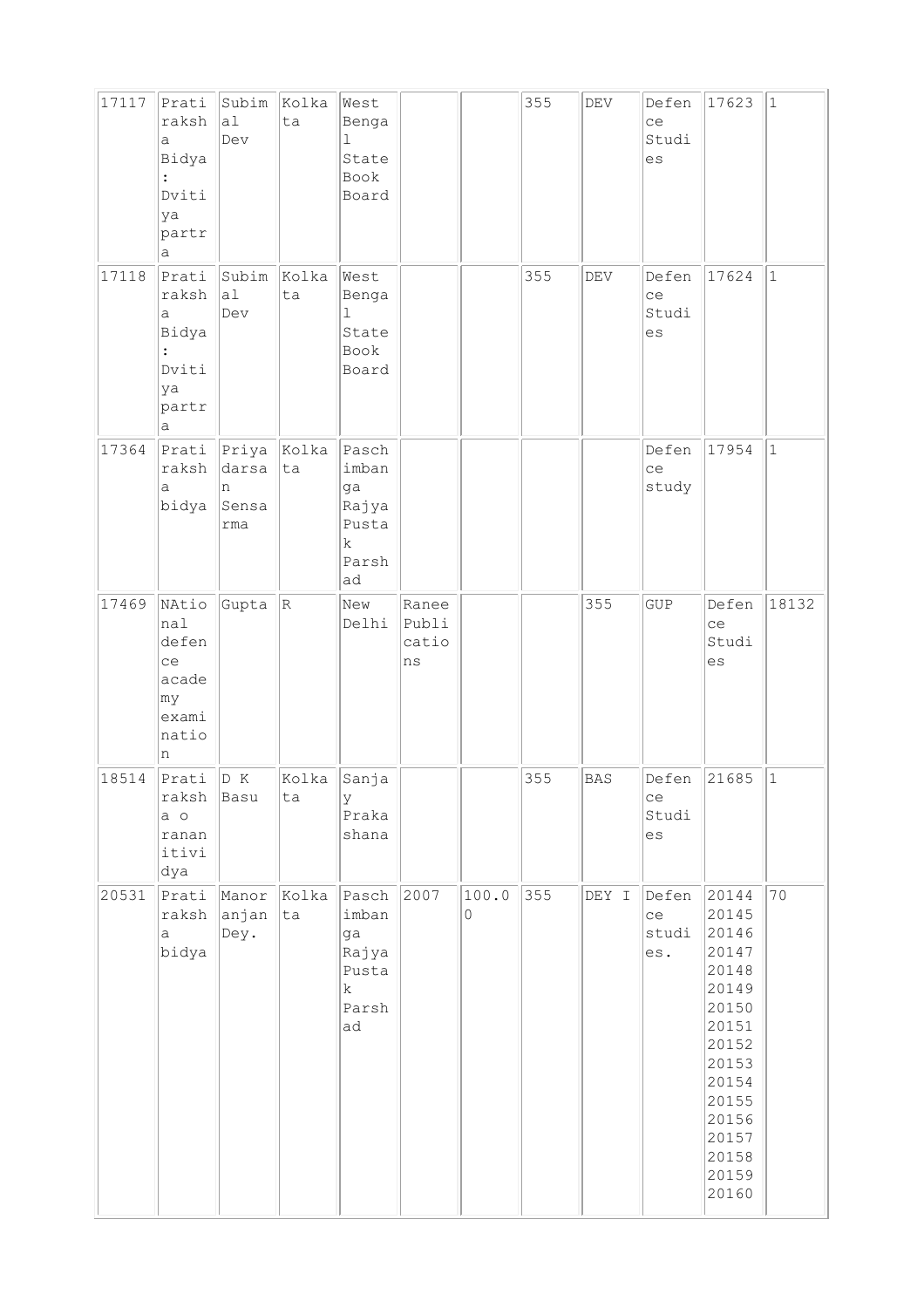| 17117 | Pratiraksha Bidya : Dvitiya partra | Subimal Dev | Kolkata | West Bengal State Book Board | | | 355 | DEV | Defence Studies | 17623 | 1 |
|---|---|---|---|---|---|---|---|---|---|---|---|
| 17118 | Pratiraksha Bidya : Dvitiya partra | Subimal Dev | Kolkata | West Bengal State Book Board | | | 355 | DEV | Defence Studies | 17624 | 1 |
| 17364 | Pratiraksha bidya | Priyadarsan Sensarma | Kolkata | Paschimbanga Rajya Pustak Parshad | | | | | Defence study | 17954 | 1 |
| 17469 | NAtional defence academy examination | Gupta | R | New Delhi | Ranee Publications | | | 355 | GUP | Defence Studies | 18132 |
| 18514 | Pratiraksha o ranannitividya | D K Basu | Kolkata | Sanjay Prakashana | | | 355 | BAS | Defence Studies | 21685 | 1 |
| 20531 | Pratiraksha bidya | Manoranjan Dey. | Kolkata | Paschimbanga Rajya Pustak Parshad | 2007 | 100.00 | 355 | DEY I | Defence studies. | 20144 20145 20146 20147 20148 20149 20150 20151 20152 20153 20154 20155 20156 20157 20158 20159 20160 | 70 |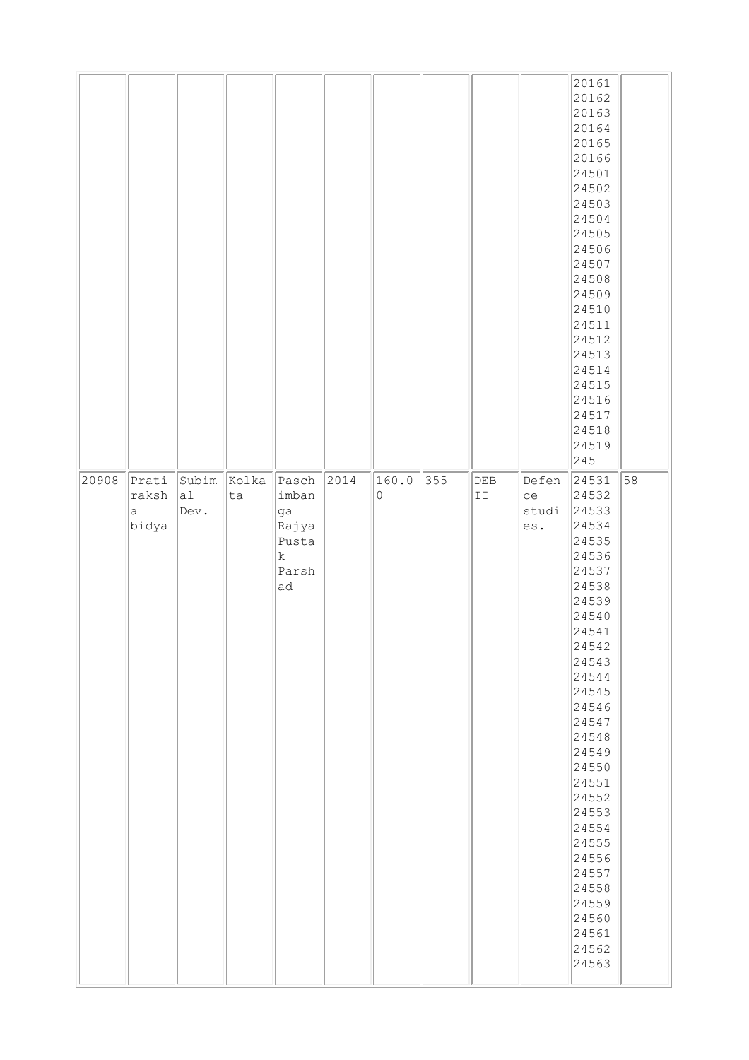| | | | | | | | | | | 20161 20162 20163 20164 20165 20166 24501 24502 24503 24504 24505 24506 24507 24508 24509 24510 24511 24512 24513 24514 24515 24516 24517 24518 24519 245 | |
|---|---|---|---|---|---|---|---|---|---|---|---|
| 20908 | Pratiraksha bidya | Subimal Dev. | Kolkata | Paschimbanga Rajya Pustak Parshad | 2014 | 160.00 | 355 | DEB II | Defence studies. | 24531 24532 24533 24534 24535 24536 24537 24538 24539 24540 24541 24542 24543 24544 24545 24546 24547 24548 24549 24550 24551 24552 24553 24554 24555 24556 24557 24558 24559 24560 24561 24562 24563 | 58 |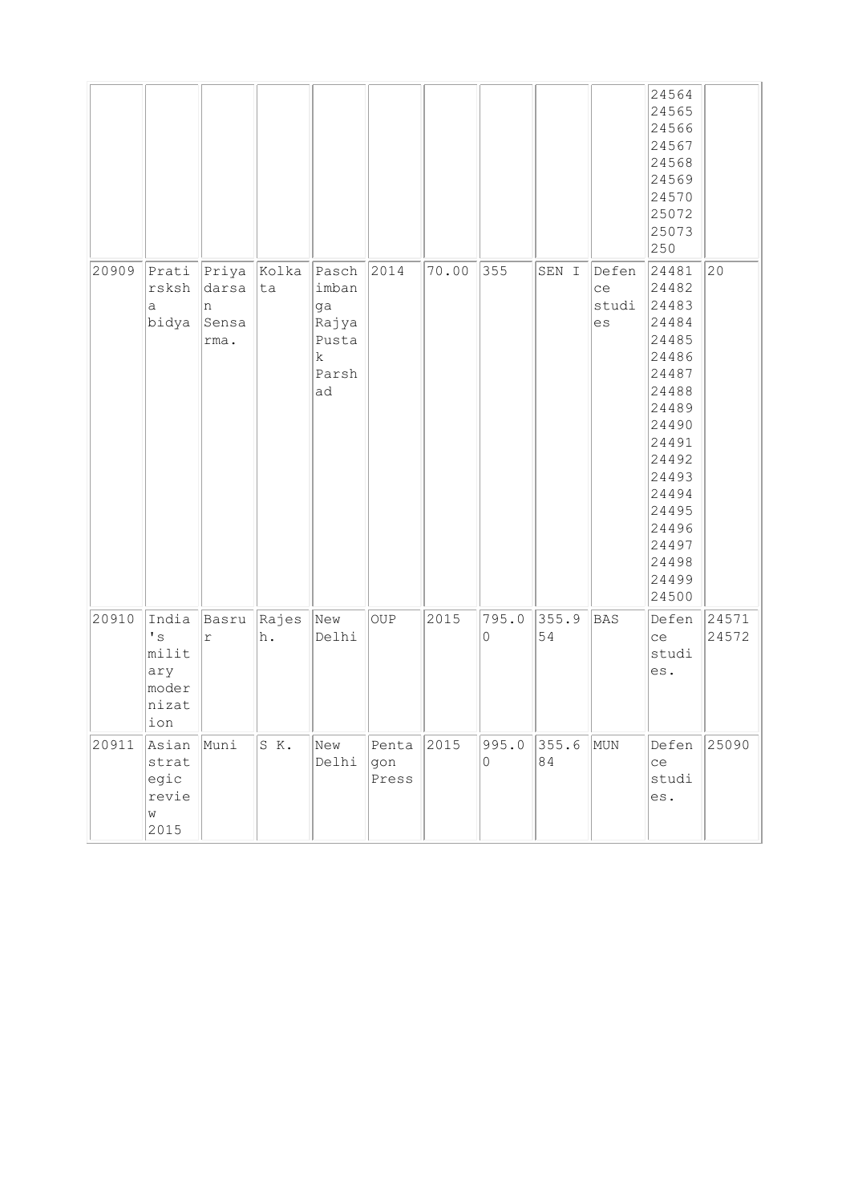| | | | | | | | | | | | |
|---|---|---|---|---|---|---|---|---|---|---|---|
| | | | | | | | | | | 24564 24565 24566 24567 24568 24569 24570 25072 25073 250 | |
| 20909 | Pratirsksha bidya | Priyadarsan Sensarma. | Kolkata | Paschimbanga Rajya Pustak Parshad | 2014 | 70.00 | 355 | SEN I | Defence studies | 24481 24482 24483 24484 24485 24486 24487 24488 24489 24490 24491 24492 24493 24494 24495 24496 24497 24498 24499 24500 | 20 |
| 20910 | India's military modernization | Basrur | Rajesh. | New Delhi | OUP | 2015 | 795.00 | 355.954 | BAS | Defence studies. | 24571 24572 |
| 20911 | Asian strategic review 2015 | Muni | S K. | New Delhi | Pentagon Press | 2015 | 995.00 | 355.684 | MUN | Defence studies. | 25090 |